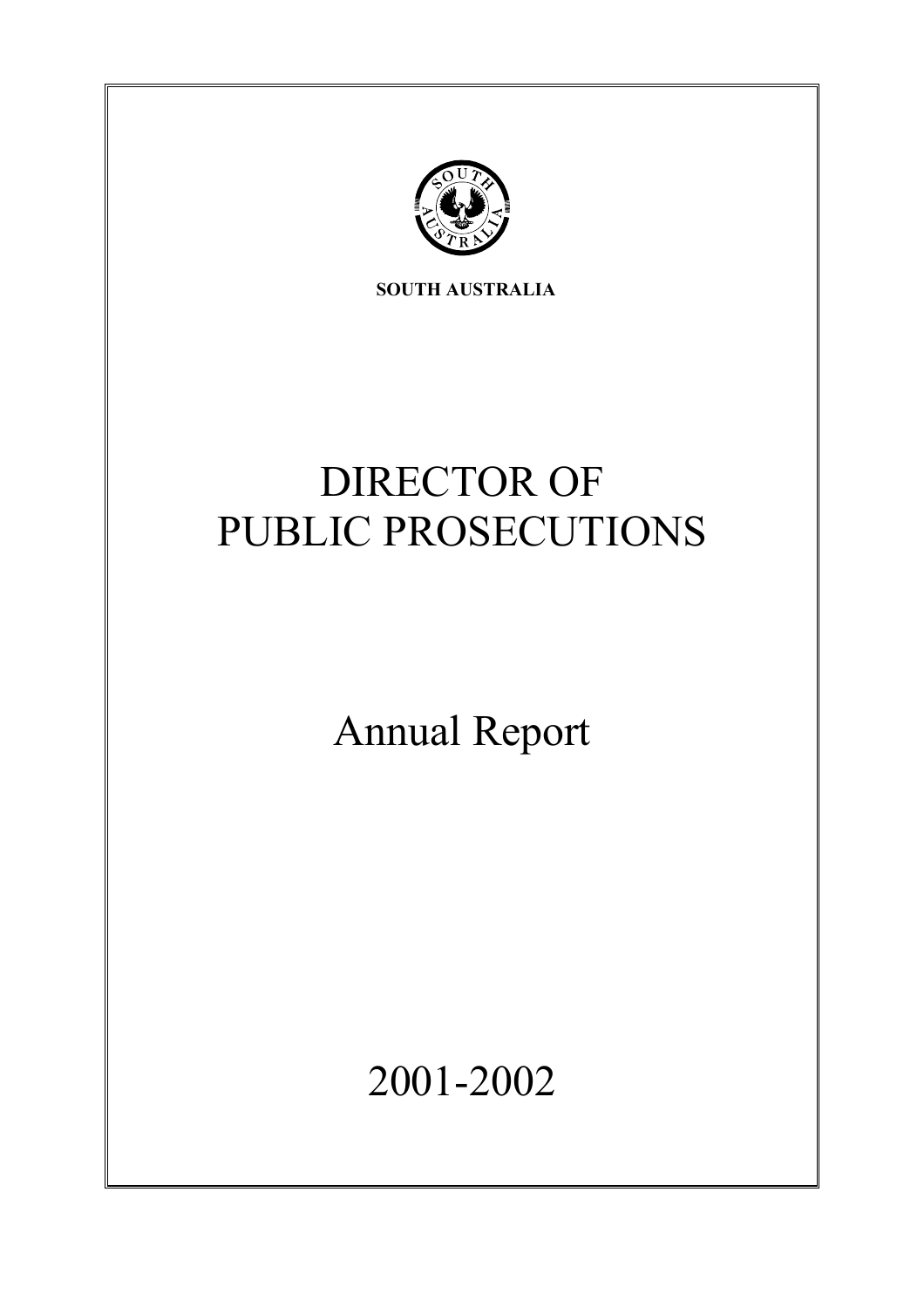**SOUTH AUSTRALIA**

# DIRECTOR OF PUBLIC PROSECUTIONS

## Annual Report

## 2001-2002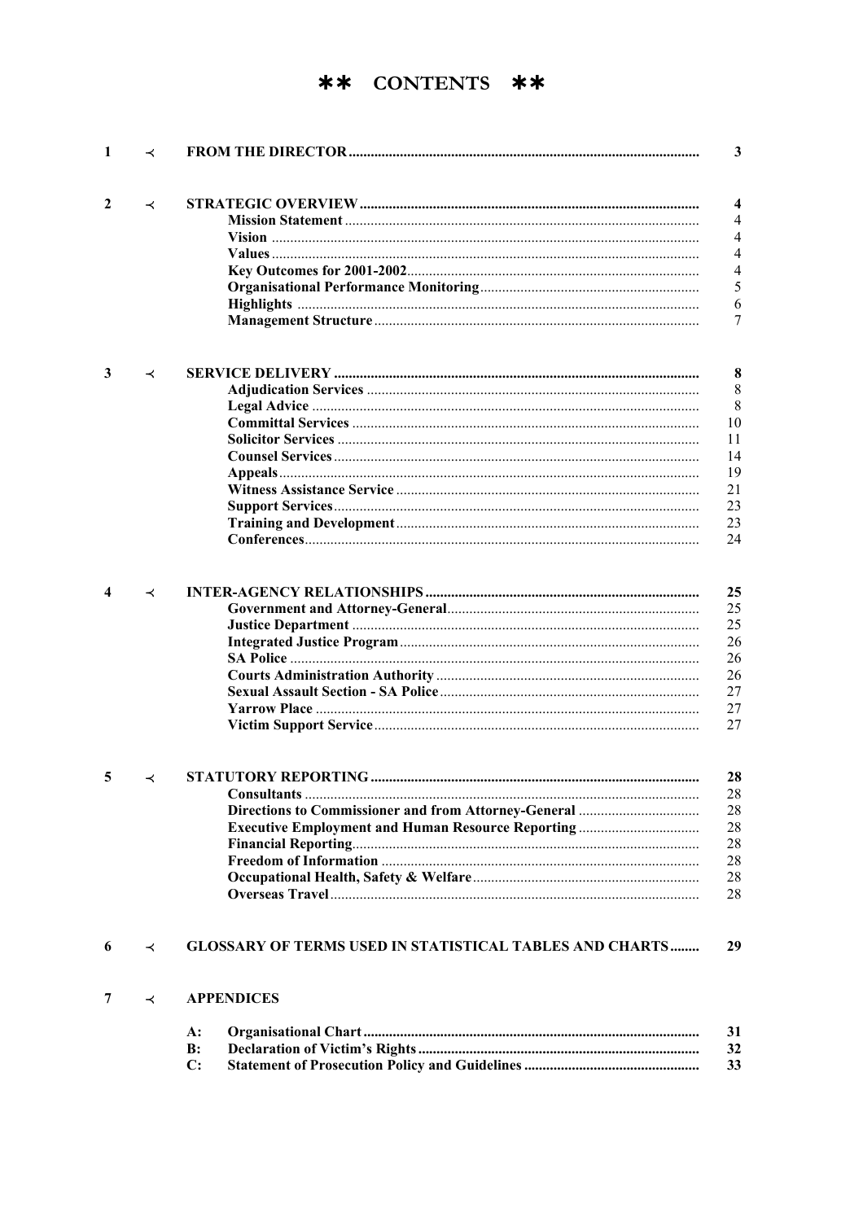# ** CONTENTS **

| | | | |
|---|---|---|---|
| 1 | ≺ | **FROM THE DIRECTOR** | **3** |
| 2 | ≺ | **STRATEGIC OVERVIEW** | **4** |
| | | **Mission Statement** | 4 |
| | | **Vision** | 4 |
| | | **Values** | 4 |
| | | **Key Outcomes for 2001-2002** | 4 |
| | | **Organisational Performance Monitoring** | 5 |
| | | **Highlights** | 6 |
| | | **Management Structure** | 7 |
| 3 | ≺ | **SERVICE DELIVERY** | **8** |
| | | **Adjudication Services** | 8 |
| | | **Legal Advice** | 8 |
| | | **Committal Services** | 10 |
| | | **Solicitor Services** | 11 |
| | | **Counsel Services** | 14 |
| | | **Appeals** | 19 |
| | | **Witness Assistance Service** | 21 |
| | | **Support Services** | 23 |
| | | **Training and Development** | 23 |
| | | **Conferences** | 24 |
| 4 | ≺ | **INTER-AGENCY RELATIONSHIPS** | **25** |
| | | **Government and Attorney-General** | 25 |
| | | **Justice Department** | 25 |
| | | **Integrated Justice Program** | 26 |
| | | **SA Police** | 26 |
| | | **Courts Administration Authority** | 26 |
| | | **Sexual Assault Section - SA Police** | 27 |
| | | **Yarrow Place** | 27 |
| | | **Victim Support Service** | 27 |
| 5 | ≺ | **STATUTORY REPORTING** | **28** |
| | | **Consultants** | 28 |
| | | **Directions to Commissioner and from Attorney-General** | 28 |
| | | **Executive Employment and Human Resource Reporting** | 28 |
| | | **Financial Reporting** | 28 |
| | | **Freedom of Information** | 28 |
| | | **Occupational Health, Safety & Welfare** | 28 |
| | | **Overseas Travel** | 28 |
| 6 | ≺ | **GLOSSARY OF TERMS USED IN STATISTICAL TABLES AND CHARTS** | **29** |
| 7 | ≺ | **APPENDICES** | |
| | | **A: Organisational Chart** | **31** |
| | | **B: Declaration of Victim's Rights** | **32** |
| | | **C: Statement of Prosecution Policy and Guidelines** | **33** |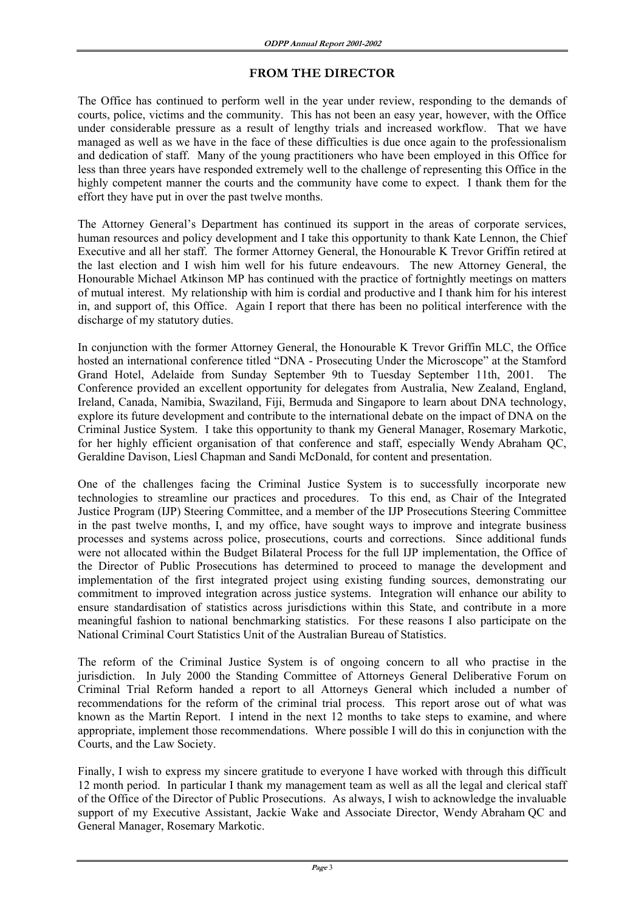## FROM THE DIRECTOR

The Office has continued to perform well in the year under review, responding to the demands of courts, police, victims and the community. This has not been an easy year, however, with the Office under considerable pressure as a result of lengthy trials and increased workflow. That we have managed as well as we have in the face of these difficulties is due once again to the professionalism and dedication of staff. Many of the young practitioners who have been employed in this Office for less than three years have responded extremely well to the challenge of representing this Office in the highly competent manner the courts and the community have come to expect. I thank them for the effort they have put in over the past twelve months.

The Attorney General's Department has continued its support in the areas of corporate services, human resources and policy development and I take this opportunity to thank Kate Lennon, the Chief Executive and all her staff. The former Attorney General, the Honourable K Trevor Griffin retired at the last election and I wish him well for his future endeavours. The new Attorney General, the Honourable Michael Atkinson MP has continued with the practice of fortnightly meetings on matters of mutual interest. My relationship with him is cordial and productive and I thank him for his interest in, and support of, this Office. Again I report that there has been no political interference with the discharge of my statutory duties.

In conjunction with the former Attorney General, the Honourable K Trevor Griffin MLC, the Office hosted an international conference titled "DNA - Prosecuting Under the Microscope" at the Stamford Grand Hotel, Adelaide from Sunday September 9th to Tuesday September 11th, 2001. The Conference provided an excellent opportunity for delegates from Australia, New Zealand, England, Ireland, Canada, Namibia, Swaziland, Fiji, Bermuda and Singapore to learn about DNA technology, explore its future development and contribute to the international debate on the impact of DNA on the Criminal Justice System. I take this opportunity to thank my General Manager, Rosemary Markotic, for her highly efficient organisation of that conference and staff, especially Wendy Abraham QC, Geraldine Davison, Liesl Chapman and Sandi McDonald, for content and presentation.

One of the challenges facing the Criminal Justice System is to successfully incorporate new technologies to streamline our practices and procedures. To this end, as Chair of the Integrated Justice Program (IJP) Steering Committee, and a member of the IJP Prosecutions Steering Committee in the past twelve months, I, and my office, have sought ways to improve and integrate business processes and systems across police, prosecutions, courts and corrections. Since additional funds were not allocated within the Budget Bilateral Process for the full IJP implementation, the Office of the Director of Public Prosecutions has determined to proceed to manage the development and implementation of the first integrated project using existing funding sources, demonstrating our commitment to improved integration across justice systems. Integration will enhance our ability to ensure standardisation of statistics across jurisdictions within this State, and contribute in a more meaningful fashion to national benchmarking statistics. For these reasons I also participate on the National Criminal Court Statistics Unit of the Australian Bureau of Statistics.

The reform of the Criminal Justice System is of ongoing concern to all who practise in the jurisdiction. In July 2000 the Standing Committee of Attorneys General Deliberative Forum on Criminal Trial Reform handed a report to all Attorneys General which included a number of recommendations for the reform of the criminal trial process. This report arose out of what was known as the Martin Report. I intend in the next 12 months to take steps to examine, and where appropriate, implement those recommendations. Where possible I will do this in conjunction with the Courts, and the Law Society.

Finally, I wish to express my sincere gratitude to everyone I have worked with through this difficult 12 month period. In particular I thank my management team as well as all the legal and clerical staff of the Office of the Director of Public Prosecutions. As always, I wish to acknowledge the invaluable support of my Executive Assistant, Jackie Wake and Associate Director, Wendy Abraham QC and General Manager, Rosemary Markotic.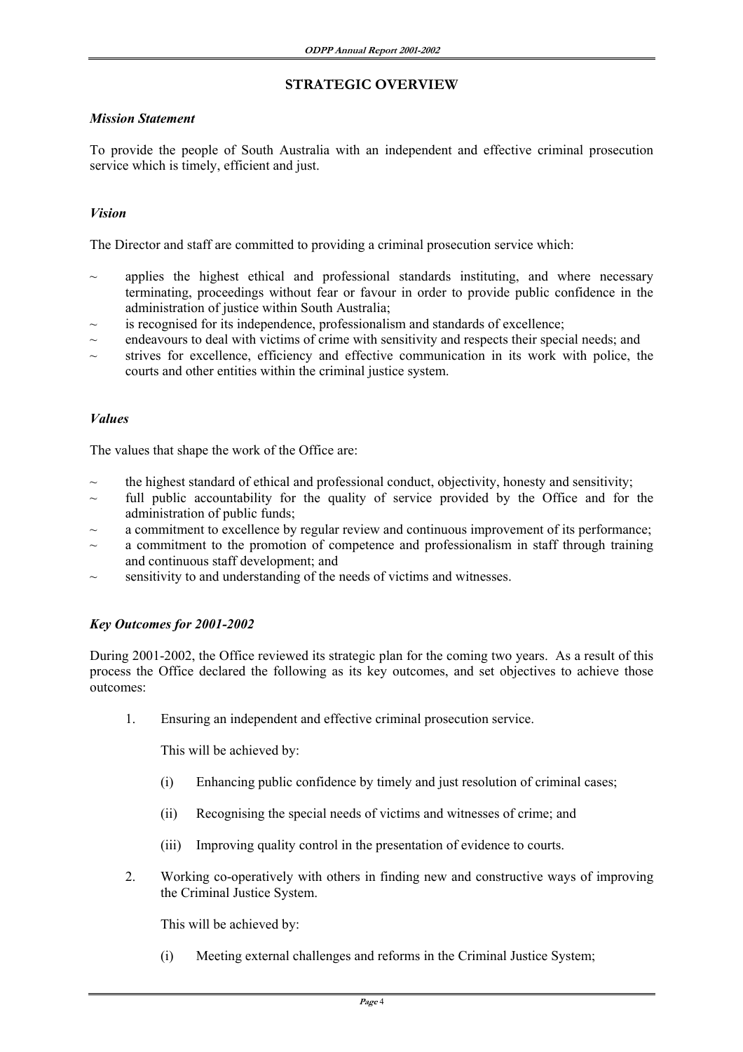## STRATEGIC OVERVIEW

### *Mission Statement*

To provide the people of South Australia with an independent and effective criminal prosecution service which is timely, efficient and just.

### *Vision*

The Director and staff are committed to providing a criminal prosecution service which:

- ~ applies the highest ethical and professional standards instituting, and where necessary terminating, proceedings without fear or favour in order to provide public confidence in the administration of justice within South Australia;
- ~ is recognised for its independence, professionalism and standards of excellence;
- ~ endeavours to deal with victims of crime with sensitivity and respects their special needs; and
- ~ strives for excellence, efficiency and effective communication in its work with police, the courts and other entities within the criminal justice system.

### *Values*

The values that shape the work of the Office are:

- ~ the highest standard of ethical and professional conduct, objectivity, honesty and sensitivity;
- ~ full public accountability for the quality of service provided by the Office and for the administration of public funds;
- ~ a commitment to excellence by regular review and continuous improvement of its performance;
- ~ a commitment to the promotion of competence and professionalism in staff through training and continuous staff development; and
- ~ sensitivity to and understanding of the needs of victims and witnesses.

### *Key Outcomes for 2001-2002*

During 2001-2002, the Office reviewed its strategic plan for the coming two years. As a result of this process the Office declared the following as its key outcomes, and set objectives to achieve those outcomes:

1. Ensuring an independent and effective criminal prosecution service.

   This will be achieved by:

   (i) Enhancing public confidence by timely and just resolution of criminal cases;

   (ii) Recognising the special needs of victims and witnesses of crime; and

   (iii) Improving quality control in the presentation of evidence to courts.

2. Working co-operatively with others in finding new and constructive ways of improving the Criminal Justice System.

   This will be achieved by:

   (i) Meeting external challenges and reforms in the Criminal Justice System;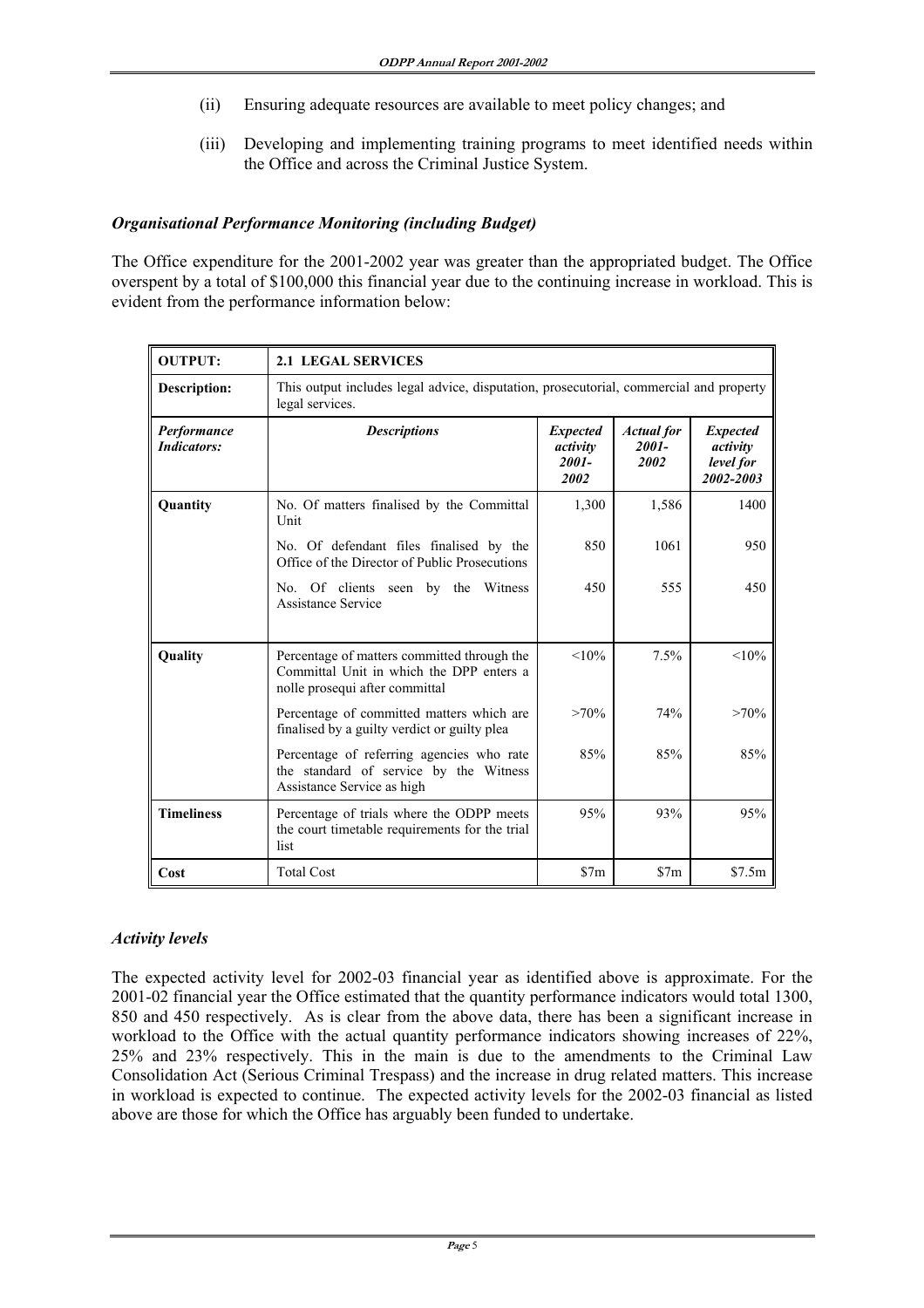(ii) Ensuring adequate resources are available to meet policy changes; and

(iii) Developing and implementing training programs to meet identified needs within the Office and across the Criminal Justice System.

### *Organisational Performance Monitoring (including Budget)*

The Office expenditure for the 2001-2002 year was greater than the appropriated budget. The Office overspent by a total of $100,000 this financial year due to the continuing increase in workload. This is evident from the performance information below:

| **OUTPUT:** | **2.1 LEGAL SERVICES** | | | |
|---|---|---|---|---|
| **Description:** | This output includes legal advice, disputation, prosecutorial, commercial and property legal services. | | | |
| ***Performance Indicators:*** | ***Descriptions*** | ***Expected activity 2001-2002*** | ***Actual for 2001-2002*** | ***Expected activity level for 2002-2003*** |
| **Quantity** | No. Of matters finalised by the Committal Unit | 1,300 | 1,586 | 1400 |
| | No. Of defendant files finalised by the Office of the Director of Public Prosecutions | 850 | 1061 | 950 |
| | No. Of clients seen by the Witness Assistance Service | 450 | 555 | 450 |
| **Quality** | Percentage of matters committed through the Committal Unit in which the DPP enters a nolle prosequi after committal | <10% | 7.5% | <10% |
| | Percentage of committed matters which are finalised by a guilty verdict or guilty plea | >70% | 74% | >70% |
| | Percentage of referring agencies who rate the standard of service by the Witness Assistance Service as high | 85% | 85% | 85% |
| **Timeliness** | Percentage of trials where the ODPP meets the court timetable requirements for the trial list | 95% | 93% | 95% |
| **Cost** | Total Cost | $7m | $7m | $7.5m |

### *Activity levels*

The expected activity level for 2002-03 financial year as identified above is approximate. For the 2001-02 financial year the Office estimated that the quantity performance indicators would total 1300, 850 and 450 respectively. As is clear from the above data, there has been a significant increase in workload to the Office with the actual quantity performance indicators showing increases of 22%, 25% and 23% respectively. This in the main is due to the amendments to the Criminal Law Consolidation Act (Serious Criminal Trespass) and the increase in drug related matters. This increase in workload is expected to continue. The expected activity levels for the 2002-03 financial as listed above are those for which the Office has arguably been funded to undertake.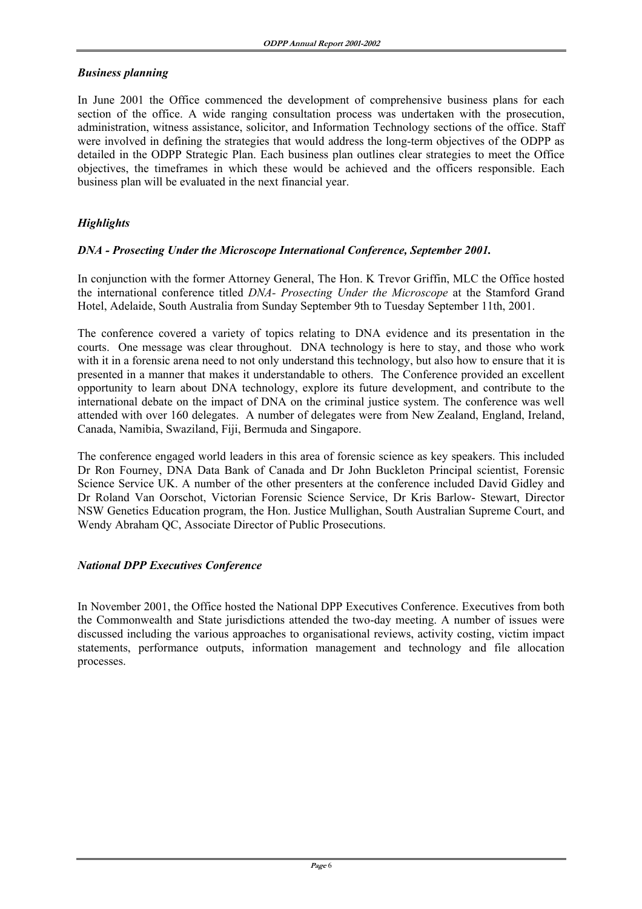### *Business planning*

In June 2001 the Office commenced the development of comprehensive business plans for each section of the office. A wide ranging consultation process was undertaken with the prosecution, administration, witness assistance, solicitor, and Information Technology sections of the office. Staff were involved in defining the strategies that would address the long-term objectives of the ODPP as detailed in the ODPP Strategic Plan. Each business plan outlines clear strategies to meet the Office objectives, the timeframes in which these would be achieved and the officers responsible. Each business plan will be evaluated in the next financial year.

### *Highlights*

#### *DNA - Prosecting Under the Microscope International Conference, September 2001.*

In conjunction with the former Attorney General, The Hon. K Trevor Griffin, MLC the Office hosted the international conference titled *DNA- Prosecting Under the Microscope* at the Stamford Grand Hotel, Adelaide, South Australia from Sunday September 9th to Tuesday September 11th, 2001.

The conference covered a variety of topics relating to DNA evidence and its presentation in the courts. One message was clear throughout. DNA technology is here to stay, and those who work with it in a forensic arena need to not only understand this technology, but also how to ensure that it is presented in a manner that makes it understandable to others. The Conference provided an excellent opportunity to learn about DNA technology, explore its future development, and contribute to the international debate on the impact of DNA on the criminal justice system. The conference was well attended with over 160 delegates. A number of delegates were from New Zealand, England, Ireland, Canada, Namibia, Swaziland, Fiji, Bermuda and Singapore.

The conference engaged world leaders in this area of forensic science as key speakers. This included Dr Ron Fourney, DNA Data Bank of Canada and Dr John Buckleton Principal scientist, Forensic Science Service UK. A number of the other presenters at the conference included David Gidley and Dr Roland Van Oorschot, Victorian Forensic Science Service, Dr Kris Barlow- Stewart, Director NSW Genetics Education program, the Hon. Justice Mullighan, South Australian Supreme Court, and Wendy Abraham QC, Associate Director of Public Prosecutions.

#### *National DPP Executives Conference*

In November 2001, the Office hosted the National DPP Executives Conference. Executives from both the Commonwealth and State jurisdictions attended the two-day meeting. A number of issues were discussed including the various approaches to organisational reviews, activity costing, victim impact statements, performance outputs, information management and technology and file allocation processes.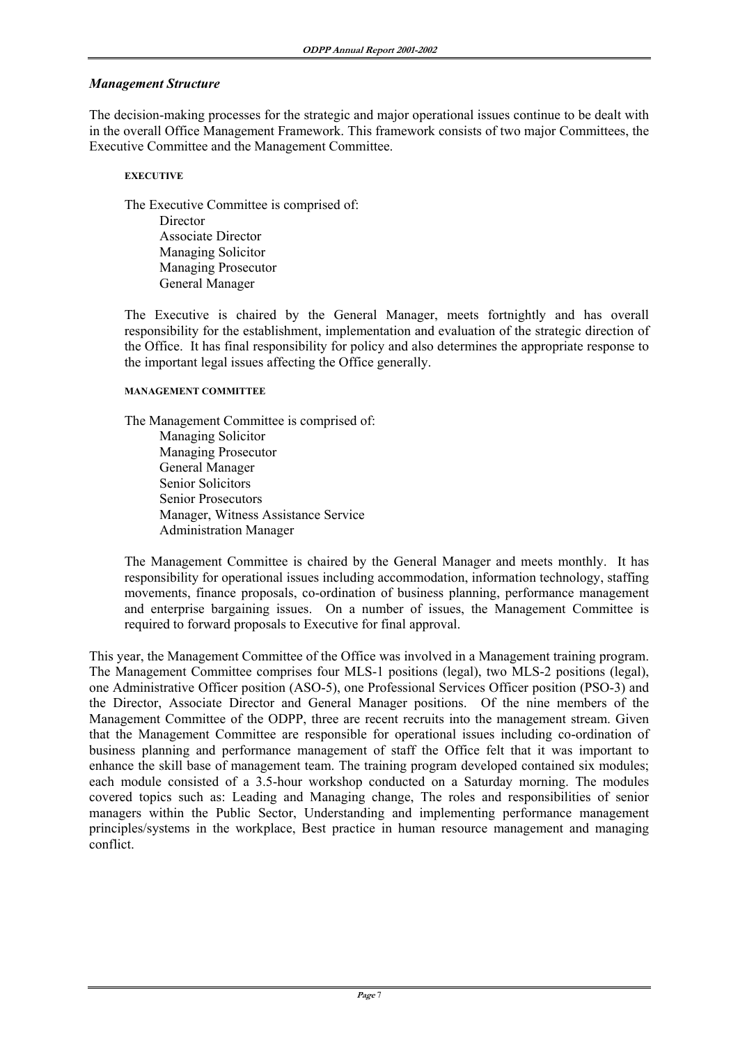### *Management Structure*

The decision-making processes for the strategic and major operational issues continue to be dealt with in the overall Office Management Framework. This framework consists of two major Committees, the Executive Committee and the Management Committee.

#### EXECUTIVE

The Executive Committee is comprised of:

- Director
- Associate Director
- Managing Solicitor
- Managing Prosecutor
- General Manager

The Executive is chaired by the General Manager, meets fortnightly and has overall responsibility for the establishment, implementation and evaluation of the strategic direction of the Office. It has final responsibility for policy and also determines the appropriate response to the important legal issues affecting the Office generally.

#### MANAGEMENT COMMITTEE

The Management Committee is comprised of:

- Managing Solicitor
- Managing Prosecutor
- General Manager
- Senior Solicitors
- Senior Prosecutors
- Manager, Witness Assistance Service
- Administration Manager

The Management Committee is chaired by the General Manager and meets monthly. It has responsibility for operational issues including accommodation, information technology, staffing movements, finance proposals, co-ordination of business planning, performance management and enterprise bargaining issues. On a number of issues, the Management Committee is required to forward proposals to Executive for final approval.

This year, the Management Committee of the Office was involved in a Management training program. The Management Committee comprises four MLS-1 positions (legal), two MLS-2 positions (legal), one Administrative Officer position (ASO-5), one Professional Services Officer position (PSO-3) and the Director, Associate Director and General Manager positions. Of the nine members of the Management Committee of the ODPP, three are recent recruits into the management stream. Given that the Management Committee are responsible for operational issues including co-ordination of business planning and performance management of staff the Office felt that it was important to enhance the skill base of management team. The training program developed contained six modules; each module consisted of a 3.5-hour workshop conducted on a Saturday morning. The modules covered topics such as: Leading and Managing change, The roles and responsibilities of senior managers within the Public Sector, Understanding and implementing performance management principles/systems in the workplace, Best practice in human resource management and managing conflict.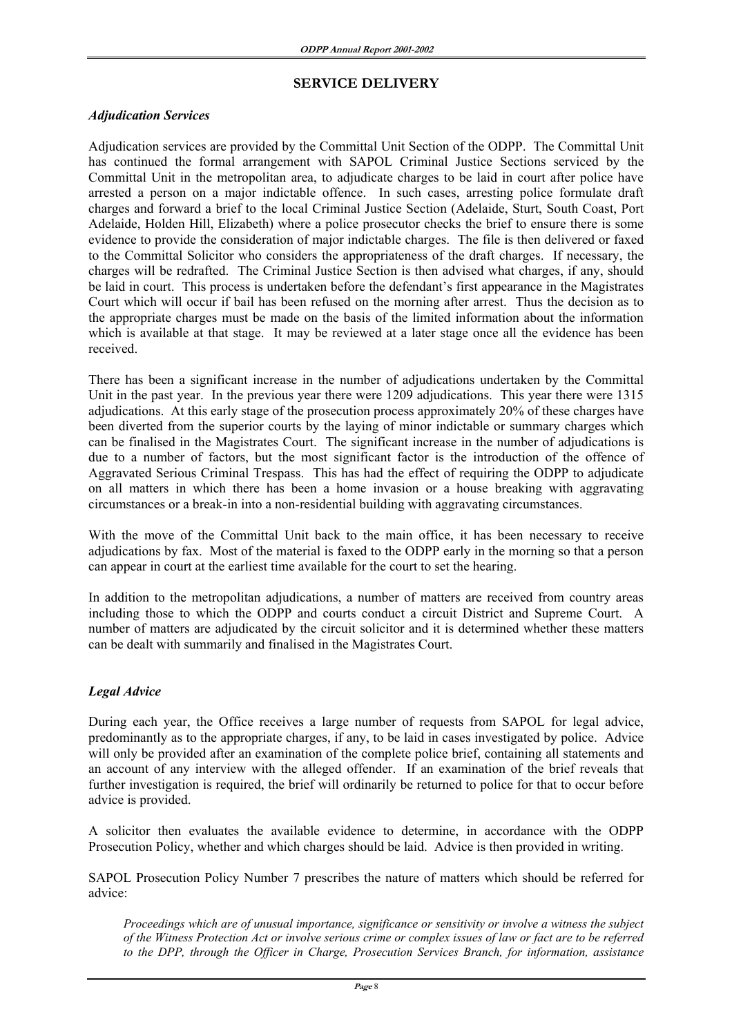## SERVICE DELIVERY

### *Adjudication Services*

Adjudication services are provided by the Committal Unit Section of the ODPP. The Committal Unit has continued the formal arrangement with SAPOL Criminal Justice Sections serviced by the Committal Unit in the metropolitan area, to adjudicate charges to be laid in court after police have arrested a person on a major indictable offence. In such cases, arresting police formulate draft charges and forward a brief to the local Criminal Justice Section (Adelaide, Sturt, South Coast, Port Adelaide, Holden Hill, Elizabeth) where a police prosecutor checks the brief to ensure there is some evidence to provide the consideration of major indictable charges. The file is then delivered or faxed to the Committal Solicitor who considers the appropriateness of the draft charges. If necessary, the charges will be redrafted. The Criminal Justice Section is then advised what charges, if any, should be laid in court. This process is undertaken before the defendant's first appearance in the Magistrates Court which will occur if bail has been refused on the morning after arrest. Thus the decision as to the appropriate charges must be made on the basis of the limited information about the information which is available at that stage. It may be reviewed at a later stage once all the evidence has been received.

There has been a significant increase in the number of adjudications undertaken by the Committal Unit in the past year. In the previous year there were 1209 adjudications. This year there were 1315 adjudications. At this early stage of the prosecution process approximately 20% of these charges have been diverted from the superior courts by the laying of minor indictable or summary charges which can be finalised in the Magistrates Court. The significant increase in the number of adjudications is due to a number of factors, but the most significant factor is the introduction of the offence of Aggravated Serious Criminal Trespass. This has had the effect of requiring the ODPP to adjudicate on all matters in which there has been a home invasion or a house breaking with aggravating circumstances or a break-in into a non-residential building with aggravating circumstances.

With the move of the Committal Unit back to the main office, it has been necessary to receive adjudications by fax. Most of the material is faxed to the ODPP early in the morning so that a person can appear in court at the earliest time available for the court to set the hearing.

In addition to the metropolitan adjudications, a number of matters are received from country areas including those to which the ODPP and courts conduct a circuit District and Supreme Court. A number of matters are adjudicated by the circuit solicitor and it is determined whether these matters can be dealt with summarily and finalised in the Magistrates Court.

### *Legal Advice*

During each year, the Office receives a large number of requests from SAPOL for legal advice, predominantly as to the appropriate charges, if any, to be laid in cases investigated by police. Advice will only be provided after an examination of the complete police brief, containing all statements and an account of any interview with the alleged offender. If an examination of the brief reveals that further investigation is required, the brief will ordinarily be returned to police for that to occur before advice is provided.

A solicitor then evaluates the available evidence to determine, in accordance with the ODPP Prosecution Policy, whether and which charges should be laid. Advice is then provided in writing.

SAPOL Prosecution Policy Number 7 prescribes the nature of matters which should be referred for advice:

> *Proceedings which are of unusual importance, significance or sensitivity or involve a witness the subject of the Witness Protection Act or involve serious crime or complex issues of law or fact are to be referred to the DPP, through the Officer in Charge, Prosecution Services Branch, for information, assistance*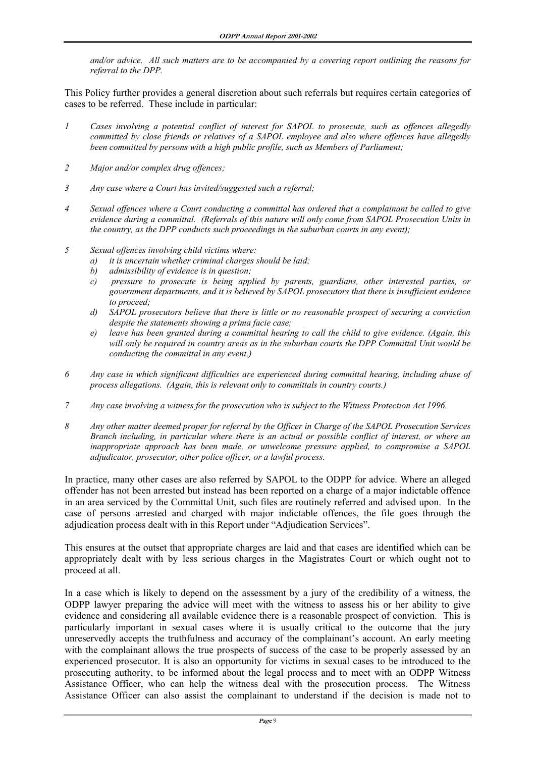*and/or advice. All such matters are to be accompanied by a covering report outlining the reasons for referral to the DPP.*

This Policy further provides a general discretion about such referrals but requires certain categories of cases to be referred. These include in particular:

*1 Cases involving a potential conflict of interest for SAPOL to prosecute, such as offences allegedly committed by close friends or relatives of a SAPOL employee and also where offences have allegedly been committed by persons with a high public profile, such as Members of Parliament;*

*2 Major and/or complex drug offences;*

*3 Any case where a Court has invited/suggested such a referral;*

*4 Sexual offences where a Court conducting a committal has ordered that a complainant be called to give evidence during a committal. (Referrals of this nature will only come from SAPOL Prosecution Units in the country, as the DPP conducts such proceedings in the suburban courts in any event);*

*5 Sexual offences involving child victims where:*
*a) it is uncertain whether criminal charges should be laid;*
*b) admissibility of evidence is in question;*
*c) pressure to prosecute is being applied by parents, guardians, other interested parties, or government departments, and it is believed by SAPOL prosecutors that there is insufficient evidence to proceed;*
*d) SAPOL prosecutors believe that there is little or no reasonable prospect of securing a conviction despite the statements showing a prima facie case;*
*e) leave has been granted during a committal hearing to call the child to give evidence. (Again, this will only be required in country areas as in the suburban courts the DPP Committal Unit would be conducting the committal in any event.)*

*6 Any case in which significant difficulties are experienced during committal hearing, including abuse of process allegations. (Again, this is relevant only to committals in country courts.)*

*7 Any case involving a witness for the prosecution who is subject to the Witness Protection Act 1996.*

*8 Any other matter deemed proper for referral by the Officer in Charge of the SAPOL Prosecution Services Branch including, in particular where there is an actual or possible conflict of interest, or where an inappropriate approach has been made, or unwelcome pressure applied, to compromise a SAPOL adjudicator, prosecutor, other police officer, or a lawful process.*

In practice, many other cases are also referred by SAPOL to the ODPP for advice. Where an alleged offender has not been arrested but instead has been reported on a charge of a major indictable offence in an area serviced by the Committal Unit, such files are routinely referred and advised upon. In the case of persons arrested and charged with major indictable offences, the file goes through the adjudication process dealt with in this Report under "Adjudication Services".

This ensures at the outset that appropriate charges are laid and that cases are identified which can be appropriately dealt with by less serious charges in the Magistrates Court or which ought not to proceed at all.

In a case which is likely to depend on the assessment by a jury of the credibility of a witness, the ODPP lawyer preparing the advice will meet with the witness to assess his or her ability to give evidence and considering all available evidence there is a reasonable prospect of conviction. This is particularly important in sexual cases where it is usually critical to the outcome that the jury unreservedly accepts the truthfulness and accuracy of the complainant's account. An early meeting with the complainant allows the true prospects of success of the case to be properly assessed by an experienced prosecutor. It is also an opportunity for victims in sexual cases to be introduced to the prosecuting authority, to be informed about the legal process and to meet with an ODPP Witness Assistance Officer, who can help the witness deal with the prosecution process. The Witness Assistance Officer can also assist the complainant to understand if the decision is made not to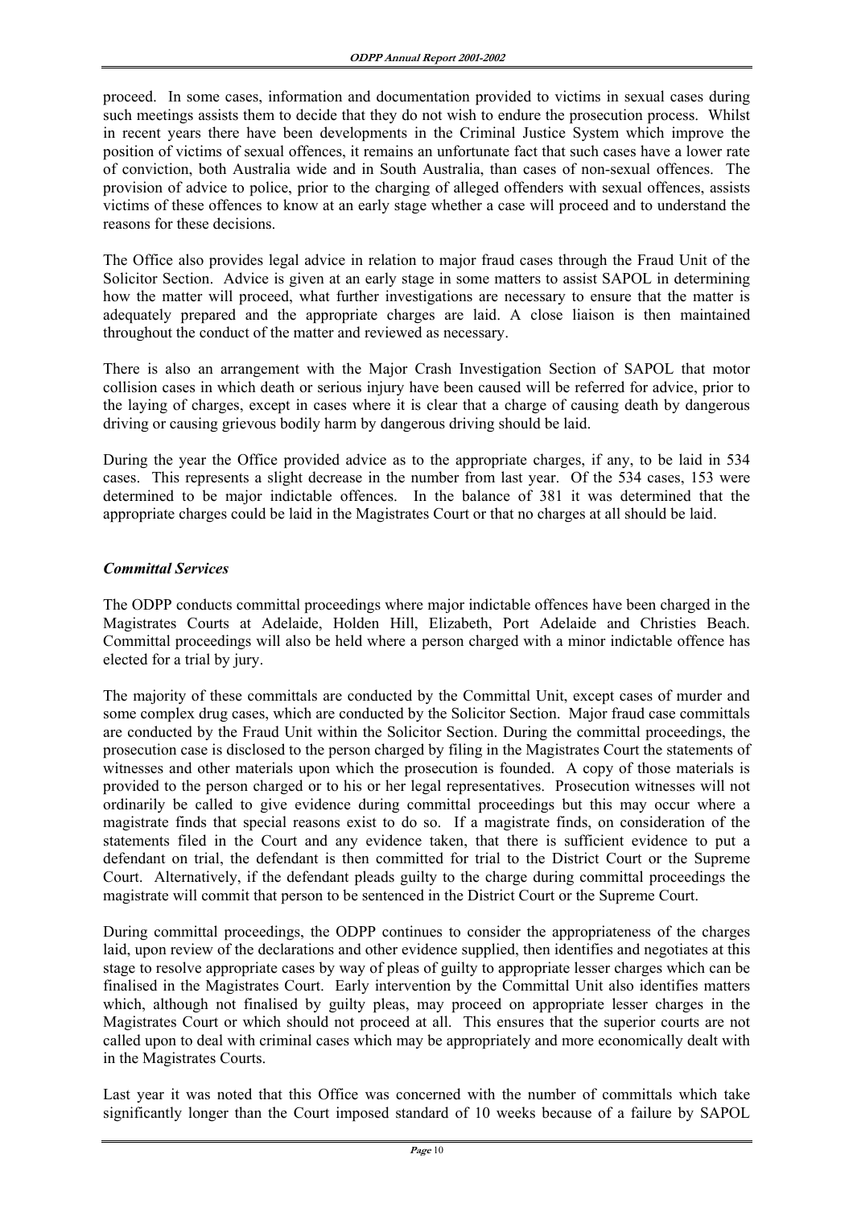proceed. In some cases, information and documentation provided to victims in sexual cases during such meetings assists them to decide that they do not wish to endure the prosecution process. Whilst in recent years there have been developments in the Criminal Justice System which improve the position of victims of sexual offences, it remains an unfortunate fact that such cases have a lower rate of conviction, both Australia wide and in South Australia, than cases of non-sexual offences. The provision of advice to police, prior to the charging of alleged offenders with sexual offences, assists victims of these offences to know at an early stage whether a case will proceed and to understand the reasons for these decisions.

The Office also provides legal advice in relation to major fraud cases through the Fraud Unit of the Solicitor Section. Advice is given at an early stage in some matters to assist SAPOL in determining how the matter will proceed, what further investigations are necessary to ensure that the matter is adequately prepared and the appropriate charges are laid. A close liaison is then maintained throughout the conduct of the matter and reviewed as necessary.

There is also an arrangement with the Major Crash Investigation Section of SAPOL that motor collision cases in which death or serious injury have been caused will be referred for advice, prior to the laying of charges, except in cases where it is clear that a charge of causing death by dangerous driving or causing grievous bodily harm by dangerous driving should be laid.

During the year the Office provided advice as to the appropriate charges, if any, to be laid in 534 cases. This represents a slight decrease in the number from last year. Of the 534 cases, 153 were determined to be major indictable offences. In the balance of 381 it was determined that the appropriate charges could be laid in the Magistrates Court or that no charges at all should be laid.

### *Committal Services*

The ODPP conducts committal proceedings where major indictable offences have been charged in the Magistrates Courts at Adelaide, Holden Hill, Elizabeth, Port Adelaide and Christies Beach. Committal proceedings will also be held where a person charged with a minor indictable offence has elected for a trial by jury.

The majority of these committals are conducted by the Committal Unit, except cases of murder and some complex drug cases, which are conducted by the Solicitor Section. Major fraud case committals are conducted by the Fraud Unit within the Solicitor Section. During the committal proceedings, the prosecution case is disclosed to the person charged by filing in the Magistrates Court the statements of witnesses and other materials upon which the prosecution is founded. A copy of those materials is provided to the person charged or to his or her legal representatives. Prosecution witnesses will not ordinarily be called to give evidence during committal proceedings but this may occur where a magistrate finds that special reasons exist to do so. If a magistrate finds, on consideration of the statements filed in the Court and any evidence taken, that there is sufficient evidence to put a defendant on trial, the defendant is then committed for trial to the District Court or the Supreme Court. Alternatively, if the defendant pleads guilty to the charge during committal proceedings the magistrate will commit that person to be sentenced in the District Court or the Supreme Court.

During committal proceedings, the ODPP continues to consider the appropriateness of the charges laid, upon review of the declarations and other evidence supplied, then identifies and negotiates at this stage to resolve appropriate cases by way of pleas of guilty to appropriate lesser charges which can be finalised in the Magistrates Court. Early intervention by the Committal Unit also identifies matters which, although not finalised by guilty pleas, may proceed on appropriate lesser charges in the Magistrates Court or which should not proceed at all. This ensures that the superior courts are not called upon to deal with criminal cases which may be appropriately and more economically dealt with in the Magistrates Courts.

Last year it was noted that this Office was concerned with the number of committals which take significantly longer than the Court imposed standard of 10 weeks because of a failure by SAPOL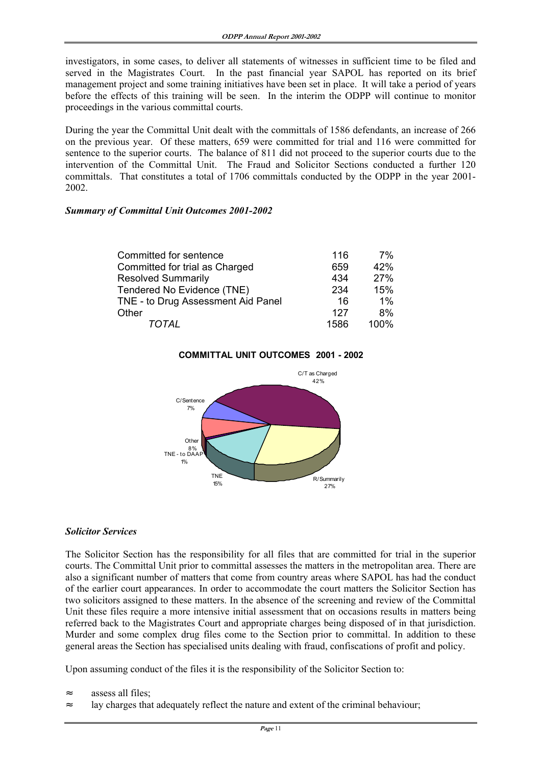investigators, in some cases, to deliver all statements of witnesses in sufficient time to be filed and served in the Magistrates Court. In the past financial year SAPOL has reported on its brief management project and some training initiatives have been set in place. It will take a period of years before the effects of this training will be seen. In the interim the ODPP will continue to monitor proceedings in the various committal courts.

During the year the Committal Unit dealt with the committals of 1586 defendants, an increase of 266 on the previous year. Of these matters, 659 were committed for trial and 116 were committed for sentence to the superior courts. The balance of 811 did not proceed to the superior courts due to the intervention of the Committal Unit. The Fraud and Solicitor Sections conducted a further 120 committals. That constitutes a total of 1706 committals conducted by the ODPP in the year 2001-2002.

***Summary of Committal Unit Outcomes 2001-2002***

| | | |
|---|---|---|
| Committed for sentence | 116 | 7% |
| Committed for trial as Charged | 659 | 42% |
| Resolved Summarily | 434 | 27% |
| Tendered No Evidence (TNE) | 234 | 15% |
| TNE - to Drug Assessment Aid Panel | 16 | 1% |
| Other | 127 | 8% |
| *TOTAL* | 1586 | 100% |

**COMMITTAL UNIT OUTCOMES 2001 - 2002**

C/T as Charged 42%; R/Summarily 27%; TNE 15%; TNE - to DAAP 1%; Other 8%; C/Sentence 7%

***Solicitor Services***

The Solicitor Section has the responsibility for all files that are committed for trial in the superior courts. The Committal Unit prior to committal assesses the matters in the metropolitan area. There are also a significant number of matters that come from country areas where SAPOL has had the conduct of the earlier court appearances. In order to accommodate the court matters the Solicitor Section has two solicitors assigned to these matters. In the absence of the screening and review of the Committal Unit these files require a more intensive initial assessment that on occasions results in matters being referred back to the Magistrates Court and appropriate charges being disposed of in that jurisdiction. Murder and some complex drug files come to the Section prior to committal. In addition to these general areas the Section has specialised units dealing with fraud, confiscations of profit and policy.

Upon assuming conduct of the files it is the responsibility of the Solicitor Section to:

- assess all files;
- lay charges that adequately reflect the nature and extent of the criminal behaviour;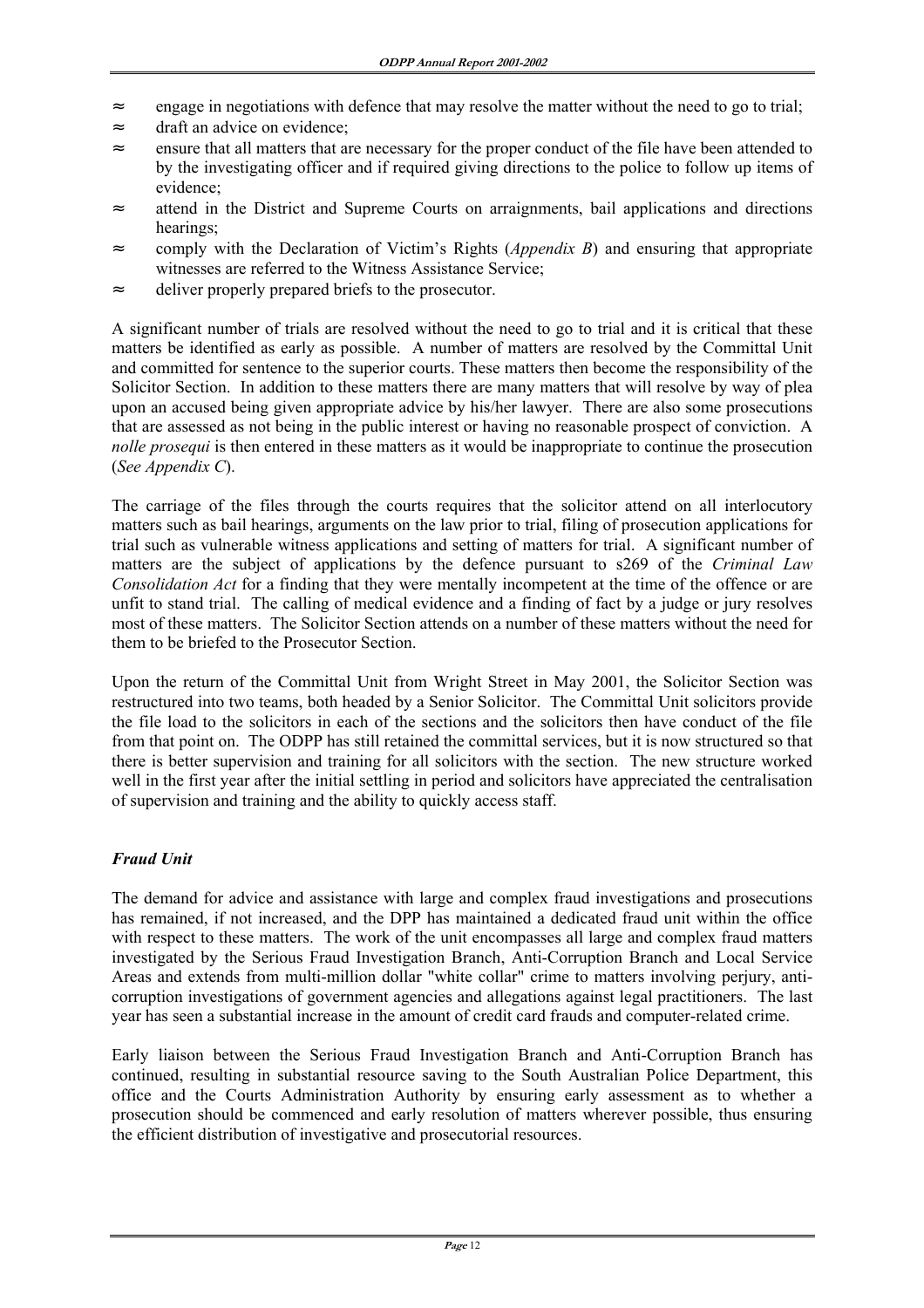- engage in negotiations with defence that may resolve the matter without the need to go to trial;
- draft an advice on evidence;
- ensure that all matters that are necessary for the proper conduct of the file have been attended to by the investigating officer and if required giving directions to the police to follow up items of evidence;
- attend in the District and Supreme Courts on arraignments, bail applications and directions hearings;
- comply with the Declaration of Victim's Rights (*Appendix B*) and ensuring that appropriate witnesses are referred to the Witness Assistance Service;
- deliver properly prepared briefs to the prosecutor.

A significant number of trials are resolved without the need to go to trial and it is critical that these matters be identified as early as possible. A number of matters are resolved by the Committal Unit and committed for sentence to the superior courts. These matters then become the responsibility of the Solicitor Section. In addition to these matters there are many matters that will resolve by way of plea upon an accused being given appropriate advice by his/her lawyer. There are also some prosecutions that are assessed as not being in the public interest or having no reasonable prospect of conviction. A *nolle prosequi* is then entered in these matters as it would be inappropriate to continue the prosecution (*See Appendix C*).

The carriage of the files through the courts requires that the solicitor attend on all interlocutory matters such as bail hearings, arguments on the law prior to trial, filing of prosecution applications for trial such as vulnerable witness applications and setting of matters for trial. A significant number of matters are the subject of applications by the defence pursuant to s269 of the *Criminal Law Consolidation Act* for a finding that they were mentally incompetent at the time of the offence or are unfit to stand trial. The calling of medical evidence and a finding of fact by a judge or jury resolves most of these matters. The Solicitor Section attends on a number of these matters without the need for them to be briefed to the Prosecutor Section.

Upon the return of the Committal Unit from Wright Street in May 2001, the Solicitor Section was restructured into two teams, both headed by a Senior Solicitor. The Committal Unit solicitors provide the file load to the solicitors in each of the sections and the solicitors then have conduct of the file from that point on. The ODPP has still retained the committal services, but it is now structured so that there is better supervision and training for all solicitors with the section. The new structure worked well in the first year after the initial settling in period and solicitors have appreciated the centralisation of supervision and training and the ability to quickly access staff.

### *Fraud Unit*

The demand for advice and assistance with large and complex fraud investigations and prosecutions has remained, if not increased, and the DPP has maintained a dedicated fraud unit within the office with respect to these matters. The work of the unit encompasses all large and complex fraud matters investigated by the Serious Fraud Investigation Branch, Anti-Corruption Branch and Local Service Areas and extends from multi-million dollar "white collar" crime to matters involving perjury, anti-corruption investigations of government agencies and allegations against legal practitioners. The last year has seen a substantial increase in the amount of credit card frauds and computer-related crime.

Early liaison between the Serious Fraud Investigation Branch and Anti-Corruption Branch has continued, resulting in substantial resource saving to the South Australian Police Department, this office and the Courts Administration Authority by ensuring early assessment as to whether a prosecution should be commenced and early resolution of matters wherever possible, thus ensuring the efficient distribution of investigative and prosecutorial resources.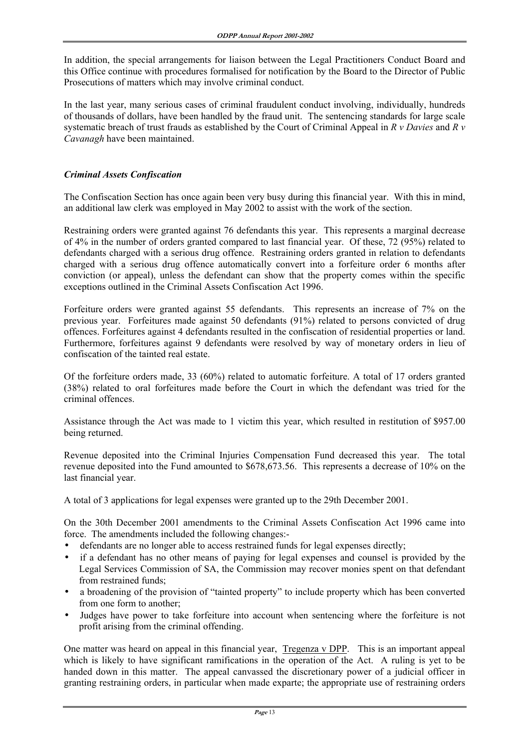In addition, the special arrangements for liaison between the Legal Practitioners Conduct Board and this Office continue with procedures formalised for notification by the Board to the Director of Public Prosecutions of matters which may involve criminal conduct.

In the last year, many serious cases of criminal fraudulent conduct involving, individually, hundreds of thousands of dollars, have been handled by the fraud unit. The sentencing standards for large scale systematic breach of trust frauds as established by the Court of Criminal Appeal in *R v Davies* and *R v Cavanagh* have been maintained.

### *Criminal Assets Confiscation*

The Confiscation Section has once again been very busy during this financial year. With this in mind, an additional law clerk was employed in May 2002 to assist with the work of the section.

Restraining orders were granted against 76 defendants this year. This represents a marginal decrease of 4% in the number of orders granted compared to last financial year. Of these, 72 (95%) related to defendants charged with a serious drug offence. Restraining orders granted in relation to defendants charged with a serious drug offence automatically convert into a forfeiture order 6 months after conviction (or appeal), unless the defendant can show that the property comes within the specific exceptions outlined in the Criminal Assets Confiscation Act 1996.

Forfeiture orders were granted against 55 defendants. This represents an increase of 7% on the previous year. Forfeitures made against 50 defendants (91%) related to persons convicted of drug offences. Forfeitures against 4 defendants resulted in the confiscation of residential properties or land. Furthermore, forfeitures against 9 defendants were resolved by way of monetary orders in lieu of confiscation of the tainted real estate.

Of the forfeiture orders made, 33 (60%) related to automatic forfeiture. A total of 17 orders granted (38%) related to oral forfeitures made before the Court in which the defendant was tried for the criminal offences.

Assistance through the Act was made to 1 victim this year, which resulted in restitution of $957.00 being returned.

Revenue deposited into the Criminal Injuries Compensation Fund decreased this year. The total revenue deposited into the Fund amounted to $678,673.56. This represents a decrease of 10% on the last financial year.

A total of 3 applications for legal expenses were granted up to the 29th December 2001.

On the 30th December 2001 amendments to the Criminal Assets Confiscation Act 1996 came into force. The amendments included the following changes:-

- defendants are no longer able to access restrained funds for legal expenses directly;
- if a defendant has no other means of paying for legal expenses and counsel is provided by the Legal Services Commission of SA, the Commission may recover monies spent on that defendant from restrained funds;
- a broadening of the provision of "tainted property" to include property which has been converted from one form to another;
- Judges have power to take forfeiture into account when sentencing where the forfeiture is not profit arising from the criminal offending.

One matter was heard on appeal in this financial year, <u>Tregenza v DPP</u>. This is an important appeal which is likely to have significant ramifications in the operation of the Act. A ruling is yet to be handed down in this matter. The appeal canvassed the discretionary power of a judicial officer in granting restraining orders, in particular when made exparte; the appropriate use of restraining orders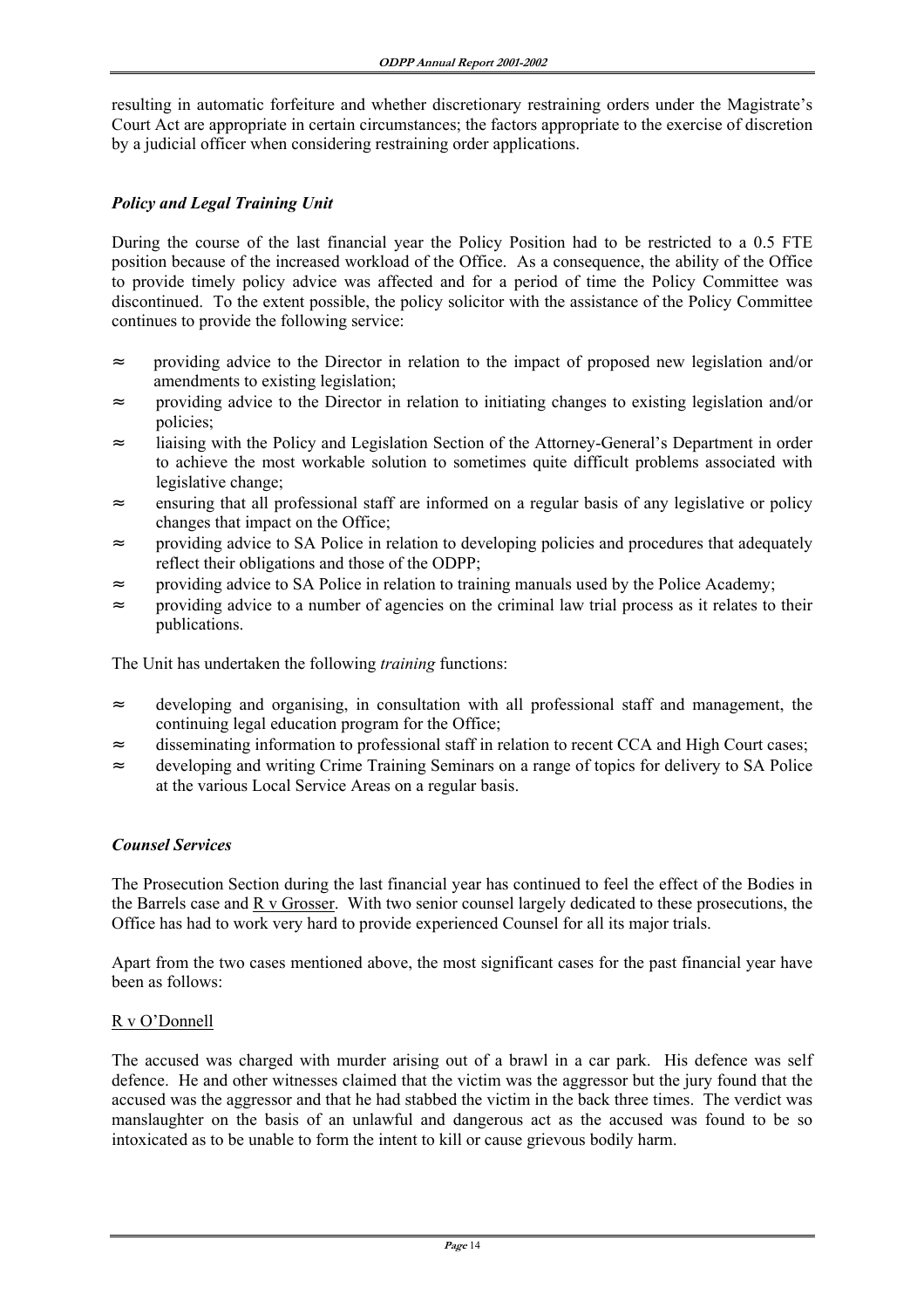resulting in automatic forfeiture and whether discretionary restraining orders under the Magistrate's Court Act are appropriate in certain circumstances; the factors appropriate to the exercise of discretion by a judicial officer when considering restraining order applications.

### *Policy and Legal Training Unit*

During the course of the last financial year the Policy Position had to be restricted to a 0.5 FTE position because of the increased workload of the Office. As a consequence, the ability of the Office to provide timely policy advice was affected and for a period of time the Policy Committee was discontinued. To the extent possible, the policy solicitor with the assistance of the Policy Committee continues to provide the following service:

- ≈ providing advice to the Director in relation to the impact of proposed new legislation and/or amendments to existing legislation;
- ≈ providing advice to the Director in relation to initiating changes to existing legislation and/or policies;
- ≈ liaising with the Policy and Legislation Section of the Attorney-General's Department in order to achieve the most workable solution to sometimes quite difficult problems associated with legislative change;
- ≈ ensuring that all professional staff are informed on a regular basis of any legislative or policy changes that impact on the Office;
- ≈ providing advice to SA Police in relation to developing policies and procedures that adequately reflect their obligations and those of the ODPP;
- ≈ providing advice to SA Police in relation to training manuals used by the Police Academy;
- ≈ providing advice to a number of agencies on the criminal law trial process as it relates to their publications.

The Unit has undertaken the following *training* functions:

- ≈ developing and organising, in consultation with all professional staff and management, the continuing legal education program for the Office;
- ≈ disseminating information to professional staff in relation to recent CCA and High Court cases;
- ≈ developing and writing Crime Training Seminars on a range of topics for delivery to SA Police at the various Local Service Areas on a regular basis.

### *Counsel Services*

The Prosecution Section during the last financial year has continued to feel the effect of the Bodies in the Barrels case and R v Grosser. With two senior counsel largely dedicated to these prosecutions, the Office has had to work very hard to provide experienced Counsel for all its major trials.

Apart from the two cases mentioned above, the most significant cases for the past financial year have been as follows:

R v O'Donnell

The accused was charged with murder arising out of a brawl in a car park. His defence was self defence. He and other witnesses claimed that the victim was the aggressor but the jury found that the accused was the aggressor and that he had stabbed the victim in the back three times. The verdict was manslaughter on the basis of an unlawful and dangerous act as the accused was found to be so intoxicated as to be unable to form the intent to kill or cause grievous bodily harm.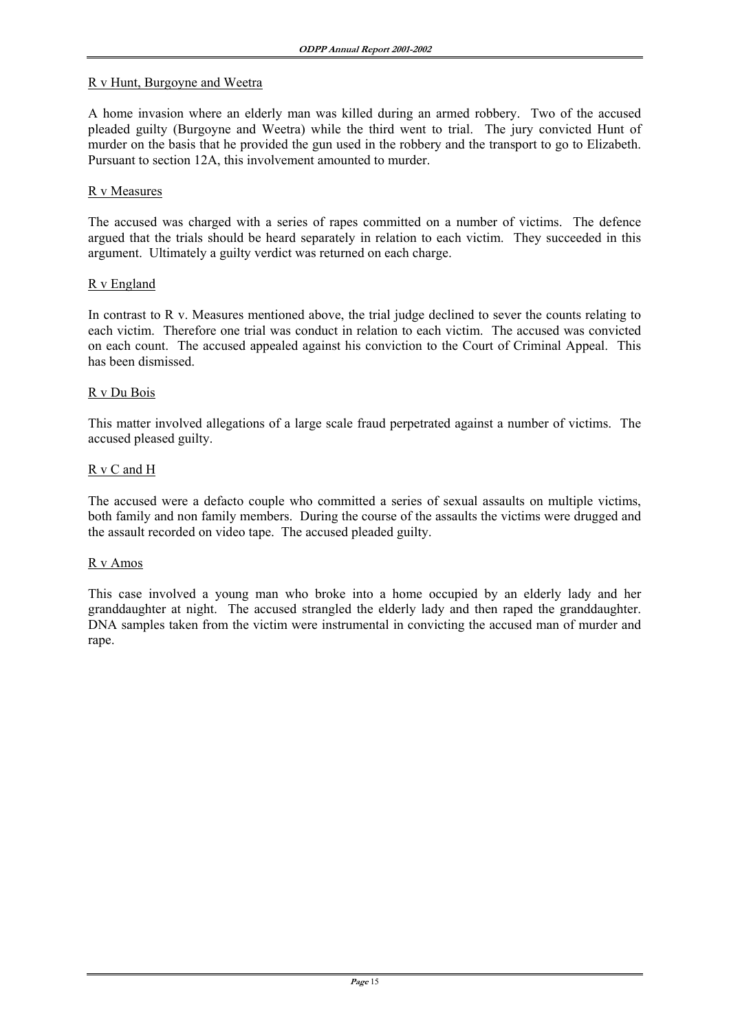R v Hunt, Burgoyne and Weetra

A home invasion where an elderly man was killed during an armed robbery. Two of the accused pleaded guilty (Burgoyne and Weetra) while the third went to trial. The jury convicted Hunt of murder on the basis that he provided the gun used in the robbery and the transport to go to Elizabeth. Pursuant to section 12A, this involvement amounted to murder.

R v Measures

The accused was charged with a series of rapes committed on a number of victims. The defence argued that the trials should be heard separately in relation to each victim. They succeeded in this argument. Ultimately a guilty verdict was returned on each charge.

R v England

In contrast to R v. Measures mentioned above, the trial judge declined to sever the counts relating to each victim. Therefore one trial was conduct in relation to each victim. The accused was convicted on each count. The accused appealed against his conviction to the Court of Criminal Appeal. This has been dismissed.

R v Du Bois

This matter involved allegations of a large scale fraud perpetrated against a number of victims. The accused pleased guilty.

R v C and H

The accused were a defacto couple who committed a series of sexual assaults on multiple victims, both family and non family members. During the course of the assaults the victims were drugged and the assault recorded on video tape. The accused pleaded guilty.

R v Amos

This case involved a young man who broke into a home occupied by an elderly lady and her granddaughter at night. The accused strangled the elderly lady and then raped the granddaughter. DNA samples taken from the victim were instrumental in convicting the accused man of murder and rape.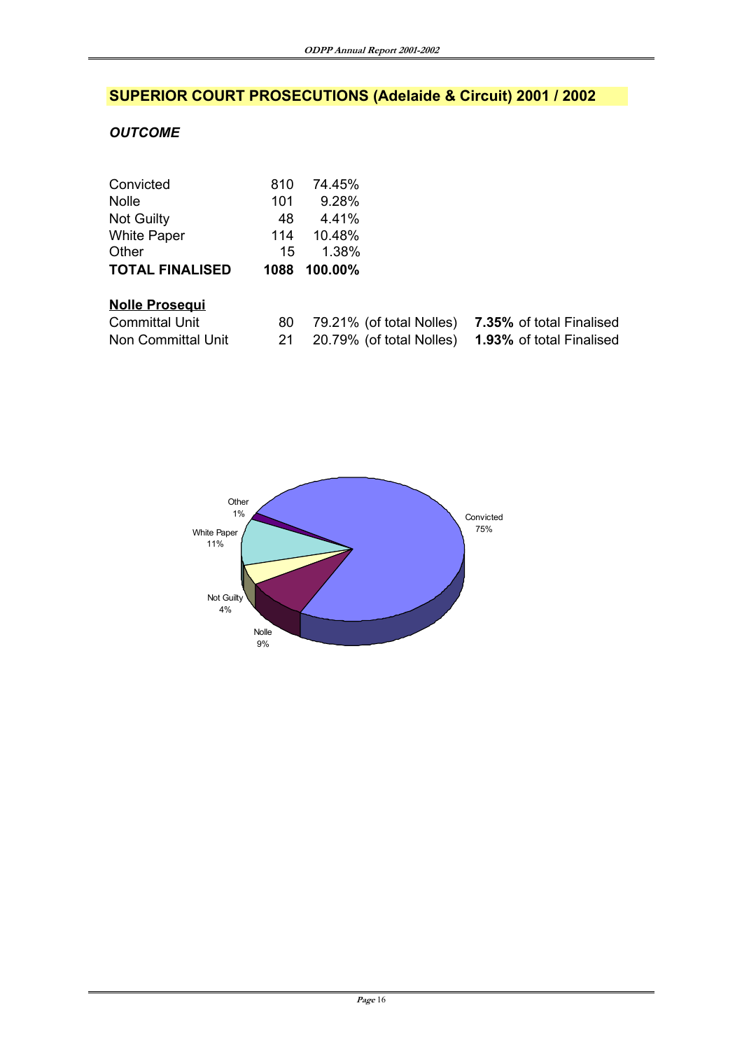## SUPERIOR COURT PROSECUTIONS (Adelaide & Circuit) 2001 / 2002

***OUTCOME***

| | | |
|---|---|---|
| Convicted | 810 | 74.45% |
| Nolle | 101 | 9.28% |
| Not Guilty | 48 | 4.41% |
| White Paper | 114 | 10.48% |
| Other | 15 | 1.38% |
| **TOTAL FINALISED** | **1088** | **100.00%** |

**Nolle Prosequi**

| | | | |
|---|---|---|---|
| Committal Unit | 80 | 79.21% (of total Nolles) | **7.35%** of total Finalised |
| Non Committal Unit | 21 | 20.79% (of total Nolles) | **1.93%** of total Finalised |

Other 1%
White Paper 11%
Not Guilty 4%
Nolle 9%
Convicted 75%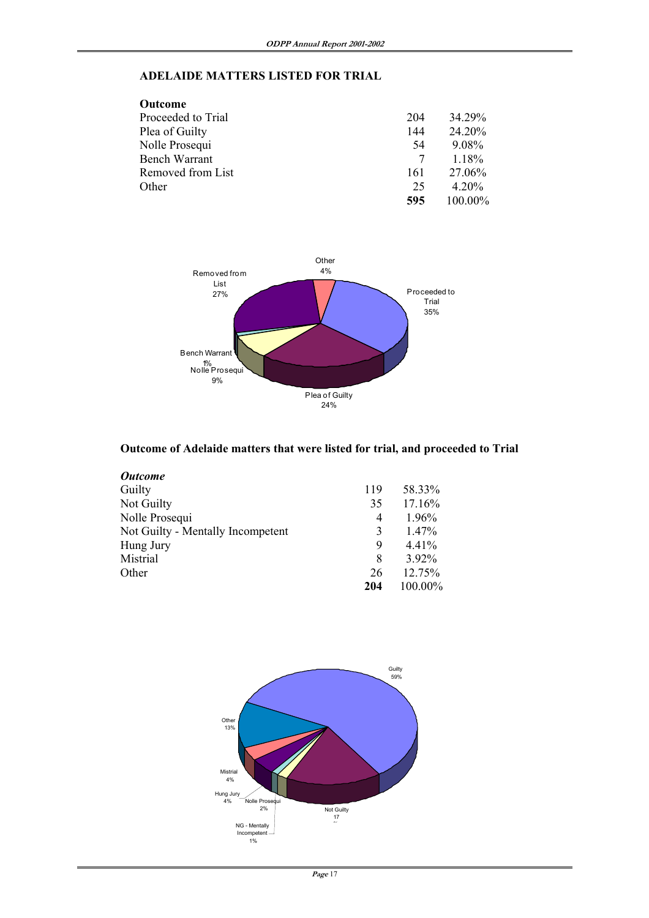## ADELAIDE MATTERS LISTED FOR TRIAL

| Outcome | | |
|---|---|---|
| Proceeded to Trial | 204 | 34.29% |
| Plea of Guilty | 144 | 24.20% |
| Nolle Prosequi | 54 | 9.08% |
| Bench Warrant | 7 | 1.18% |
| Removed from List | 161 | 27.06% |
| Other | 25 | 4.20% |
| | **595** | 100.00% |

## Outcome of Adelaide matters that were listed for trial, and proceeded to Trial

| *Outcome* | | |
|---|---|---|
| Guilty | 119 | 58.33% |
| Not Guilty | 35 | 17.16% |
| Nolle Prosequi | 4 | 1.96% |
| Not Guilty - Mentally Incompetent | 3 | 1.47% |
| Hung Jury | 9 | 4.41% |
| Mistrial | 8 | 3.92% |
| Other | 26 | 12.75% |
| | **204** | 100.00% |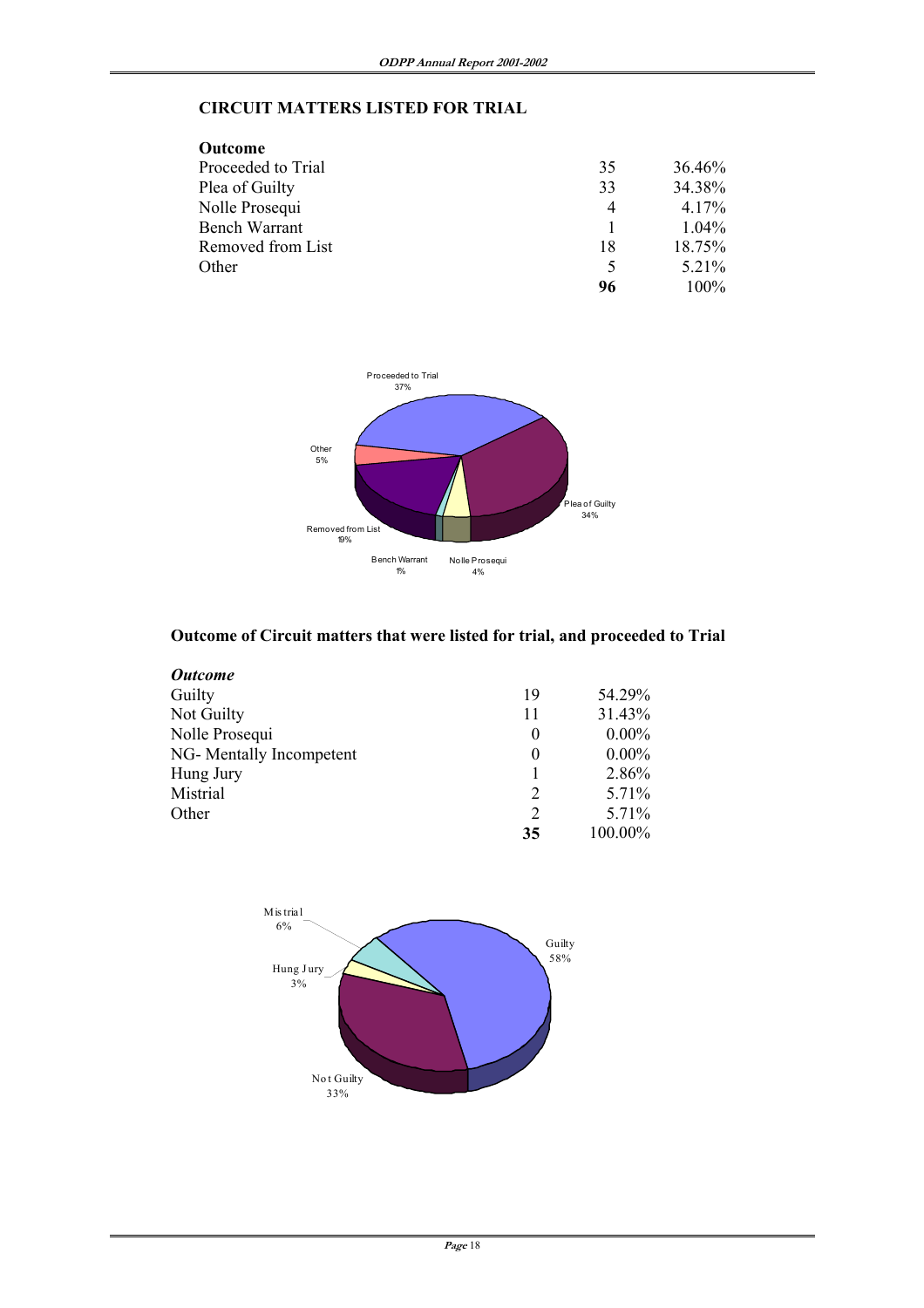## CIRCUIT MATTERS LISTED FOR TRIAL

| Outcome | | |
|---|---|---|
| Proceeded to Trial | 35 | 36.46% |
| Plea of Guilty | 33 | 34.38% |
| Nolle Prosequi | 4 | 4.17% |
| Bench Warrant | 1 | 1.04% |
| Removed from List | 18 | 18.75% |
| Other | 5 | 5.21% |
| | **96** | 100% |

## Outcome of Circuit matters that were listed for trial, and proceeded to Trial

| *Outcome* | | |
|---|---|---|
| Guilty | 19 | 54.29% |
| Not Guilty | 11 | 31.43% |
| Nolle Prosequi | 0 | 0.00% |
| NG- Mentally Incompetent | 0 | 0.00% |
| Hung Jury | 1 | 2.86% |
| Mistrial | 2 | 5.71% |
| Other | 2 | 5.71% |
| | **35** | 100.00% |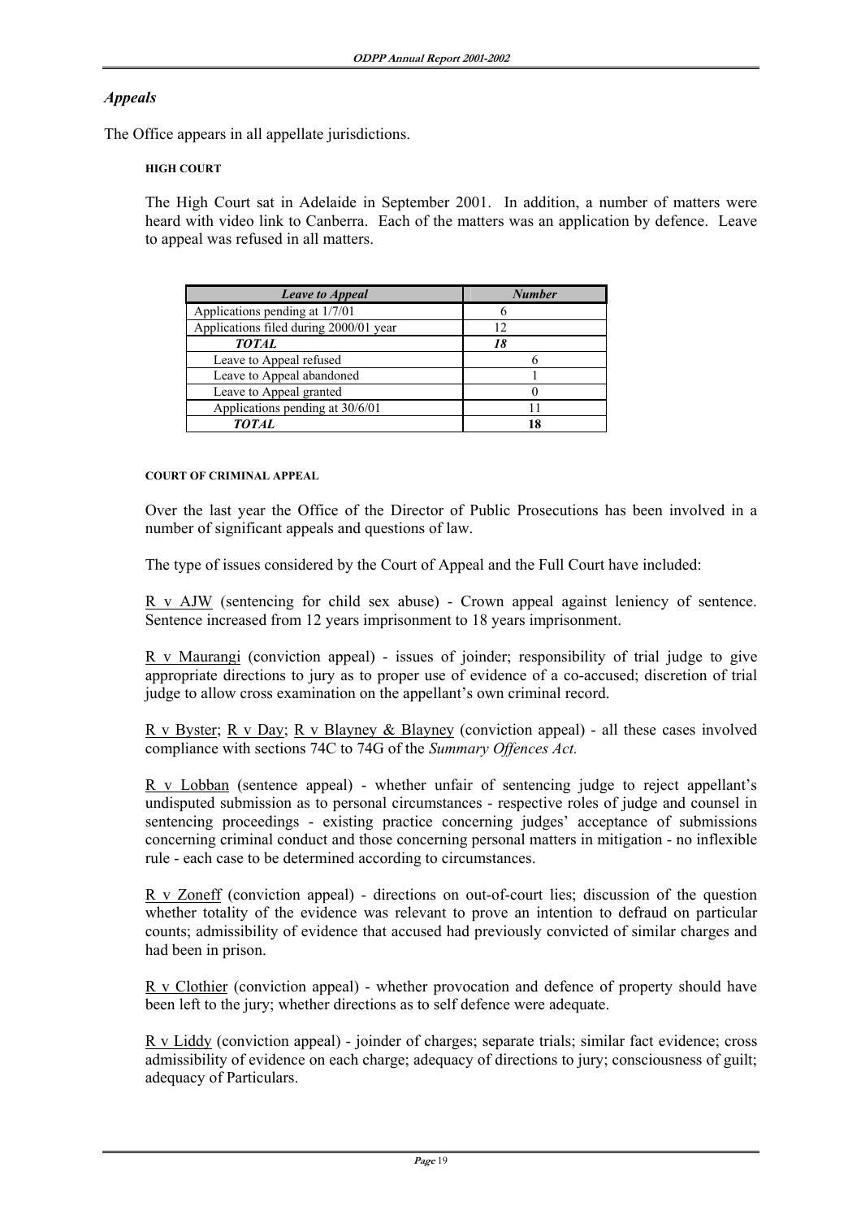### *Appeals*

The Office appears in all appellate jurisdictions.

#### HIGH COURT

The High Court sat in Adelaide in September 2001. In addition, a number of matters were heard with video link to Canberra. Each of the matters was an application by defence. Leave to appeal was refused in all matters.

| *Leave to Appeal* | *Number* |
|---|---|
| Applications pending at 1/7/01 | 6 |
| Applications filed during 2000/01 year | 12 |
| ***TOTAL*** | ***18*** |
| Leave to Appeal refused | 6 |
| Leave to Appeal abandoned | 1 |
| Leave to Appeal granted | 0 |
| Applications pending at 30/6/01 | 11 |
| ***TOTAL*** | **18** |

#### COURT OF CRIMINAL APPEAL

Over the last year the Office of the Director of Public Prosecutions has been involved in a number of significant appeals and questions of law.

The type of issues considered by the Court of Appeal and the Full Court have included:

R v AJW (sentencing for child sex abuse) - Crown appeal against leniency of sentence. Sentence increased from 12 years imprisonment to 18 years imprisonment.

R v Maurangi (conviction appeal) - issues of joinder; responsibility of trial judge to give appropriate directions to jury as to proper use of evidence of a co-accused; discretion of trial judge to allow cross examination on the appellant's own criminal record.

R v Byster; R v Day; R v Blayney & Blayney (conviction appeal) - all these cases involved compliance with sections 74C to 74G of the *Summary Offences Act.*

R v Lobban (sentence appeal) - whether unfair of sentencing judge to reject appellant's undisputed submission as to personal circumstances - respective roles of judge and counsel in sentencing proceedings - existing practice concerning judges' acceptance of submissions concerning criminal conduct and those concerning personal matters in mitigation - no inflexible rule - each case to be determined according to circumstances.

R v Zoneff (conviction appeal) - directions on out-of-court lies; discussion of the question whether totality of the evidence was relevant to prove an intention to defraud on particular counts; admissibility of evidence that accused had previously convicted of similar charges and had been in prison.

R v Clothier (conviction appeal) - whether provocation and defence of property should have been left to the jury; whether directions as to self defence were adequate.

R v Liddy (conviction appeal) - joinder of charges; separate trials; similar fact evidence; cross admissibility of evidence on each charge; adequacy of directions to jury; consciousness of guilt; adequacy of Particulars.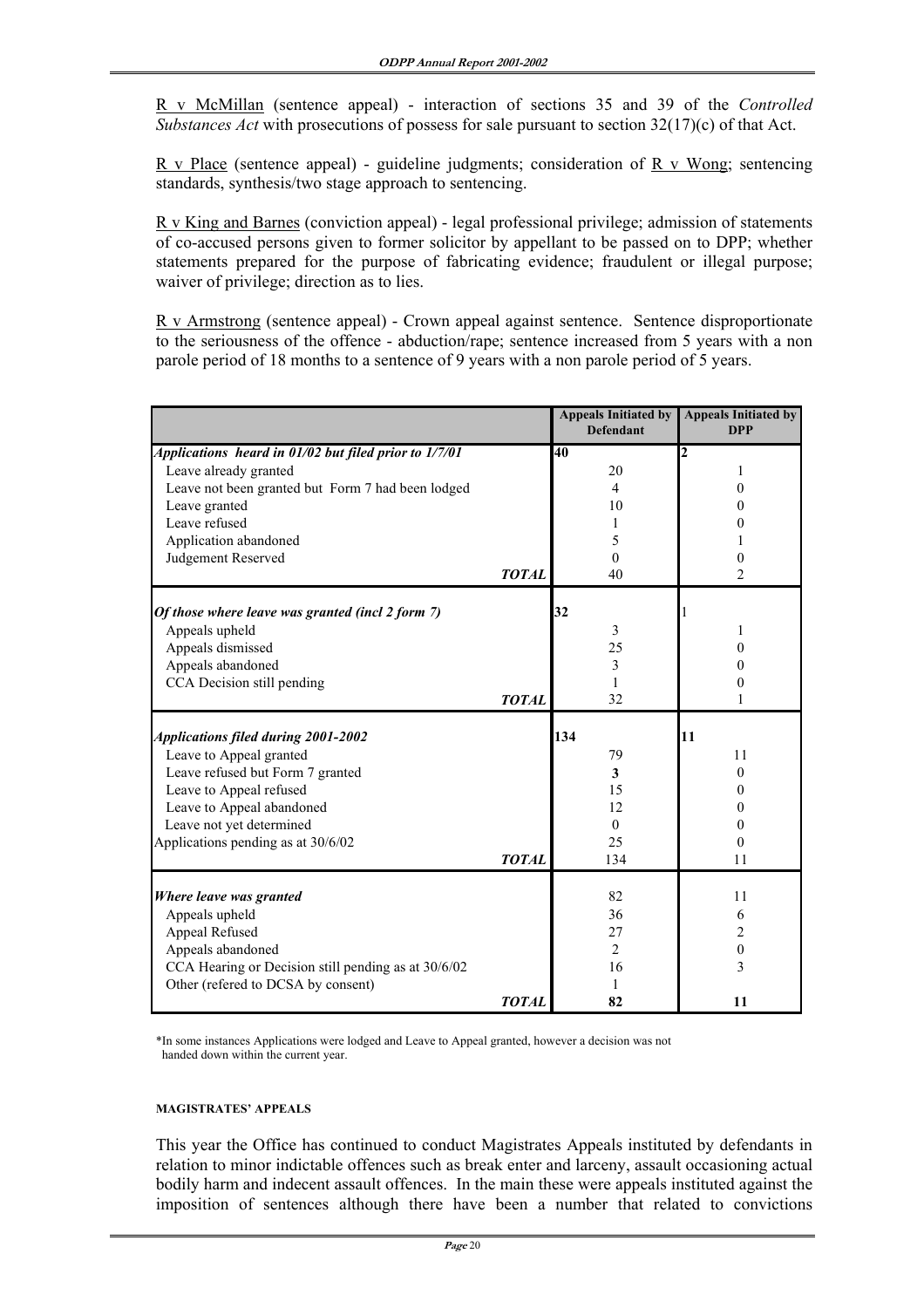R v McMillan (sentence appeal) - interaction of sections 35 and 39 of the *Controlled Substances Act* with prosecutions of possess for sale pursuant to section 32(17)(c) of that Act.

R v Place (sentence appeal) - guideline judgments; consideration of R v Wong; sentencing standards, synthesis/two stage approach to sentencing.

R v King and Barnes (conviction appeal) - legal professional privilege; admission of statements of co-accused persons given to former solicitor by appellant to be passed on to DPP; whether statements prepared for the purpose of fabricating evidence; fraudulent or illegal purpose; waiver of privilege; direction as to lies.

R v Armstrong (sentence appeal) - Crown appeal against sentence. Sentence disproportionate to the seriousness of the offence - abduction/rape; sentence increased from 5 years with a non parole period of 18 months to a sentence of 9 years with a non parole period of 5 years.

| | Appeals Initiated by Defendant | Appeals Initiated by DPP |
|---|---|---|
| ***Applications heard in 01/02 but filed prior to 1/7/01*** | **40** | **2** |
| Leave already granted | 20 | 1 |
| Leave not been granted but Form 7 had been lodged | 4 | 0 |
| Leave granted | 10 | 0 |
| Leave refused | 1 | 0 |
| Application abandoned | 5 | 1 |
| Judgement Reserved | 0 | 0 |
| ***TOTAL*** | 40 | 2 |
| ***Of those where leave was granted (incl 2 form 7)*** | **32** | 1 |
| Appeals upheld | 3 | 1 |
| Appeals dismissed | 25 | 0 |
| Appeals abandoned | 3 | 0 |
| CCA Decision still pending | 1 | 0 |
| ***TOTAL*** | 32 | 1 |
| ***Applications filed during 2001-2002*** | **134** | **11** |
| Leave to Appeal granted | 79 | 11 |
| Leave refused but Form 7 granted | **3** | 0 |
| Leave to Appeal refused | 15 | 0 |
| Leave to Appeal abandoned | 12 | 0 |
| Leave not yet determined | 0 | 0 |
| Applications pending as at 30/6/02 | 25 | 0 |
| ***TOTAL*** | 134 | 11 |
| ***Where leave was granted*** | 82 | 11 |
| Appeals upheld | 36 | 6 |
| Appeal Refused | 27 | 2 |
| Appeals abandoned | 2 | 0 |
| CCA Hearing or Decision still pending as at 30/6/02 | 16 | 3 |
| Other (refered to DCSA by consent) | 1 | |
| ***TOTAL*** | **82** | **11** |

*In some instances Applications were lodged and Leave to Appeal granted, however a decision was not handed down within the current year.

#### MAGISTRATES' APPEALS

This year the Office has continued to conduct Magistrates Appeals instituted by defendants in relation to minor indictable offences such as break enter and larceny, assault occasioning actual bodily harm and indecent assault offences. In the main these were appeals instituted against the imposition of sentences although there have been a number that related to convictions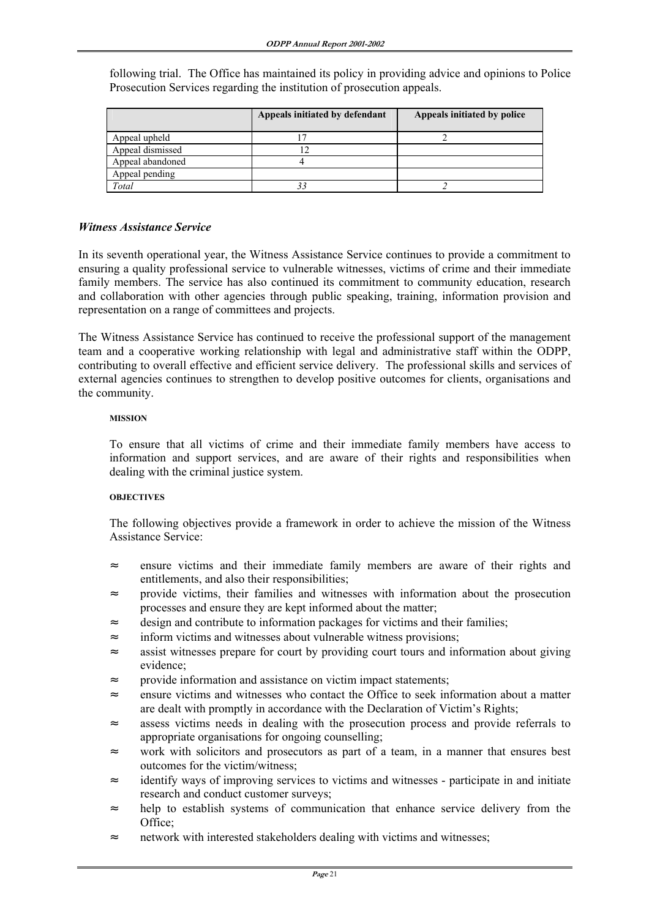following trial. The Office has maintained its policy in providing advice and opinions to Police Prosecution Services regarding the institution of prosecution appeals.

| | Appeals initiated by defendant | Appeals initiated by police |
|---|---|---|
| Appeal upheld | 17 | 2 |
| Appeal dismissed | 12 | |
| Appeal abandoned | 4 | |
| Appeal pending | | |
| *Total* | *33* | *2* |

### *Witness Assistance Service*

In its seventh operational year, the Witness Assistance Service continues to provide a commitment to ensuring a quality professional service to vulnerable witnesses, victims of crime and their immediate family members. The service has also continued its commitment to community education, research and collaboration with other agencies through public speaking, training, information provision and representation on a range of committees and projects.

The Witness Assistance Service has continued to receive the professional support of the management team and a cooperative working relationship with legal and administrative staff within the ODPP, contributing to overall effective and efficient service delivery. The professional skills and services of external agencies continues to strengthen to develop positive outcomes for clients, organisations and the community.

#### MISSION

To ensure that all victims of crime and their immediate family members have access to information and support services, and are aware of their rights and responsibilities when dealing with the criminal justice system.

#### OBJECTIVES

The following objectives provide a framework in order to achieve the mission of the Witness Assistance Service:

- ensure victims and their immediate family members are aware of their rights and entitlements, and also their responsibilities;
- provide victims, their families and witnesses with information about the prosecution processes and ensure they are kept informed about the matter;
- design and contribute to information packages for victims and their families;
- inform victims and witnesses about vulnerable witness provisions;
- assist witnesses prepare for court by providing court tours and information about giving evidence;
- provide information and assistance on victim impact statements;
- ensure victims and witnesses who contact the Office to seek information about a matter are dealt with promptly in accordance with the Declaration of Victim's Rights;
- assess victims needs in dealing with the prosecution process and provide referrals to appropriate organisations for ongoing counselling;
- work with solicitors and prosecutors as part of a team, in a manner that ensures best outcomes for the victim/witness;
- identify ways of improving services to victims and witnesses - participate in and initiate research and conduct customer surveys;
- help to establish systems of communication that enhance service delivery from the Office;
- network with interested stakeholders dealing with victims and witnesses;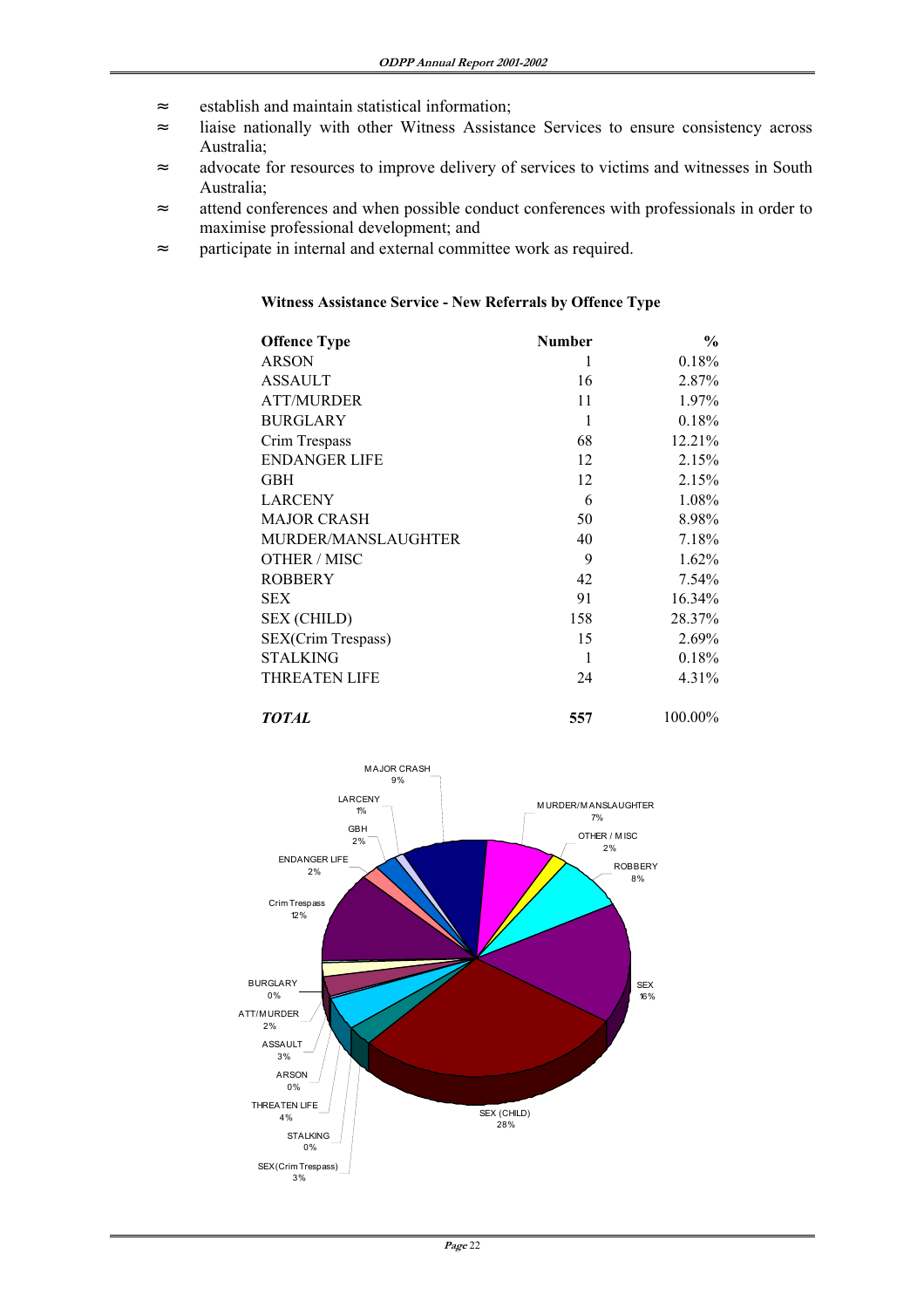- establish and maintain statistical information;
- liaise nationally with other Witness Assistance Services to ensure consistency across Australia;
- advocate for resources to improve delivery of services to victims and witnesses in South Australia;
- attend conferences and when possible conduct conferences with professionals in order to maximise professional development; and
- participate in internal and external committee work as required.

**Witness Assistance Service - New Referrals by Offence Type**

| Offence Type | Number | % |
|---|---|---|
| ARSON | 1 | 0.18% |
| ASSAULT | 16 | 2.87% |
| ATT/MURDER | 11 | 1.97% |
| BURGLARY | 1 | 0.18% |
| Crim Trespass | 68 | 12.21% |
| ENDANGER LIFE | 12 | 2.15% |
| GBH | 12 | 2.15% |
| LARCENY | 6 | 1.08% |
| MAJOR CRASH | 50 | 8.98% |
| MURDER/MANSLAUGHTER | 40 | 7.18% |
| OTHER / MISC | 9 | 1.62% |
| ROBBERY | 42 | 7.54% |
| SEX | 91 | 16.34% |
| SEX (CHILD) | 158 | 28.37% |
| SEX(Crim Trespass) | 15 | 2.69% |
| STALKING | 1 | 0.18% |
| THREATEN LIFE | 24 | 4.31% |
| ***TOTAL*** | **557** | 100.00% |

MAJOR CRASH 9%, LARCENY 1%, GBH 2%, ENDANGER LIFE 2%, Crim Trespass 12%, BURGLARY 0%, ATT/MURDER 2%, ASSAULT 3%, ARSON 0%, THREATEN LIFE 4%, STALKING 0%, SEX(Crim Trespass) 3%, SEX (CHILD) 28%, SEX 16%, ROBBERY 8%, OTHER / MISC 2%, MURDER/MANSLAUGHTER 7%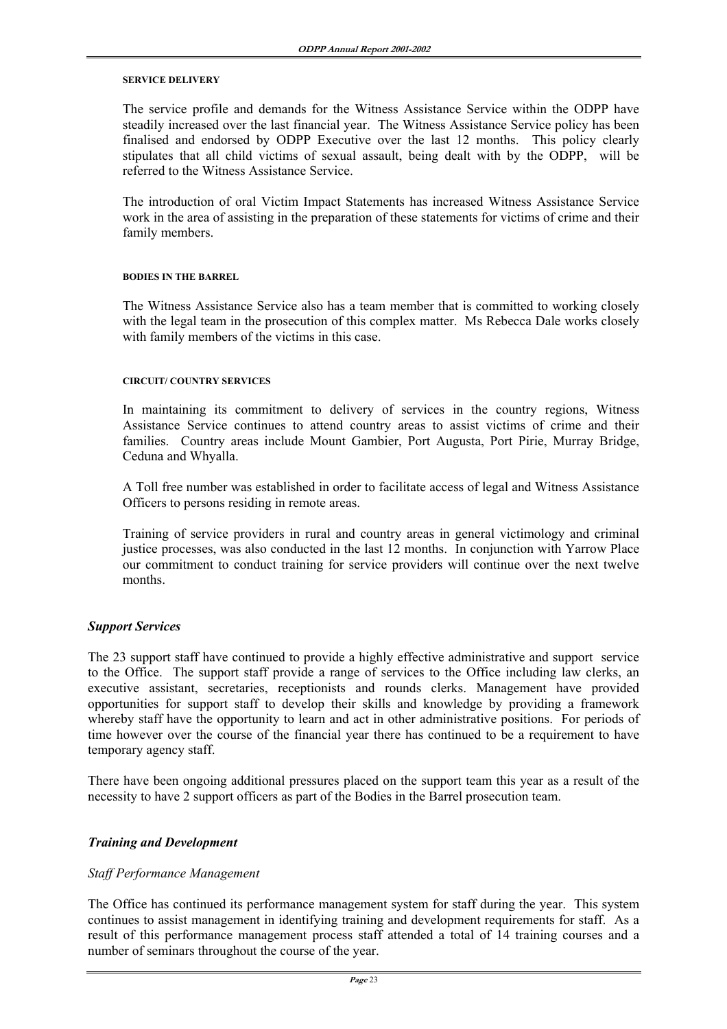#### SERVICE DELIVERY

The service profile and demands for the Witness Assistance Service within the ODPP have steadily increased over the last financial year. The Witness Assistance Service policy has been finalised and endorsed by ODPP Executive over the last 12 months. This policy clearly stipulates that all child victims of sexual assault, being dealt with by the ODPP, will be referred to the Witness Assistance Service.

The introduction of oral Victim Impact Statements has increased Witness Assistance Service work in the area of assisting in the preparation of these statements for victims of crime and their family members.

#### BODIES IN THE BARREL

The Witness Assistance Service also has a team member that is committed to working closely with the legal team in the prosecution of this complex matter. Ms Rebecca Dale works closely with family members of the victims in this case.

#### CIRCUIT/ COUNTRY SERVICES

In maintaining its commitment to delivery of services in the country regions, Witness Assistance Service continues to attend country areas to assist victims of crime and their families. Country areas include Mount Gambier, Port Augusta, Port Pirie, Murray Bridge, Ceduna and Whyalla.

A Toll free number was established in order to facilitate access of legal and Witness Assistance Officers to persons residing in remote areas.

Training of service providers in rural and country areas in general victimology and criminal justice processes, was also conducted in the last 12 months. In conjunction with Yarrow Place our commitment to conduct training for service providers will continue over the next twelve months.

### *Support Services*

The 23 support staff have continued to provide a highly effective administrative and support service to the Office. The support staff provide a range of services to the Office including law clerks, an executive assistant, secretaries, receptionists and rounds clerks. Management have provided opportunities for support staff to develop their skills and knowledge by providing a framework whereby staff have the opportunity to learn and act in other administrative positions. For periods of time however over the course of the financial year there has continued to be a requirement to have temporary agency staff.

There have been ongoing additional pressures placed on the support team this year as a result of the necessity to have 2 support officers as part of the Bodies in the Barrel prosecution team.

### *Training and Development*

*Staff Performance Management*

The Office has continued its performance management system for staff during the year. This system continues to assist management in identifying training and development requirements for staff. As a result of this performance management process staff attended a total of 14 training courses and a number of seminars throughout the course of the year.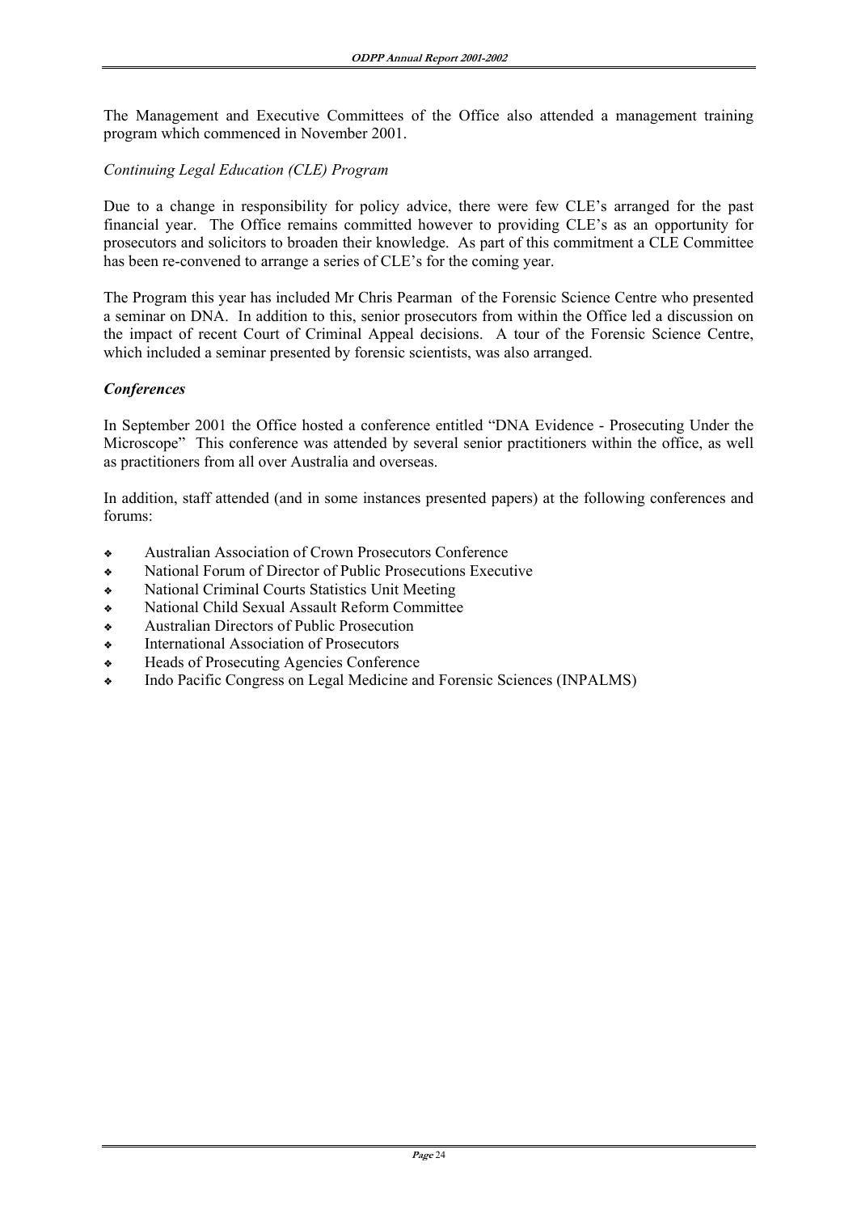The Management and Executive Committees of the Office also attended a management training program which commenced in November 2001.

*Continuing Legal Education (CLE) Program*

Due to a change in responsibility for policy advice, there were few CLE's arranged for the past financial year. The Office remains committed however to providing CLE's as an opportunity for prosecutors and solicitors to broaden their knowledge. As part of this commitment a CLE Committee has been re-convened to arrange a series of CLE's for the coming year.

The Program this year has included Mr Chris Pearman of the Forensic Science Centre who presented a seminar on DNA. In addition to this, senior prosecutors from within the Office led a discussion on the impact of recent Court of Criminal Appeal decisions. A tour of the Forensic Science Centre, which included a seminar presented by forensic scientists, was also arranged.

***Conferences***

In September 2001 the Office hosted a conference entitled "DNA Evidence - Prosecuting Under the Microscope" This conference was attended by several senior practitioners within the office, as well as practitioners from all over Australia and overseas.

In addition, staff attended (and in some instances presented papers) at the following conferences and forums:

- Australian Association of Crown Prosecutors Conference
- National Forum of Director of Public Prosecutions Executive
- National Criminal Courts Statistics Unit Meeting
- National Child Sexual Assault Reform Committee
- Australian Directors of Public Prosecution
- International Association of Prosecutors
- Heads of Prosecuting Agencies Conference
- Indo Pacific Congress on Legal Medicine and Forensic Sciences (INPALMS)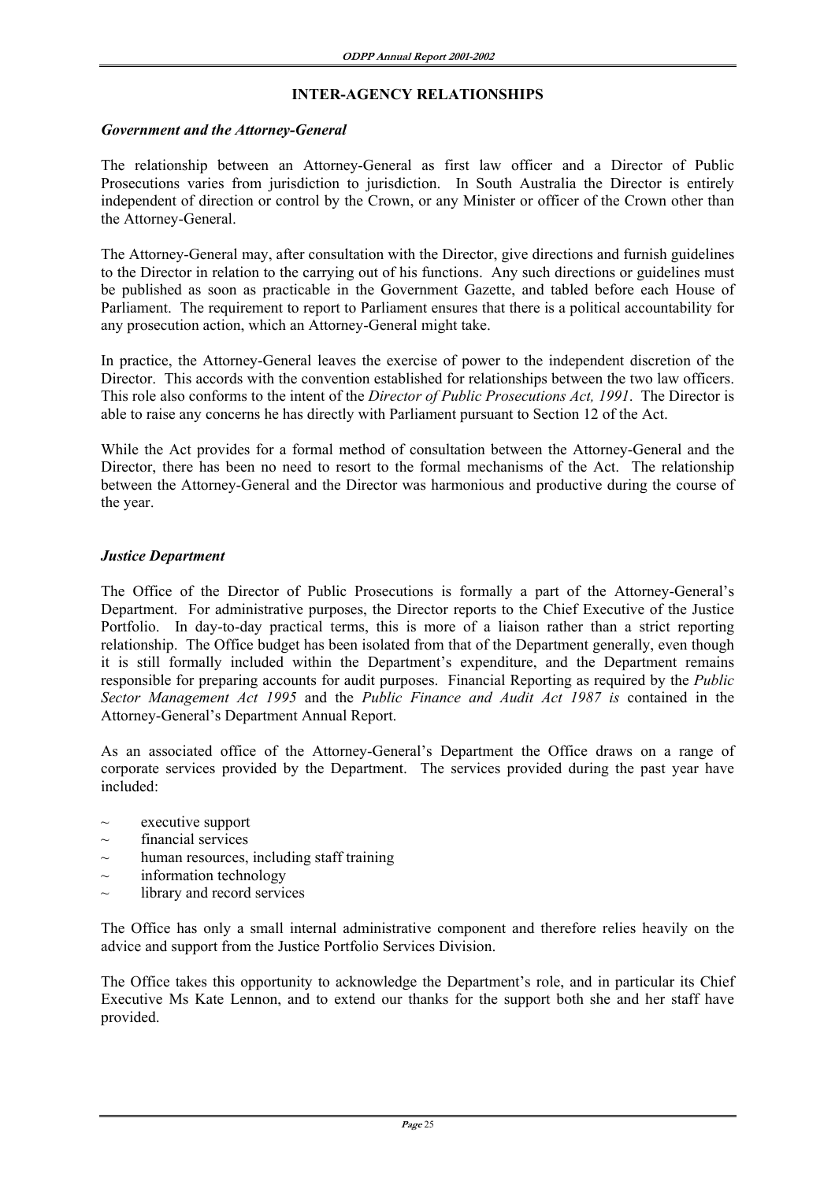## INTER-AGENCY RELATIONSHIPS

### *Government and the Attorney-General*

The relationship between an Attorney-General as first law officer and a Director of Public Prosecutions varies from jurisdiction to jurisdiction. In South Australia the Director is entirely independent of direction or control by the Crown, or any Minister or officer of the Crown other than the Attorney-General.

The Attorney-General may, after consultation with the Director, give directions and furnish guidelines to the Director in relation to the carrying out of his functions. Any such directions or guidelines must be published as soon as practicable in the Government Gazette, and tabled before each House of Parliament. The requirement to report to Parliament ensures that there is a political accountability for any prosecution action, which an Attorney-General might take.

In practice, the Attorney-General leaves the exercise of power to the independent discretion of the Director. This accords with the convention established for relationships between the two law officers. This role also conforms to the intent of the *Director of Public Prosecutions Act, 1991*. The Director is able to raise any concerns he has directly with Parliament pursuant to Section 12 of the Act.

While the Act provides for a formal method of consultation between the Attorney-General and the Director, there has been no need to resort to the formal mechanisms of the Act. The relationship between the Attorney-General and the Director was harmonious and productive during the course of the year.

### *Justice Department*

The Office of the Director of Public Prosecutions is formally a part of the Attorney-General's Department. For administrative purposes, the Director reports to the Chief Executive of the Justice Portfolio. In day-to-day practical terms, this is more of a liaison rather than a strict reporting relationship. The Office budget has been isolated from that of the Department generally, even though it is still formally included within the Department's expenditure, and the Department remains responsible for preparing accounts for audit purposes. Financial Reporting as required by the *Public Sector Management Act 1995* and the *Public Finance and Audit Act 1987 is* contained in the Attorney-General's Department Annual Report.

As an associated office of the Attorney-General's Department the Office draws on a range of corporate services provided by the Department. The services provided during the past year have included:

- executive support
- financial services
- human resources, including staff training
- information technology
- library and record services

The Office has only a small internal administrative component and therefore relies heavily on the advice and support from the Justice Portfolio Services Division.

The Office takes this opportunity to acknowledge the Department's role, and in particular its Chief Executive Ms Kate Lennon, and to extend our thanks for the support both she and her staff have provided.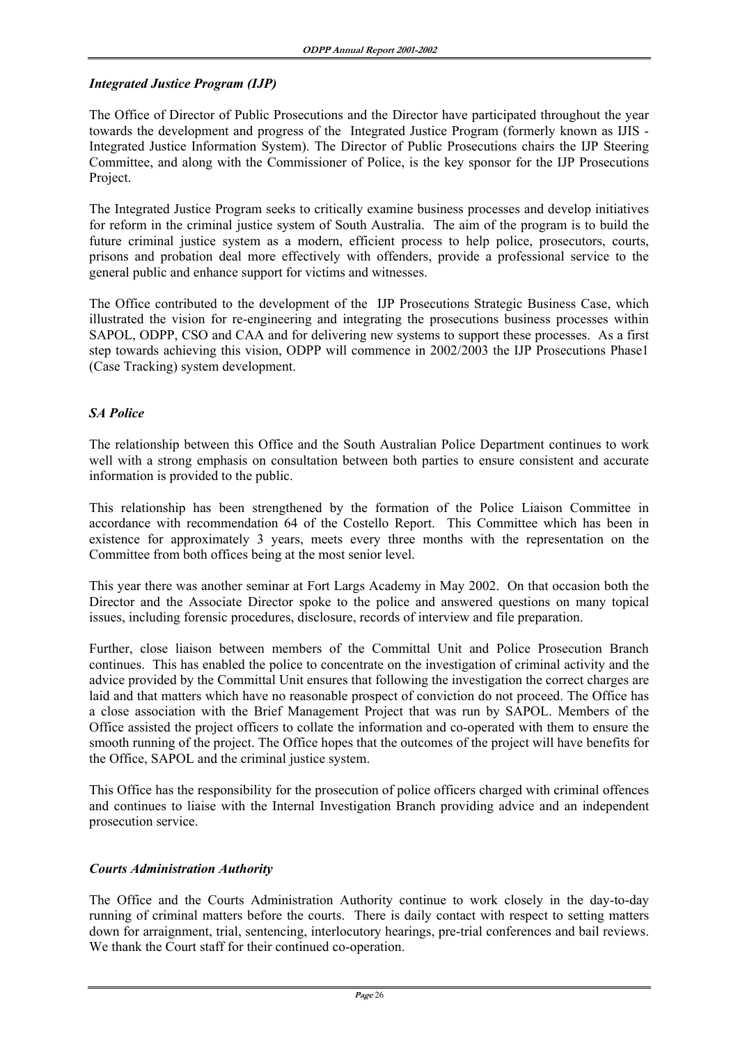### *Integrated Justice Program (IJP)*

The Office of Director of Public Prosecutions and the Director have participated throughout the year towards the development and progress of the Integrated Justice Program (formerly known as IJIS - Integrated Justice Information System). The Director of Public Prosecutions chairs the IJP Steering Committee, and along with the Commissioner of Police, is the key sponsor for the IJP Prosecutions Project.

The Integrated Justice Program seeks to critically examine business processes and develop initiatives for reform in the criminal justice system of South Australia. The aim of the program is to build the future criminal justice system as a modern, efficient process to help police, prosecutors, courts, prisons and probation deal more effectively with offenders, provide a professional service to the general public and enhance support for victims and witnesses.

The Office contributed to the development of the IJP Prosecutions Strategic Business Case, which illustrated the vision for re-engineering and integrating the prosecutions business processes within SAPOL, ODPP, CSO and CAA and for delivering new systems to support these processes. As a first step towards achieving this vision, ODPP will commence in 2002/2003 the IJP Prosecutions Phase1 (Case Tracking) system development.

### *SA Police*

The relationship between this Office and the South Australian Police Department continues to work well with a strong emphasis on consultation between both parties to ensure consistent and accurate information is provided to the public.

This relationship has been strengthened by the formation of the Police Liaison Committee in accordance with recommendation 64 of the Costello Report. This Committee which has been in existence for approximately 3 years, meets every three months with the representation on the Committee from both offices being at the most senior level.

This year there was another seminar at Fort Largs Academy in May 2002. On that occasion both the Director and the Associate Director spoke to the police and answered questions on many topical issues, including forensic procedures, disclosure, records of interview and file preparation.

Further, close liaison between members of the Committal Unit and Police Prosecution Branch continues. This has enabled the police to concentrate on the investigation of criminal activity and the advice provided by the Committal Unit ensures that following the investigation the correct charges are laid and that matters which have no reasonable prospect of conviction do not proceed. The Office has a close association with the Brief Management Project that was run by SAPOL. Members of the Office assisted the project officers to collate the information and co-operated with them to ensure the smooth running of the project. The Office hopes that the outcomes of the project will have benefits for the Office, SAPOL and the criminal justice system.

This Office has the responsibility for the prosecution of police officers charged with criminal offences and continues to liaise with the Internal Investigation Branch providing advice and an independent prosecution service.

### *Courts Administration Authority*

The Office and the Courts Administration Authority continue to work closely in the day-to-day running of criminal matters before the courts. There is daily contact with respect to setting matters down for arraignment, trial, sentencing, interlocutory hearings, pre-trial conferences and bail reviews. We thank the Court staff for their continued co-operation.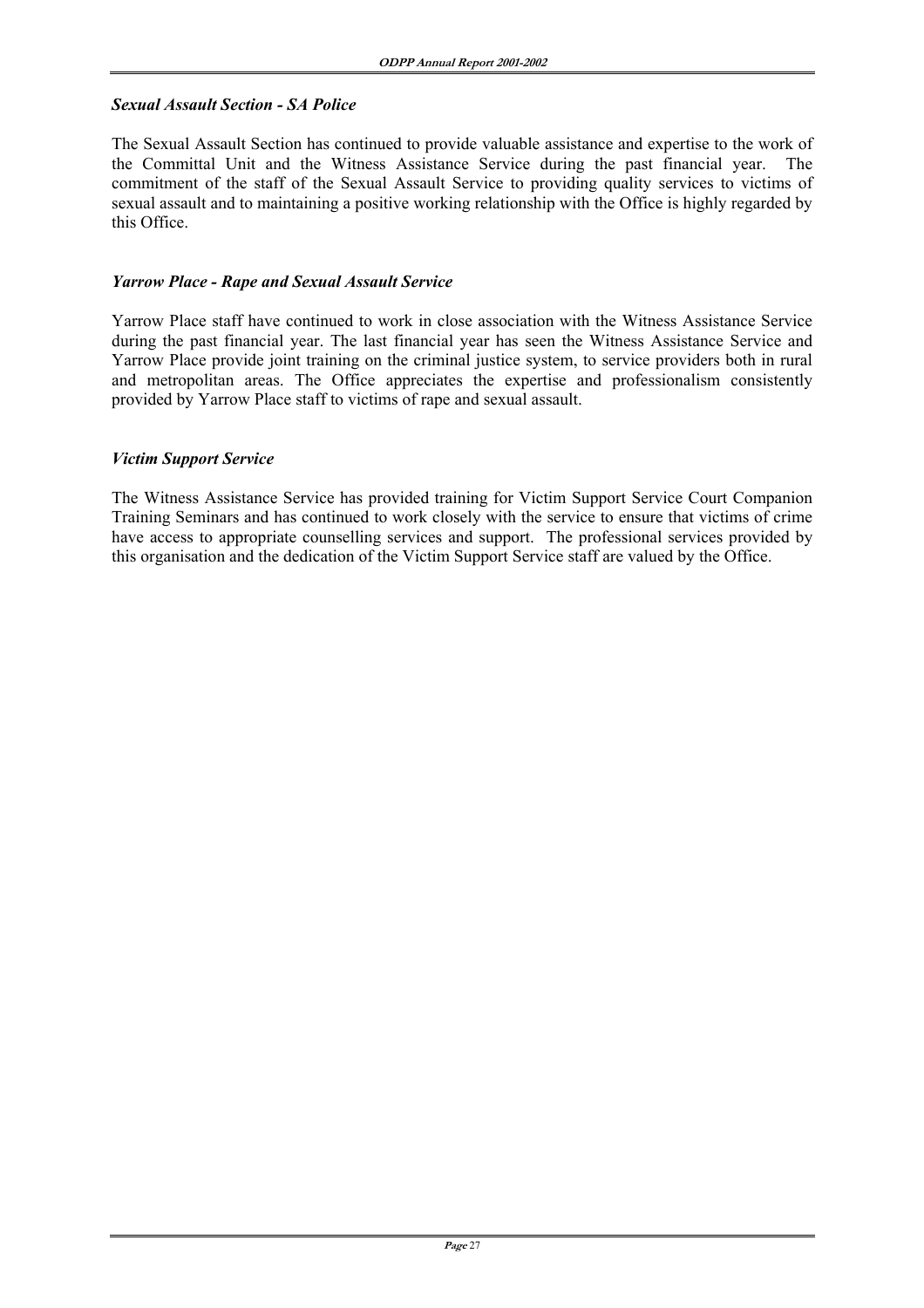### *Sexual Assault Section - SA Police*

The Sexual Assault Section has continued to provide valuable assistance and expertise to the work of the Committal Unit and the Witness Assistance Service during the past financial year. The commitment of the staff of the Sexual Assault Service to providing quality services to victims of sexual assault and to maintaining a positive working relationship with the Office is highly regarded by this Office.

### *Yarrow Place - Rape and Sexual Assault Service*

Yarrow Place staff have continued to work in close association with the Witness Assistance Service during the past financial year. The last financial year has seen the Witness Assistance Service and Yarrow Place provide joint training on the criminal justice system, to service providers both in rural and metropolitan areas. The Office appreciates the expertise and professionalism consistently provided by Yarrow Place staff to victims of rape and sexual assault.

### *Victim Support Service*

The Witness Assistance Service has provided training for Victim Support Service Court Companion Training Seminars and has continued to work closely with the service to ensure that victims of crime have access to appropriate counselling services and support. The professional services provided by this organisation and the dedication of the Victim Support Service staff are valued by the Office.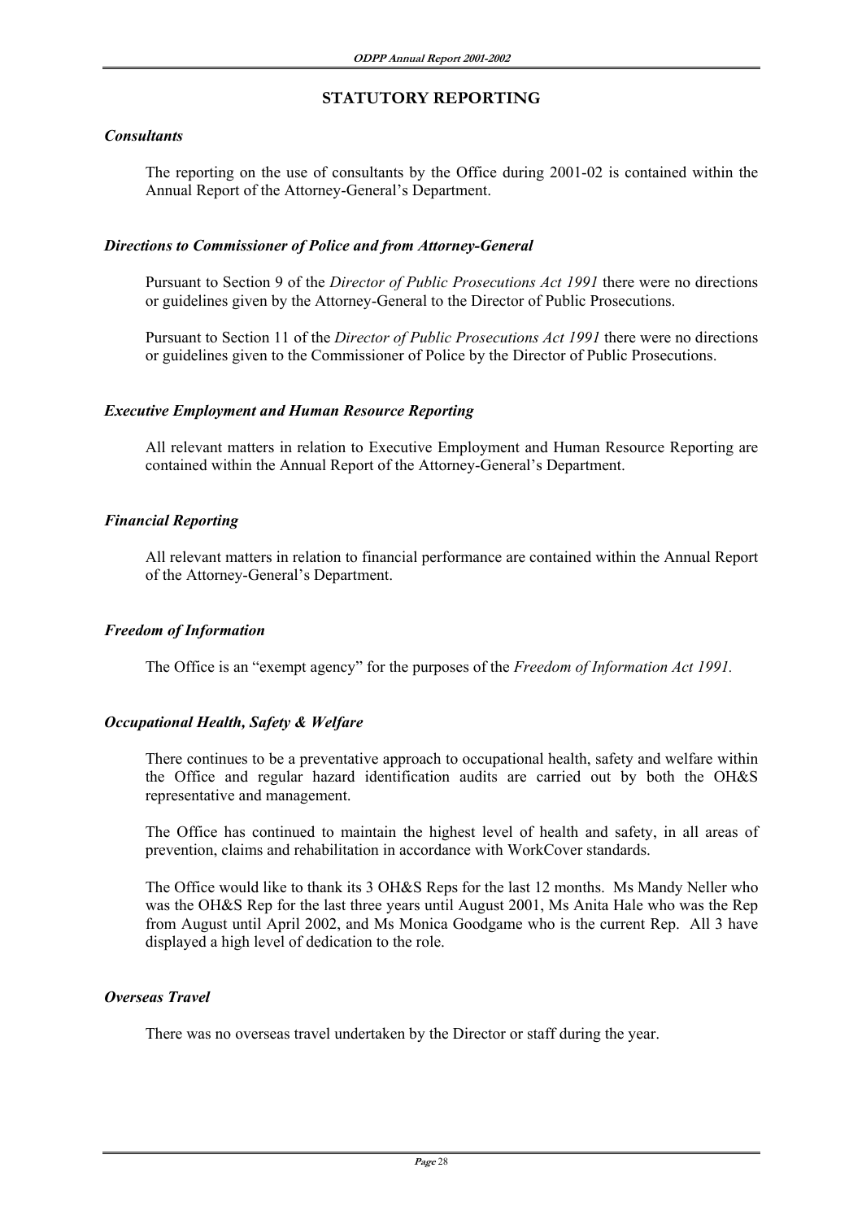## STATUTORY REPORTING

### *Consultants*

The reporting on the use of consultants by the Office during 2001-02 is contained within the Annual Report of the Attorney-General's Department.

### *Directions to Commissioner of Police and from Attorney-General*

Pursuant to Section 9 of the *Director of Public Prosecutions Act 1991* there were no directions or guidelines given by the Attorney-General to the Director of Public Prosecutions.

Pursuant to Section 11 of the *Director of Public Prosecutions Act 1991* there were no directions or guidelines given to the Commissioner of Police by the Director of Public Prosecutions.

### *Executive Employment and Human Resource Reporting*

All relevant matters in relation to Executive Employment and Human Resource Reporting are contained within the Annual Report of the Attorney-General's Department.

### *Financial Reporting*

All relevant matters in relation to financial performance are contained within the Annual Report of the Attorney-General's Department.

### *Freedom of Information*

The Office is an "exempt agency" for the purposes of the *Freedom of Information Act 1991.*

### *Occupational Health, Safety & Welfare*

There continues to be a preventative approach to occupational health, safety and welfare within the Office and regular hazard identification audits are carried out by both the OH&S representative and management.

The Office has continued to maintain the highest level of health and safety, in all areas of prevention, claims and rehabilitation in accordance with WorkCover standards.

The Office would like to thank its 3 OH&S Reps for the last 12 months. Ms Mandy Neller who was the OH&S Rep for the last three years until August 2001, Ms Anita Hale who was the Rep from August until April 2002, and Ms Monica Goodgame who is the current Rep. All 3 have displayed a high level of dedication to the role.

### *Overseas Travel*

There was no overseas travel undertaken by the Director or staff during the year.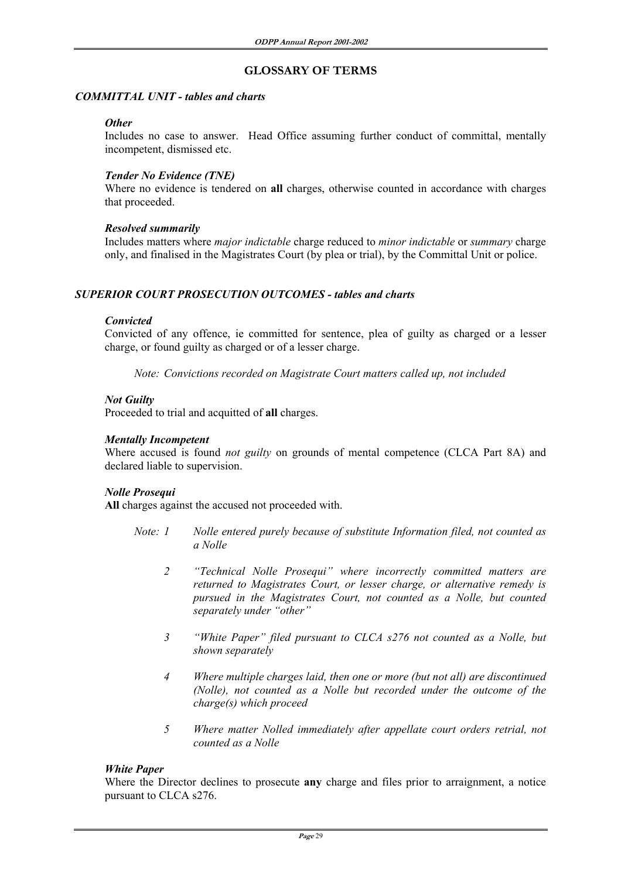# GLOSSARY OF TERMS

## *COMMITTAL UNIT - tables and charts*

### *Other*

Includes no case to answer. Head Office assuming further conduct of committal, mentally incompetent, dismissed etc.

### *Tender No Evidence (TNE)*

Where no evidence is tendered on **all** charges, otherwise counted in accordance with charges that proceeded.

### *Resolved summarily*

Includes matters where *major indictable* charge reduced to *minor indictable* or *summary* charge only, and finalised in the Magistrates Court (by plea or trial), by the Committal Unit or police.

## *SUPERIOR COURT PROSECUTION OUTCOMES - tables and charts*

### *Convicted*

Convicted of any offence, ie committed for sentence, plea of guilty as charged or a lesser charge, or found guilty as charged or of a lesser charge.

*Note: Convictions recorded on Magistrate Court matters called up, not included*

### *Not Guilty*

Proceeded to trial and acquitted of **all** charges.

### *Mentally Incompetent*

Where accused is found *not guilty* on grounds of mental competence (CLCA Part 8A) and declared liable to supervision.

### *Nolle Prosequi*

**All** charges against the accused not proceeded with.

*Note:*

1. *Nolle entered purely because of substitute Information filed, not counted as a Nolle*
2. *"Technical Nolle Prosequi" where incorrectly committed matters are returned to Magistrates Court, or lesser charge, or alternative remedy is pursued in the Magistrates Court, not counted as a Nolle, but counted separately under "other"*
3. *"White Paper" filed pursuant to CLCA s276 not counted as a Nolle, but shown separately*
4. *Where multiple charges laid, then one or more (but not all) are discontinued (Nolle), not counted as a Nolle but recorded under the outcome of the charge(s) which proceed*
5. *Where matter Nolled immediately after appellate court orders retrial, not counted as a Nolle*

### *White Paper*

Where the Director declines to prosecute **any** charge and files prior to arraignment, a notice pursuant to CLCA s276.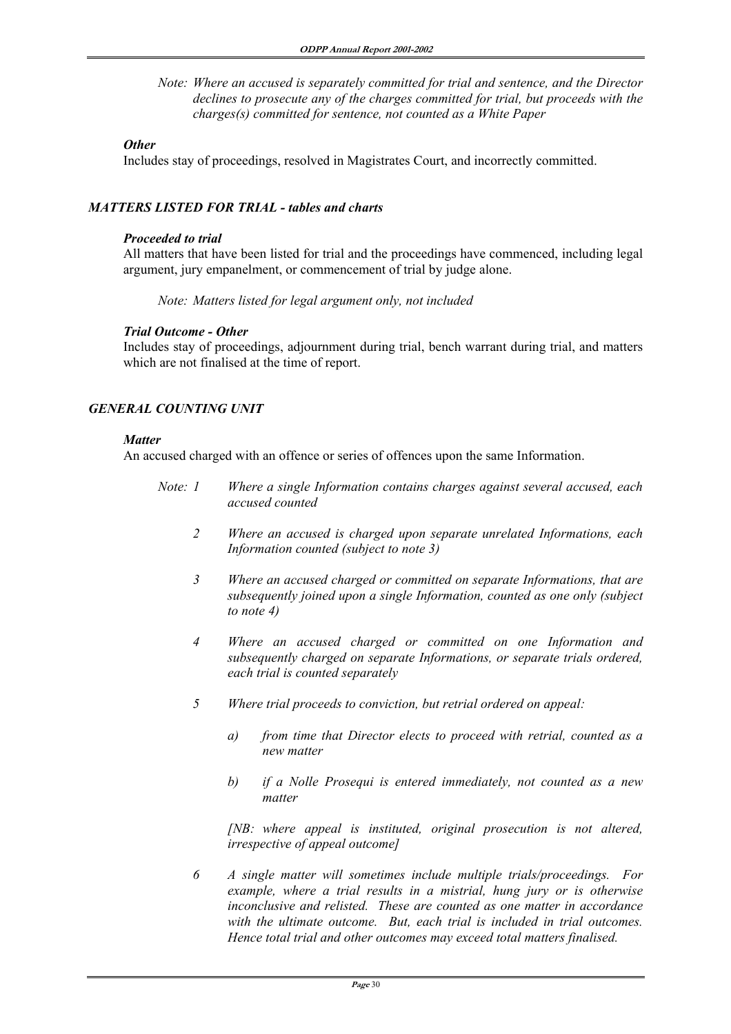*Note: Where an accused is separately committed for trial and sentence, and the Director declines to prosecute any of the charges committed for trial, but proceeds with the charges(s) committed for sentence, not counted as a White Paper*

***Other***

Includes stay of proceedings, resolved in Magistrates Court, and incorrectly committed.

### *MATTERS LISTED FOR TRIAL - tables and charts*

***Proceeded to trial***

All matters that have been listed for trial and the proceedings have commenced, including legal argument, jury empanelment, or commencement of trial by judge alone.

*Note: Matters listed for legal argument only, not included*

***Trial Outcome - Other***

Includes stay of proceedings, adjournment during trial, bench warrant during trial, and matters which are not finalised at the time of report.

### *GENERAL COUNTING UNIT*

***Matter***

An accused charged with an offence or series of offences upon the same Information.

*Note:*

1. *Where a single Information contains charges against several accused, each accused counted*
2. *Where an accused is charged upon separate unrelated Informations, each Information counted (subject to note 3)*
3. *Where an accused charged or committed on separate Informations, that are subsequently joined upon a single Information, counted as one only (subject to note 4)*
4. *Where an accused charged or committed on one Information and subsequently charged on separate Informations, or separate trials ordered, each trial is counted separately*
5. *Where trial proceeds to conviction, but retrial ordered on appeal:*
   - a) *from time that Director elects to proceed with retrial, counted as a new matter*
   - b) *if a Nolle Prosequi is entered immediately, not counted as a new matter*

   *[NB: where appeal is instituted, original prosecution is not altered, irrespective of appeal outcome]*
6. *A single matter will sometimes include multiple trials/proceedings. For example, where a trial results in a mistrial, hung jury or is otherwise inconclusive and relisted. These are counted as one matter in accordance with the ultimate outcome. But, each trial is included in trial outcomes. Hence total trial and other outcomes may exceed total matters finalised.*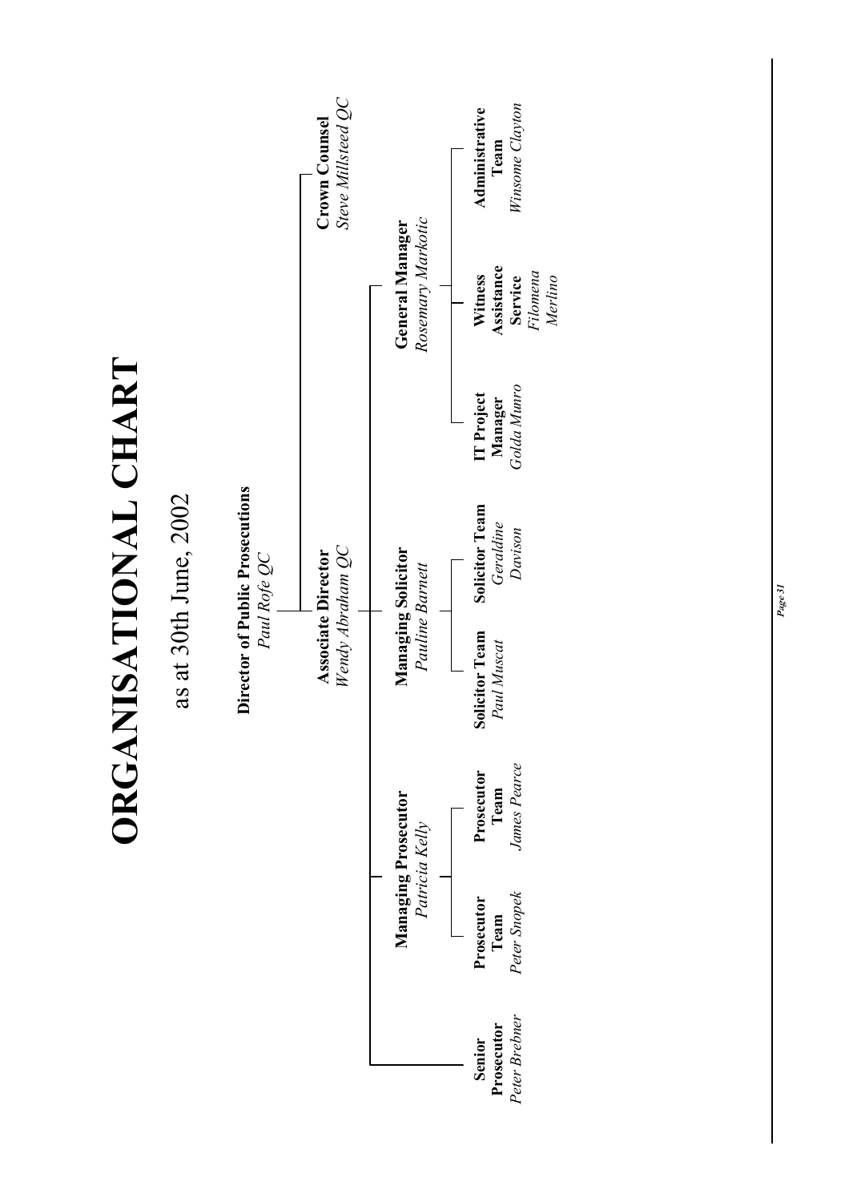# ORGANISATIONAL CHART

as at 30th June, 2002

- **Director of Public Prosecutions** — *Paul Rofe QC*
  - **Crown Counsel** — *Steve Millsteed QC*
  - **Associate Director** — *Wendy Abraham QC*
    - **Senior Prosecutor** — *Peter Brebner*
    - **Managing Prosecutor** — *Patricia Kelly*
      - **Prosecutor Team** — *Peter Snopek*
      - **Prosecutor Team** — *James Pearce*
    - **Managing Solicitor** — *Pauline Barnett*
      - **Solicitor Team** — *Paul Muscat*
      - **Solicitor Team** — *Geraldine Davison*
    - **General Manager** — *Rosemary Markotic*
      - **IT Project Manager** — *Golda Munro*
      - **Witness Assistance Service** — *Filomena Merlino*
      - **Administrative Team** — *Winsome Clayton*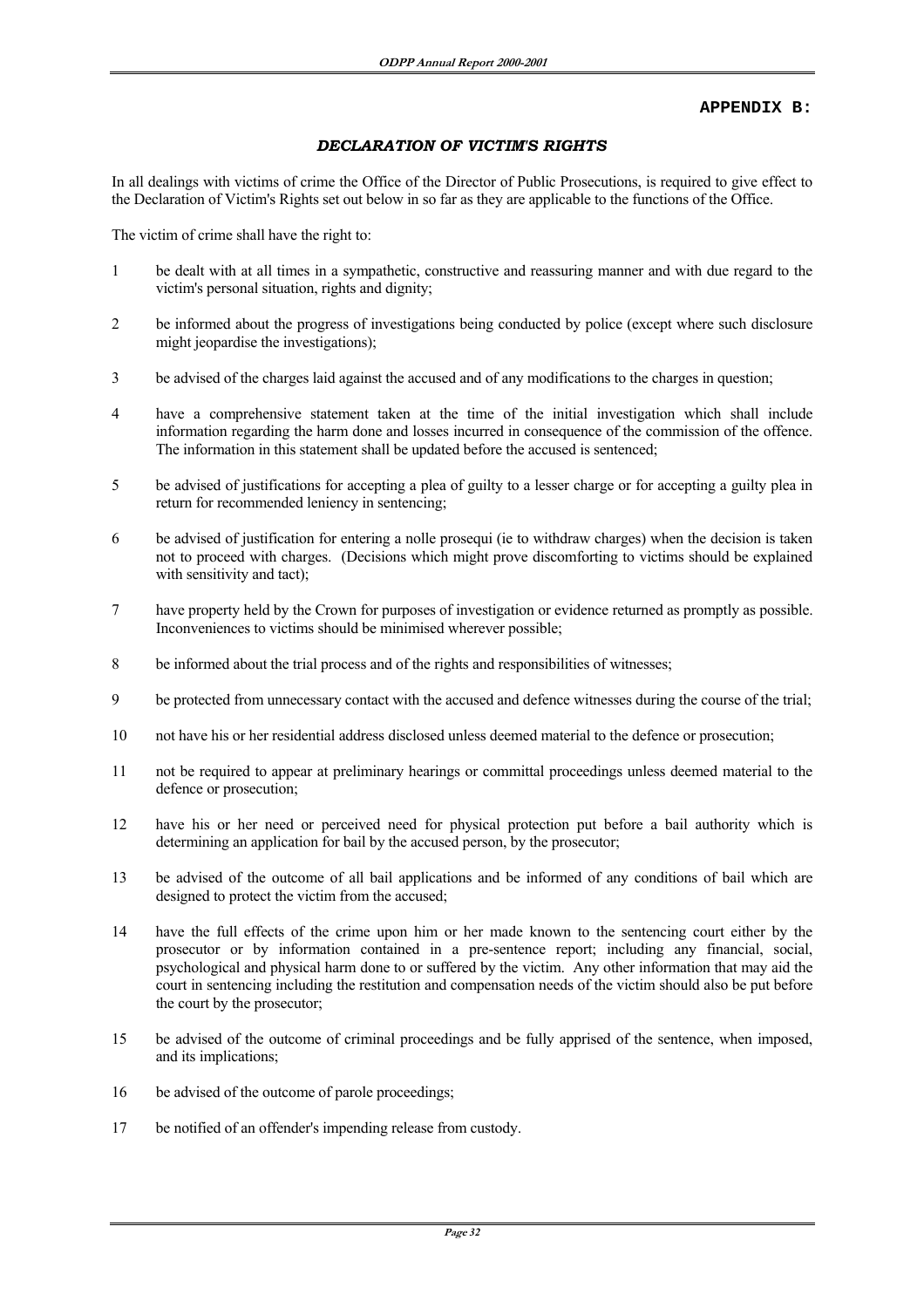**APPENDIX B:**

## *DECLARATION OF VICTIM'S RIGHTS*

In all dealings with victims of crime the Office of the Director of Public Prosecutions, is required to give effect to the Declaration of Victim's Rights set out below in so far as they are applicable to the functions of the Office.

The victim of crime shall have the right to:

1. be dealt with at all times in a sympathetic, constructive and reassuring manner and with due regard to the victim's personal situation, rights and dignity;
2. be informed about the progress of investigations being conducted by police (except where such disclosure might jeopardise the investigations);
3. be advised of the charges laid against the accused and of any modifications to the charges in question;
4. have a comprehensive statement taken at the time of the initial investigation which shall include information regarding the harm done and losses incurred in consequence of the commission of the offence. The information in this statement shall be updated before the accused is sentenced;
5. be advised of justifications for accepting a plea of guilty to a lesser charge or for accepting a guilty plea in return for recommended leniency in sentencing;
6. be advised of justification for entering a nolle prosequi (ie to withdraw charges) when the decision is taken not to proceed with charges. (Decisions which might prove discomforting to victims should be explained with sensitivity and tact);
7. have property held by the Crown for purposes of investigation or evidence returned as promptly as possible. Inconveniences to victims should be minimised wherever possible;
8. be informed about the trial process and of the rights and responsibilities of witnesses;
9. be protected from unnecessary contact with the accused and defence witnesses during the course of the trial;
10. not have his or her residential address disclosed unless deemed material to the defence or prosecution;
11. not be required to appear at preliminary hearings or committal proceedings unless deemed material to the defence or prosecution;
12. have his or her need or perceived need for physical protection put before a bail authority which is determining an application for bail by the accused person, by the prosecutor;
13. be advised of the outcome of all bail applications and be informed of any conditions of bail which are designed to protect the victim from the accused;
14. have the full effects of the crime upon him or her made known to the sentencing court either by the prosecutor or by information contained in a pre-sentence report; including any financial, social, psychological and physical harm done to or suffered by the victim. Any other information that may aid the court in sentencing including the restitution and compensation needs of the victim should also be put before the court by the prosecutor;
15. be advised of the outcome of criminal proceedings and be fully apprised of the sentence, when imposed, and its implications;
16. be advised of the outcome of parole proceedings;
17. be notified of an offender's impending release from custody.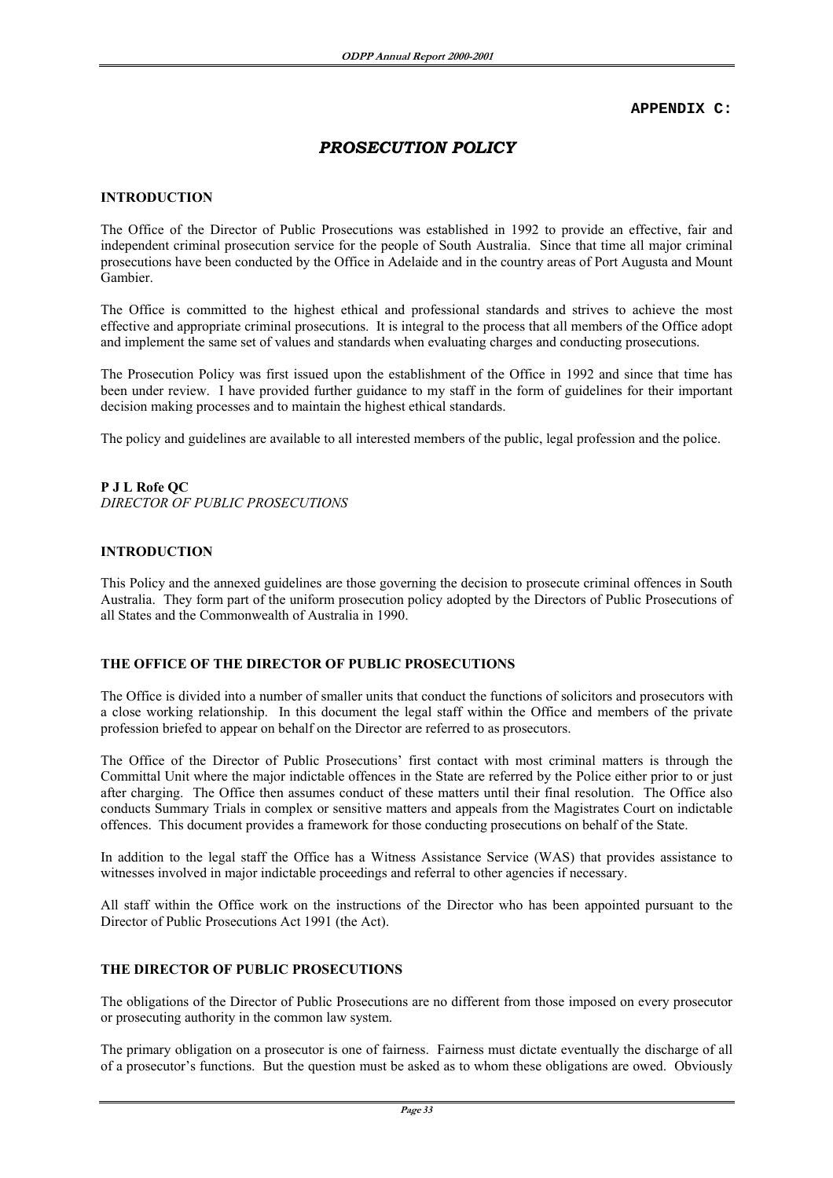**APPENDIX C:**

# *PROSECUTION POLICY*

## INTRODUCTION

The Office of the Director of Public Prosecutions was established in 1992 to provide an effective, fair and independent criminal prosecution service for the people of South Australia. Since that time all major criminal prosecutions have been conducted by the Office in Adelaide and in the country areas of Port Augusta and Mount Gambier.

The Office is committed to the highest ethical and professional standards and strives to achieve the most effective and appropriate criminal prosecutions. It is integral to the process that all members of the Office adopt and implement the same set of values and standards when evaluating charges and conducting prosecutions.

The Prosecution Policy was first issued upon the establishment of the Office in 1992 and since that time has been under review. I have provided further guidance to my staff in the form of guidelines for their important decision making processes and to maintain the highest ethical standards.

The policy and guidelines are available to all interested members of the public, legal profession and the police.

**P J L Rofe QC**
*DIRECTOR OF PUBLIC PROSECUTIONS*

## INTRODUCTION

This Policy and the annexed guidelines are those governing the decision to prosecute criminal offences in South Australia. They form part of the uniform prosecution policy adopted by the Directors of Public Prosecutions of all States and the Commonwealth of Australia in 1990.

## THE OFFICE OF THE DIRECTOR OF PUBLIC PROSECUTIONS

The Office is divided into a number of smaller units that conduct the functions of solicitors and prosecutors with a close working relationship. In this document the legal staff within the Office and members of the private profession briefed to appear on behalf on the Director are referred to as prosecutors.

The Office of the Director of Public Prosecutions' first contact with most criminal matters is through the Committal Unit where the major indictable offences in the State are referred by the Police either prior to or just after charging. The Office then assumes conduct of these matters until their final resolution. The Office also conducts Summary Trials in complex or sensitive matters and appeals from the Magistrates Court on indictable offences. This document provides a framework for those conducting prosecutions on behalf of the State.

In addition to the legal staff the Office has a Witness Assistance Service (WAS) that provides assistance to witnesses involved in major indictable proceedings and referral to other agencies if necessary.

All staff within the Office work on the instructions of the Director who has been appointed pursuant to the Director of Public Prosecutions Act 1991 (the Act).

## THE DIRECTOR OF PUBLIC PROSECUTIONS

The obligations of the Director of Public Prosecutions are no different from those imposed on every prosecutor or prosecuting authority in the common law system.

The primary obligation on a prosecutor is one of fairness. Fairness must dictate eventually the discharge of all of a prosecutor's functions. But the question must be asked as to whom these obligations are owed. Obviously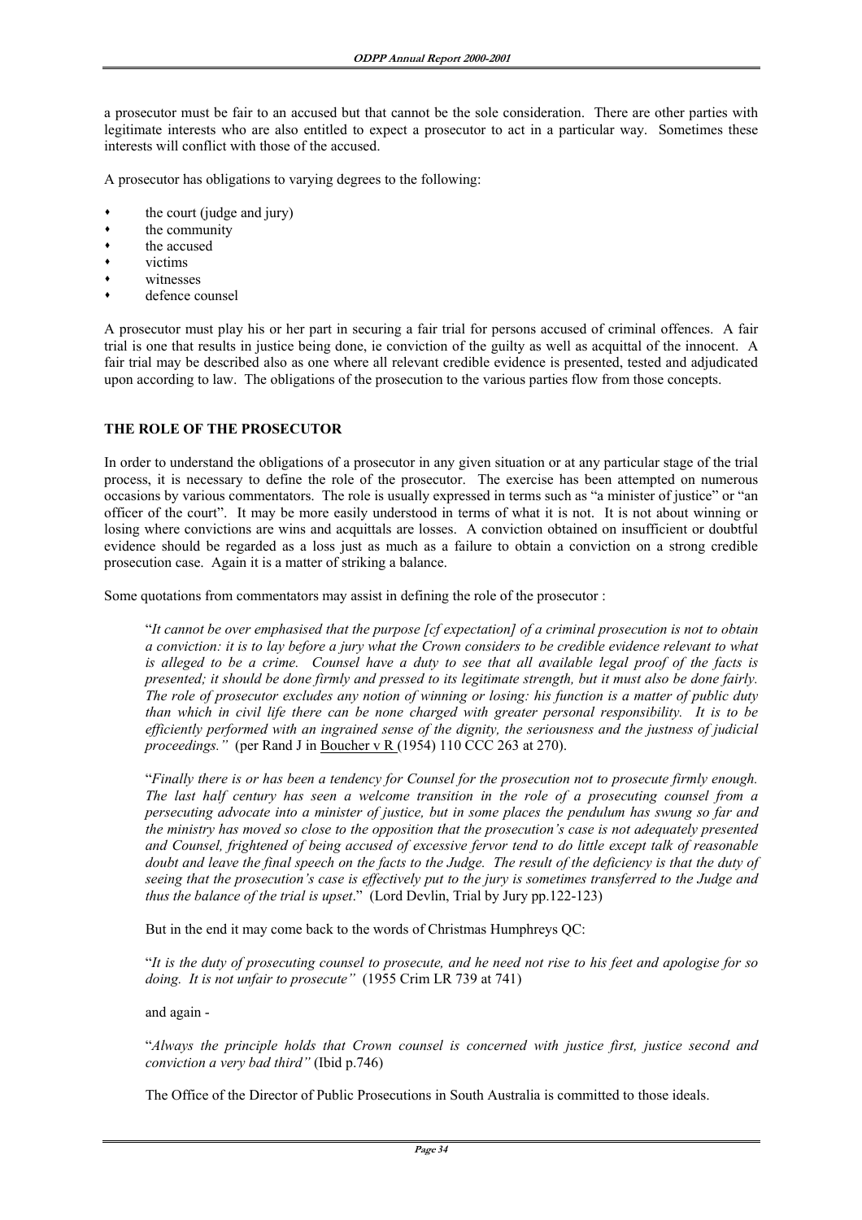a prosecutor must be fair to an accused but that cannot be the sole consideration. There are other parties with legitimate interests who are also entitled to expect a prosecutor to act in a particular way. Sometimes these interests will conflict with those of the accused.

A prosecutor has obligations to varying degrees to the following:

- the court (judge and jury)
- the community
- the accused
- victims
- witnesses
- defence counsel

A prosecutor must play his or her part in securing a fair trial for persons accused of criminal offences. A fair trial is one that results in justice being done, ie conviction of the guilty as well as acquittal of the innocent. A fair trial may be described also as one where all relevant credible evidence is presented, tested and adjudicated upon according to law. The obligations of the prosecution to the various parties flow from those concepts.

## THE ROLE OF THE PROSECUTOR

In order to understand the obligations of a prosecutor in any given situation or at any particular stage of the trial process, it is necessary to define the role of the prosecutor. The exercise has been attempted on numerous occasions by various commentators. The role is usually expressed in terms such as "a minister of justice" or "an officer of the court". It may be more easily understood in terms of what it is not. It is not about winning or losing where convictions are wins and acquittals are losses. A conviction obtained on insufficient or doubtful evidence should be regarded as a loss just as much as a failure to obtain a conviction on a strong credible prosecution case. Again it is a matter of striking a balance.

Some quotations from commentators may assist in defining the role of the prosecutor :

> "*It cannot be over emphasised that the purpose [cf expectation] of a criminal prosecution is not to obtain a conviction: it is to lay before a jury what the Crown considers to be credible evidence relevant to what is alleged to be a crime. Counsel have a duty to see that all available legal proof of the facts is presented; it should be done firmly and pressed to its legitimate strength, but it must also be done fairly. The role of prosecutor excludes any notion of winning or losing: his function is a matter of public duty than which in civil life there can be none charged with greater personal responsibility. It is to be efficiently performed with an ingrained sense of the dignity, the seriousness and the justness of judicial proceedings.*" (per Rand J in Boucher v R (1954) 110 CCC 263 at 270).

> "*Finally there is or has been a tendency for Counsel for the prosecution not to prosecute firmly enough. The last half century has seen a welcome transition in the role of a prosecuting counsel from a persecuting advocate into a minister of justice, but in some places the pendulum has swung so far and the ministry has moved so close to the opposition that the prosecution's case is not adequately presented and Counsel, frightened of being accused of excessive fervor tend to do little except talk of reasonable doubt and leave the final speech on the facts to the Judge. The result of the deficiency is that the duty of seeing that the prosecution's case is effectively put to the jury is sometimes transferred to the Judge and thus the balance of the trial is upset*." (Lord Devlin, Trial by Jury pp.122-123)

> But in the end it may come back to the words of Christmas Humphreys QC:

> "*It is the duty of prosecuting counsel to prosecute, and he need not rise to his feet and apologise for so doing. It is not unfair to prosecute*" (1955 Crim LR 739 at 741)

> and again -

> "*Always the principle holds that Crown counsel is concerned with justice first, justice second and conviction a very bad third*" (Ibid p.746)

> The Office of the Director of Public Prosecutions in South Australia is committed to those ideals.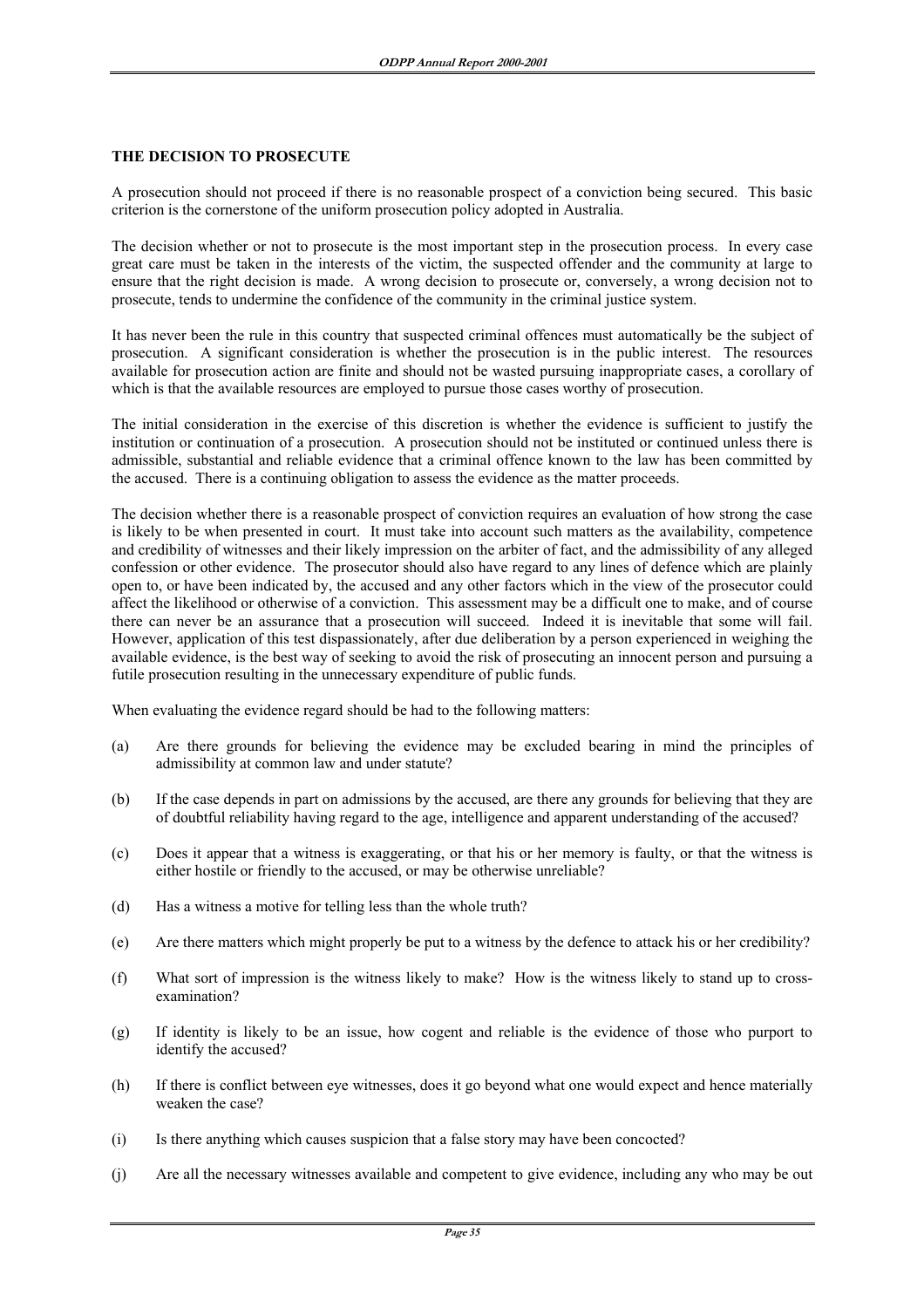## THE DECISION TO PROSECUTE

A prosecution should not proceed if there is no reasonable prospect of a conviction being secured. This basic criterion is the cornerstone of the uniform prosecution policy adopted in Australia.

The decision whether or not to prosecute is the most important step in the prosecution process. In every case great care must be taken in the interests of the victim, the suspected offender and the community at large to ensure that the right decision is made. A wrong decision to prosecute or, conversely, a wrong decision not to prosecute, tends to undermine the confidence of the community in the criminal justice system.

It has never been the rule in this country that suspected criminal offences must automatically be the subject of prosecution. A significant consideration is whether the prosecution is in the public interest. The resources available for prosecution action are finite and should not be wasted pursuing inappropriate cases, a corollary of which is that the available resources are employed to pursue those cases worthy of prosecution.

The initial consideration in the exercise of this discretion is whether the evidence is sufficient to justify the institution or continuation of a prosecution. A prosecution should not be instituted or continued unless there is admissible, substantial and reliable evidence that a criminal offence known to the law has been committed by the accused. There is a continuing obligation to assess the evidence as the matter proceeds.

The decision whether there is a reasonable prospect of conviction requires an evaluation of how strong the case is likely to be when presented in court. It must take into account such matters as the availability, competence and credibility of witnesses and their likely impression on the arbiter of fact, and the admissibility of any alleged confession or other evidence. The prosecutor should also have regard to any lines of defence which are plainly open to, or have been indicated by, the accused and any other factors which in the view of the prosecutor could affect the likelihood or otherwise of a conviction. This assessment may be a difficult one to make, and of course there can never be an assurance that a prosecution will succeed. Indeed it is inevitable that some will fail. However, application of this test dispassionately, after due deliberation by a person experienced in weighing the available evidence, is the best way of seeking to avoid the risk of prosecuting an innocent person and pursuing a futile prosecution resulting in the unnecessary expenditure of public funds.

When evaluating the evidence regard should be had to the following matters:

(a) Are there grounds for believing the evidence may be excluded bearing in mind the principles of admissibility at common law and under statute?

(b) If the case depends in part on admissions by the accused, are there any grounds for believing that they are of doubtful reliability having regard to the age, intelligence and apparent understanding of the accused?

(c) Does it appear that a witness is exaggerating, or that his or her memory is faulty, or that the witness is either hostile or friendly to the accused, or may be otherwise unreliable?

(d) Has a witness a motive for telling less than the whole truth?

(e) Are there matters which might properly be put to a witness by the defence to attack his or her credibility?

(f) What sort of impression is the witness likely to make? How is the witness likely to stand up to cross-examination?

(g) If identity is likely to be an issue, how cogent and reliable is the evidence of those who purport to identify the accused?

(h) If there is conflict between eye witnesses, does it go beyond what one would expect and hence materially weaken the case?

(i) Is there anything which causes suspicion that a false story may have been concocted?

(j) Are all the necessary witnesses available and competent to give evidence, including any who may be out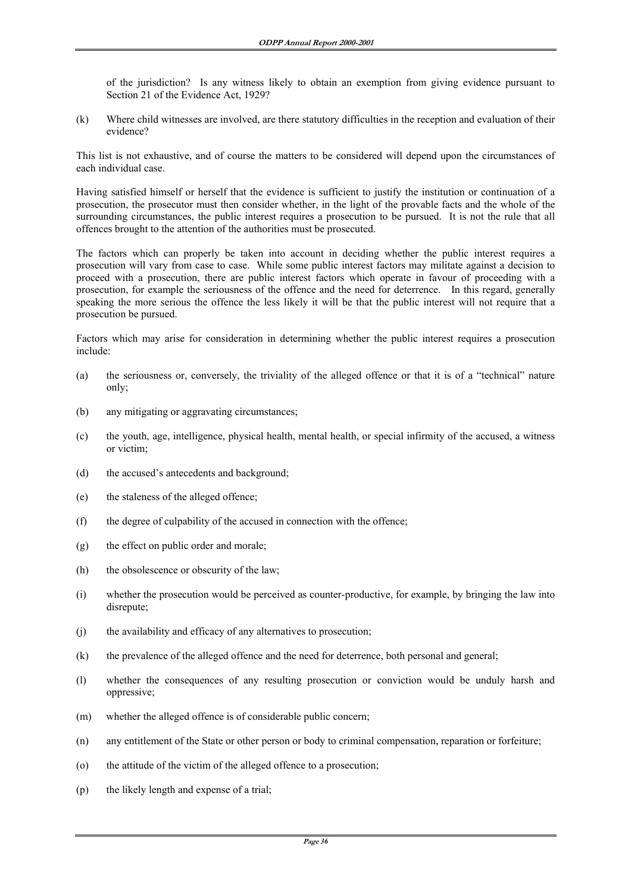of the jurisdiction? Is any witness likely to obtain an exemption from giving evidence pursuant to Section 21 of the Evidence Act, 1929?

(k) Where child witnesses are involved, are there statutory difficulties in the reception and evaluation of their evidence?

This list is not exhaustive, and of course the matters to be considered will depend upon the circumstances of each individual case.

Having satisfied himself or herself that the evidence is sufficient to justify the institution or continuation of a prosecution, the prosecutor must then consider whether, in the light of the provable facts and the whole of the surrounding circumstances, the public interest requires a prosecution to be pursued. It is not the rule that all offences brought to the attention of the authorities must be prosecuted.

The factors which can properly be taken into account in deciding whether the public interest requires a prosecution will vary from case to case. While some public interest factors may militate against a decision to proceed with a prosecution, there are public interest factors which operate in favour of proceeding with a prosecution, for example the seriousness of the offence and the need for deterrence. In this regard, generally speaking the more serious the offence the less likely it will be that the public interest will not require that a prosecution be pursued.

Factors which may arise for consideration in determining whether the public interest requires a prosecution include:

(a) the seriousness or, conversely, the triviality of the alleged offence or that it is of a "technical" nature only;

(b) any mitigating or aggravating circumstances;

(c) the youth, age, intelligence, physical health, mental health, or special infirmity of the accused, a witness or victim;

(d) the accused's antecedents and background;

(e) the staleness of the alleged offence;

(f) the degree of culpability of the accused in connection with the offence;

(g) the effect on public order and morale;

(h) the obsolescence or obscurity of the law;

(i) whether the prosecution would be perceived as counter-productive, for example, by bringing the law into disrepute;

(j) the availability and efficacy of any alternatives to prosecution;

(k) the prevalence of the alleged offence and the need for deterrence, both personal and general;

(l) whether the consequences of any resulting prosecution or conviction would be unduly harsh and oppressive;

(m) whether the alleged offence is of considerable public concern;

(n) any entitlement of the State or other person or body to criminal compensation, reparation or forfeiture;

(o) the attitude of the victim of the alleged offence to a prosecution;

(p) the likely length and expense of a trial;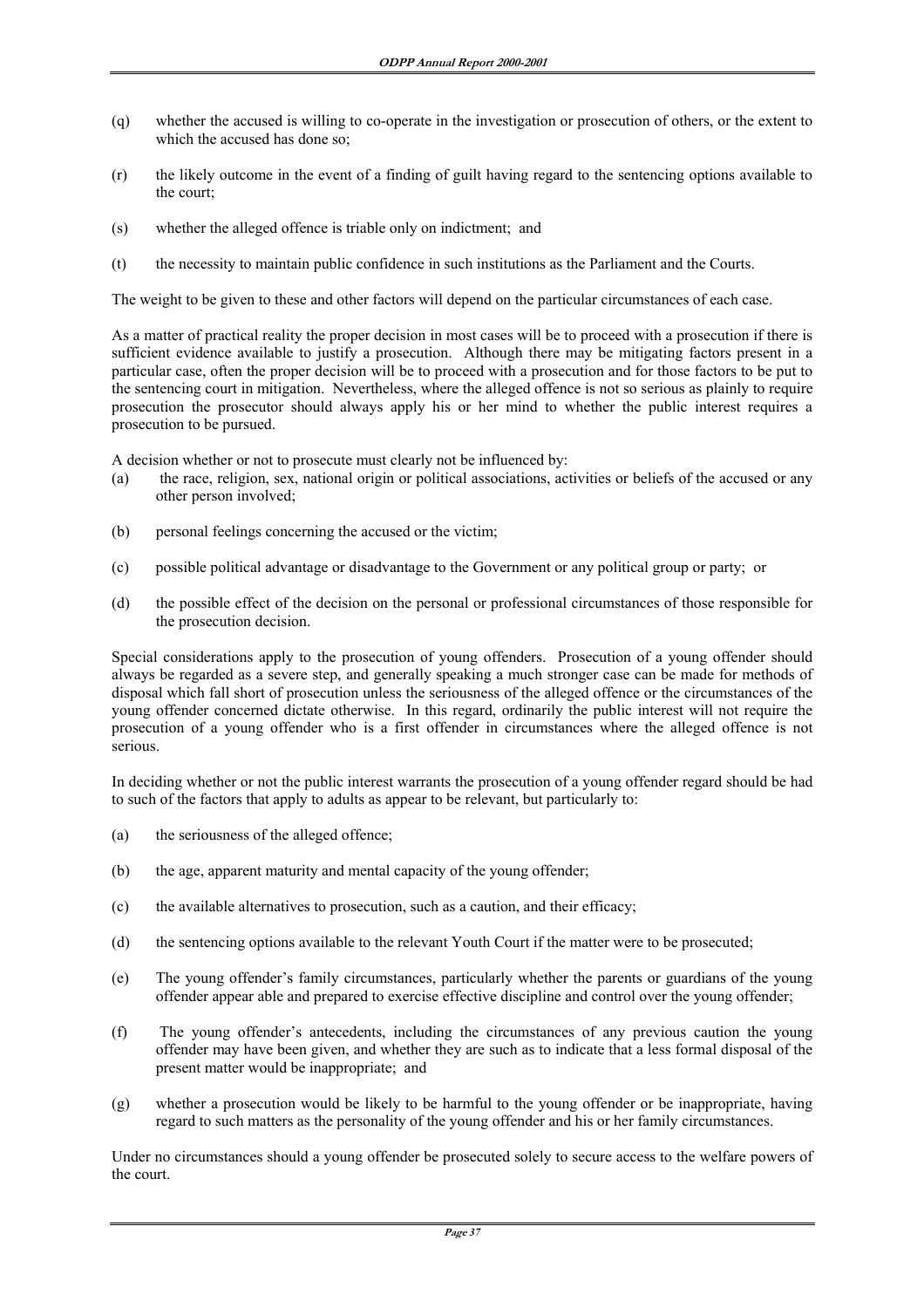(q) whether the accused is willing to co-operate in the investigation or prosecution of others, or the extent to which the accused has done so;

(r) the likely outcome in the event of a finding of guilt having regard to the sentencing options available to the court;

(s) whether the alleged offence is triable only on indictment; and

(t) the necessity to maintain public confidence in such institutions as the Parliament and the Courts.

The weight to be given to these and other factors will depend on the particular circumstances of each case.

As a matter of practical reality the proper decision in most cases will be to proceed with a prosecution if there is sufficient evidence available to justify a prosecution. Although there may be mitigating factors present in a particular case, often the proper decision will be to proceed with a prosecution and for those factors to be put to the sentencing court in mitigation. Nevertheless, where the alleged offence is not so serious as plainly to require prosecution the prosecutor should always apply his or her mind to whether the public interest requires a prosecution to be pursued.

A decision whether or not to prosecute must clearly not be influenced by:

(a) the race, religion, sex, national origin or political associations, activities or beliefs of the accused or any other person involved;

(b) personal feelings concerning the accused or the victim;

(c) possible political advantage or disadvantage to the Government or any political group or party; or

(d) the possible effect of the decision on the personal or professional circumstances of those responsible for the prosecution decision.

Special considerations apply to the prosecution of young offenders. Prosecution of a young offender should always be regarded as a severe step, and generally speaking a much stronger case can be made for methods of disposal which fall short of prosecution unless the seriousness of the alleged offence or the circumstances of the young offender concerned dictate otherwise. In this regard, ordinarily the public interest will not require the prosecution of a young offender who is a first offender in circumstances where the alleged offence is not serious.

In deciding whether or not the public interest warrants the prosecution of a young offender regard should be had to such of the factors that apply to adults as appear to be relevant, but particularly to:

(a) the seriousness of the alleged offence;

(b) the age, apparent maturity and mental capacity of the young offender;

(c) the available alternatives to prosecution, such as a caution, and their efficacy;

(d) the sentencing options available to the relevant Youth Court if the matter were to be prosecuted;

(e) The young offender's family circumstances, particularly whether the parents or guardians of the young offender appear able and prepared to exercise effective discipline and control over the young offender;

(f) The young offender's antecedents, including the circumstances of any previous caution the young offender may have been given, and whether they are such as to indicate that a less formal disposal of the present matter would be inappropriate; and

(g) whether a prosecution would be likely to be harmful to the young offender or be inappropriate, having regard to such matters as the personality of the young offender and his or her family circumstances.

Under no circumstances should a young offender be prosecuted solely to secure access to the welfare powers of the court.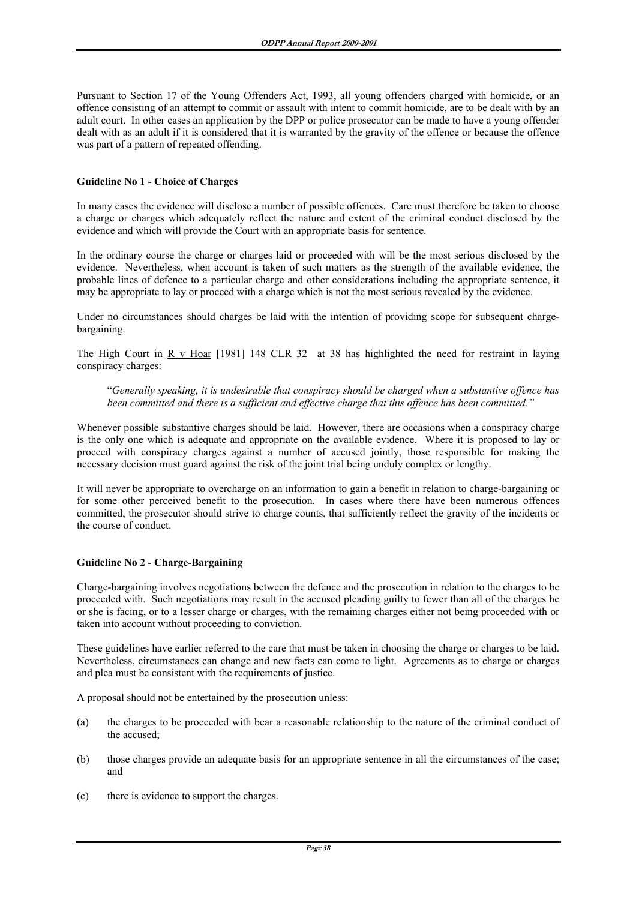Pursuant to Section 17 of the Young Offenders Act, 1993, all young offenders charged with homicide, or an offence consisting of an attempt to commit or assault with intent to commit homicide, are to be dealt with by an adult court. In other cases an application by the DPP or police prosecutor can be made to have a young offender dealt with as an adult if it is considered that it is warranted by the gravity of the offence or because the offence was part of a pattern of repeated offending.

**Guideline No 1 - Choice of Charges**

In many cases the evidence will disclose a number of possible offences. Care must therefore be taken to choose a charge or charges which adequately reflect the nature and extent of the criminal conduct disclosed by the evidence and which will provide the Court with an appropriate basis for sentence.

In the ordinary course the charge or charges laid or proceeded with will be the most serious disclosed by the evidence. Nevertheless, when account is taken of such matters as the strength of the available evidence, the probable lines of defence to a particular charge and other considerations including the appropriate sentence, it may be appropriate to lay or proceed with a charge which is not the most serious revealed by the evidence.

Under no circumstances should charges be laid with the intention of providing scope for subsequent charge-bargaining.

The High Court in R v Hoar [1981] 148 CLR 32 at 38 has highlighted the need for restraint in laying conspiracy charges:

> "*Generally speaking, it is undesirable that conspiracy should be charged when a substantive offence has been committed and there is a sufficient and effective charge that this offence has been committed.*"

Whenever possible substantive charges should be laid. However, there are occasions when a conspiracy charge is the only one which is adequate and appropriate on the available evidence. Where it is proposed to lay or proceed with conspiracy charges against a number of accused jointly, those responsible for making the necessary decision must guard against the risk of the joint trial being unduly complex or lengthy.

It will never be appropriate to overcharge on an information to gain a benefit in relation to charge-bargaining or for some other perceived benefit to the prosecution. In cases where there have been numerous offences committed, the prosecutor should strive to charge counts, that sufficiently reflect the gravity of the incidents or the course of conduct.

**Guideline No 2 - Charge-Bargaining**

Charge-bargaining involves negotiations between the defence and the prosecution in relation to the charges to be proceeded with. Such negotiations may result in the accused pleading guilty to fewer than all of the charges he or she is facing, or to a lesser charge or charges, with the remaining charges either not being proceeded with or taken into account without proceeding to conviction.

These guidelines have earlier referred to the care that must be taken in choosing the charge or charges to be laid. Nevertheless, circumstances can change and new facts can come to light. Agreements as to charge or charges and plea must be consistent with the requirements of justice.

A proposal should not be entertained by the prosecution unless:

(a) the charges to be proceeded with bear a reasonable relationship to the nature of the criminal conduct of the accused;

(b) those charges provide an adequate basis for an appropriate sentence in all the circumstances of the case; and

(c) there is evidence to support the charges.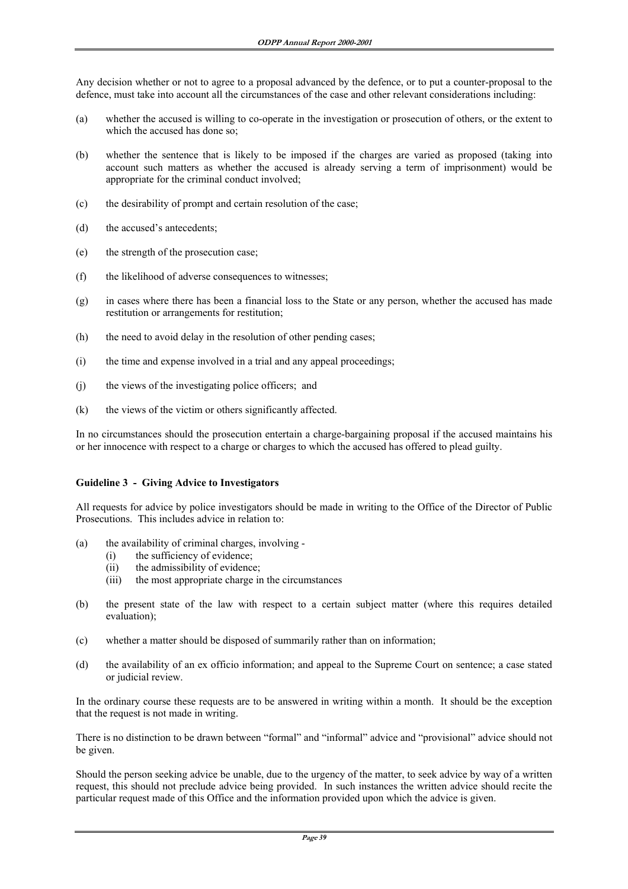Any decision whether or not to agree to a proposal advanced by the defence, or to put a counter-proposal to the defence, must take into account all the circumstances of the case and other relevant considerations including:

(a) whether the accused is willing to co-operate in the investigation or prosecution of others, or the extent to which the accused has done so;

(b) whether the sentence that is likely to be imposed if the charges are varied as proposed (taking into account such matters as whether the accused is already serving a term of imprisonment) would be appropriate for the criminal conduct involved;

(c) the desirability of prompt and certain resolution of the case;

(d) the accused's antecedents;

(e) the strength of the prosecution case;

(f) the likelihood of adverse consequences to witnesses;

(g) in cases where there has been a financial loss to the State or any person, whether the accused has made restitution or arrangements for restitution;

(h) the need to avoid delay in the resolution of other pending cases;

(i) the time and expense involved in a trial and any appeal proceedings;

(j) the views of the investigating police officers; and

(k) the views of the victim or others significantly affected.

In no circumstances should the prosecution entertain a charge-bargaining proposal if the accused maintains his or her innocence with respect to a charge or charges to which the accused has offered to plead guilty.

**Guideline 3 - Giving Advice to Investigators**

All requests for advice by police investigators should be made in writing to the Office of the Director of Public Prosecutions. This includes advice in relation to:

(a) the availability of criminal charges, involving -
   (i) the sufficiency of evidence;
   (ii) the admissibility of evidence;
   (iii) the most appropriate charge in the circumstances

(b) the present state of the law with respect to a certain subject matter (where this requires detailed evaluation);

(c) whether a matter should be disposed of summarily rather than on information;

(d) the availability of an ex officio information; and appeal to the Supreme Court on sentence; a case stated or judicial review.

In the ordinary course these requests are to be answered in writing within a month. It should be the exception that the request is not made in writing.

There is no distinction to be drawn between "formal" and "informal" advice and "provisional" advice should not be given.

Should the person seeking advice be unable, due to the urgency of the matter, to seek advice by way of a written request, this should not preclude advice being provided. In such instances the written advice should recite the particular request made of this Office and the information provided upon which the advice is given.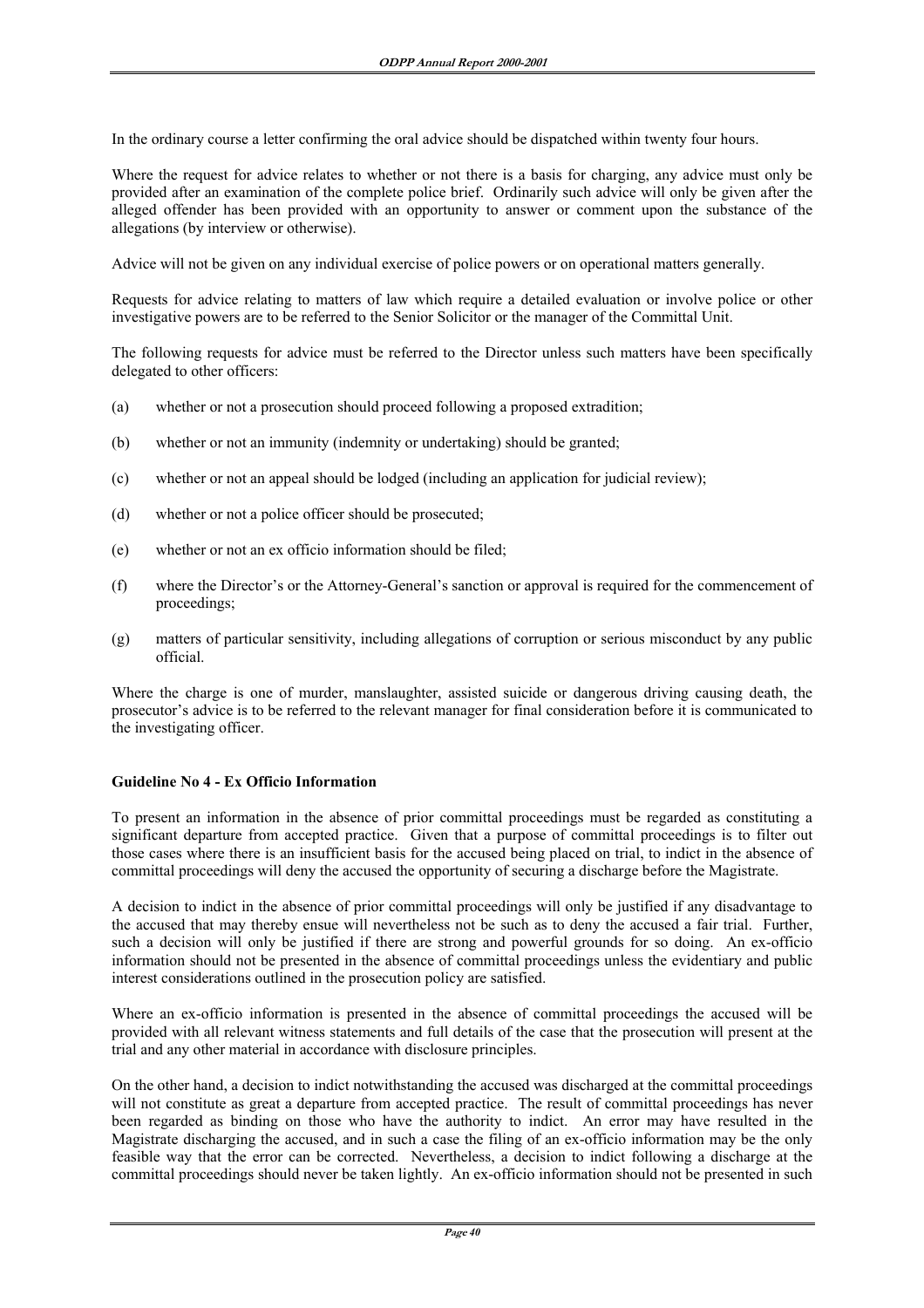In the ordinary course a letter confirming the oral advice should be dispatched within twenty four hours.

Where the request for advice relates to whether or not there is a basis for charging, any advice must only be provided after an examination of the complete police brief. Ordinarily such advice will only be given after the alleged offender has been provided with an opportunity to answer or comment upon the substance of the allegations (by interview or otherwise).

Advice will not be given on any individual exercise of police powers or on operational matters generally.

Requests for advice relating to matters of law which require a detailed evaluation or involve police or other investigative powers are to be referred to the Senior Solicitor or the manager of the Committal Unit.

The following requests for advice must be referred to the Director unless such matters have been specifically delegated to other officers:

(a) whether or not a prosecution should proceed following a proposed extradition;

(b) whether or not an immunity (indemnity or undertaking) should be granted;

(c) whether or not an appeal should be lodged (including an application for judicial review);

(d) whether or not a police officer should be prosecuted;

(e) whether or not an ex officio information should be filed;

(f) where the Director's or the Attorney-General's sanction or approval is required for the commencement of proceedings;

(g) matters of particular sensitivity, including allegations of corruption or serious misconduct by any public official.

Where the charge is one of murder, manslaughter, assisted suicide or dangerous driving causing death, the prosecutor's advice is to be referred to the relevant manager for final consideration before it is communicated to the investigating officer.

**Guideline No 4 - Ex Officio Information**

To present an information in the absence of prior committal proceedings must be regarded as constituting a significant departure from accepted practice. Given that a purpose of committal proceedings is to filter out those cases where there is an insufficient basis for the accused being placed on trial, to indict in the absence of committal proceedings will deny the accused the opportunity of securing a discharge before the Magistrate.

A decision to indict in the absence of prior committal proceedings will only be justified if any disadvantage to the accused that may thereby ensue will nevertheless not be such as to deny the accused a fair trial. Further, such a decision will only be justified if there are strong and powerful grounds for so doing. An ex-officio information should not be presented in the absence of committal proceedings unless the evidentiary and public interest considerations outlined in the prosecution policy are satisfied.

Where an ex-officio information is presented in the absence of committal proceedings the accused will be provided with all relevant witness statements and full details of the case that the prosecution will present at the trial and any other material in accordance with disclosure principles.

On the other hand, a decision to indict notwithstanding the accused was discharged at the committal proceedings will not constitute as great a departure from accepted practice. The result of committal proceedings has never been regarded as binding on those who have the authority to indict. An error may have resulted in the Magistrate discharging the accused, and in such a case the filing of an ex-officio information may be the only feasible way that the error can be corrected. Nevertheless, a decision to indict following a discharge at the committal proceedings should never be taken lightly. An ex-officio information should not be presented in such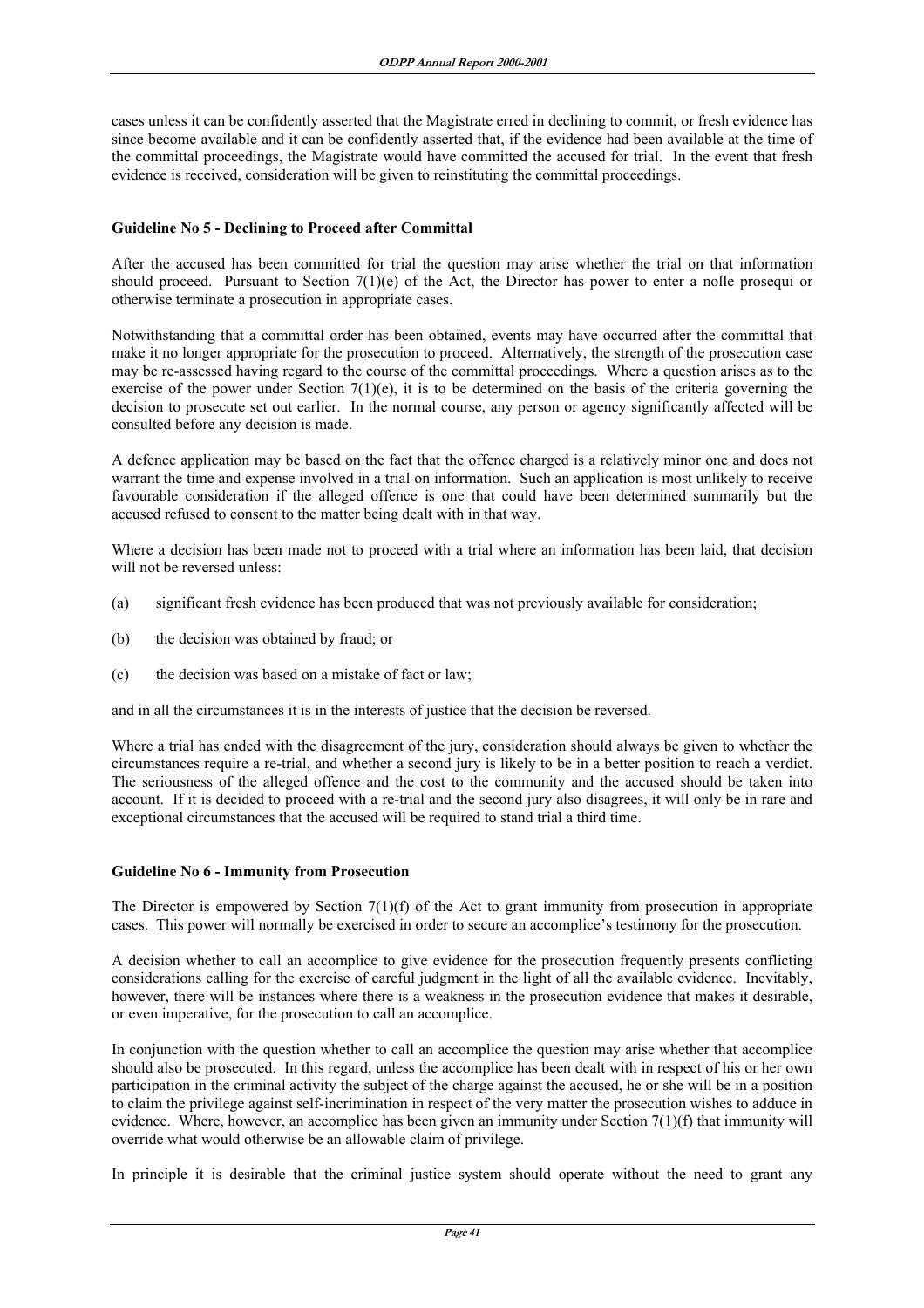cases unless it can be confidently asserted that the Magistrate erred in declining to commit, or fresh evidence has since become available and it can be confidently asserted that, if the evidence had been available at the time of the committal proceedings, the Magistrate would have committed the accused for trial. In the event that fresh evidence is received, consideration will be given to reinstituting the committal proceedings.

### Guideline No 5 - Declining to Proceed after Committal

After the accused has been committed for trial the question may arise whether the trial on that information should proceed. Pursuant to Section 7(1)(e) of the Act, the Director has power to enter a nolle prosequi or otherwise terminate a prosecution in appropriate cases.

Notwithstanding that a committal order has been obtained, events may have occurred after the committal that make it no longer appropriate for the prosecution to proceed. Alternatively, the strength of the prosecution case may be re-assessed having regard to the course of the committal proceedings. Where a question arises as to the exercise of the power under Section 7(1)(e), it is to be determined on the basis of the criteria governing the decision to prosecute set out earlier. In the normal course, any person or agency significantly affected will be consulted before any decision is made.

A defence application may be based on the fact that the offence charged is a relatively minor one and does not warrant the time and expense involved in a trial on information. Such an application is most unlikely to receive favourable consideration if the alleged offence is one that could have been determined summarily but the accused refused to consent to the matter being dealt with in that way.

Where a decision has been made not to proceed with a trial where an information has been laid, that decision will not be reversed unless:

(a) significant fresh evidence has been produced that was not previously available for consideration;

(b) the decision was obtained by fraud; or

(c) the decision was based on a mistake of fact or law;

and in all the circumstances it is in the interests of justice that the decision be reversed.

Where a trial has ended with the disagreement of the jury, consideration should always be given to whether the circumstances require a re-trial, and whether a second jury is likely to be in a better position to reach a verdict. The seriousness of the alleged offence and the cost to the community and the accused should be taken into account. If it is decided to proceed with a re-trial and the second jury also disagrees, it will only be in rare and exceptional circumstances that the accused will be required to stand trial a third time.

### Guideline No 6 - Immunity from Prosecution

The Director is empowered by Section 7(1)(f) of the Act to grant immunity from prosecution in appropriate cases. This power will normally be exercised in order to secure an accomplice's testimony for the prosecution.

A decision whether to call an accomplice to give evidence for the prosecution frequently presents conflicting considerations calling for the exercise of careful judgment in the light of all the available evidence. Inevitably, however, there will be instances where there is a weakness in the prosecution evidence that makes it desirable, or even imperative, for the prosecution to call an accomplice.

In conjunction with the question whether to call an accomplice the question may arise whether that accomplice should also be prosecuted. In this regard, unless the accomplice has been dealt with in respect of his or her own participation in the criminal activity the subject of the charge against the accused, he or she will be in a position to claim the privilege against self-incrimination in respect of the very matter the prosecution wishes to adduce in evidence. Where, however, an accomplice has been given an immunity under Section 7(1)(f) that immunity will override what would otherwise be an allowable claim of privilege.

In principle it is desirable that the criminal justice system should operate without the need to grant any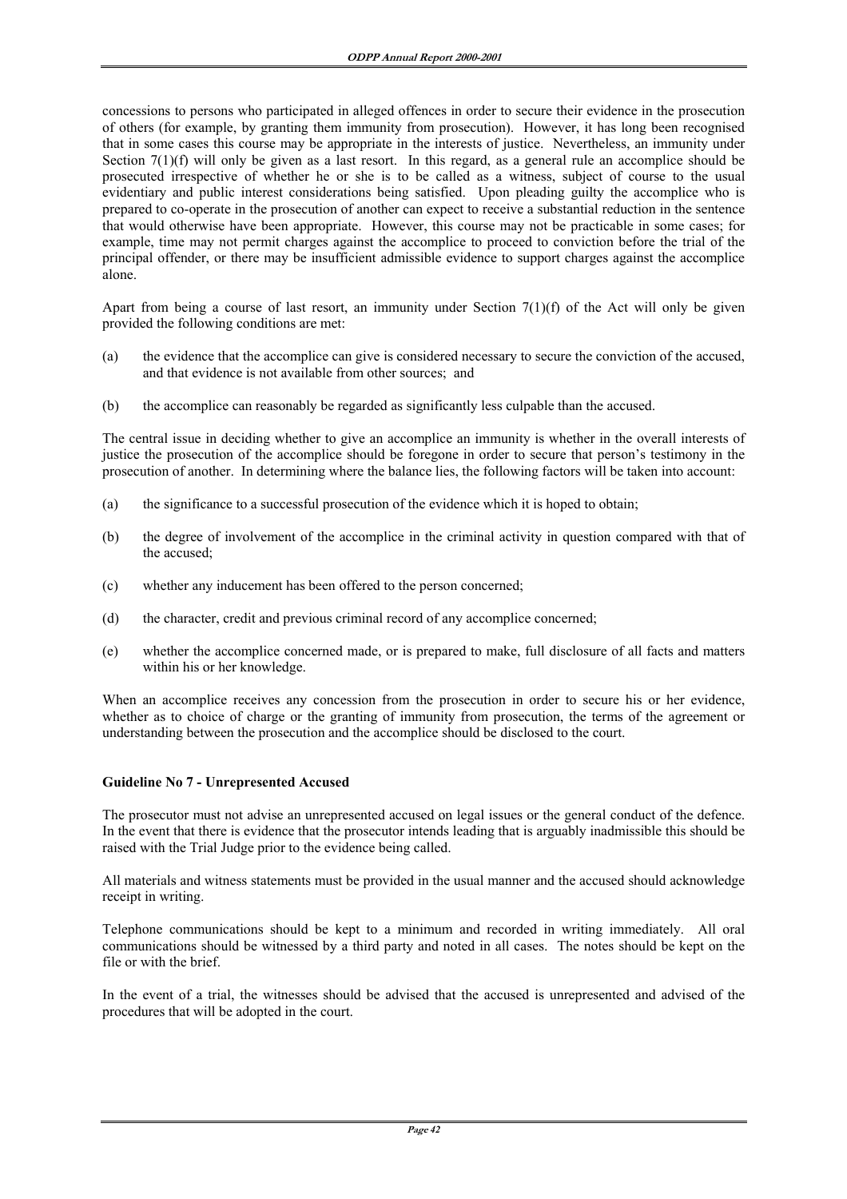concessions to persons who participated in alleged offences in order to secure their evidence in the prosecution of others (for example, by granting them immunity from prosecution). However, it has long been recognised that in some cases this course may be appropriate in the interests of justice. Nevertheless, an immunity under Section 7(1)(f) will only be given as a last resort. In this regard, as a general rule an accomplice should be prosecuted irrespective of whether he or she is to be called as a witness, subject of course to the usual evidentiary and public interest considerations being satisfied. Upon pleading guilty the accomplice who is prepared to co-operate in the prosecution of another can expect to receive a substantial reduction in the sentence that would otherwise have been appropriate. However, this course may not be practicable in some cases; for example, time may not permit charges against the accomplice to proceed to conviction before the trial of the principal offender, or there may be insufficient admissible evidence to support charges against the accomplice alone.

Apart from being a course of last resort, an immunity under Section 7(1)(f) of the Act will only be given provided the following conditions are met:

(a) the evidence that the accomplice can give is considered necessary to secure the conviction of the accused, and that evidence is not available from other sources; and

(b) the accomplice can reasonably be regarded as significantly less culpable than the accused.

The central issue in deciding whether to give an accomplice an immunity is whether in the overall interests of justice the prosecution of the accomplice should be foregone in order to secure that person's testimony in the prosecution of another. In determining where the balance lies, the following factors will be taken into account:

(a) the significance to a successful prosecution of the evidence which it is hoped to obtain;

(b) the degree of involvement of the accomplice in the criminal activity in question compared with that of the accused;

(c) whether any inducement has been offered to the person concerned;

(d) the character, credit and previous criminal record of any accomplice concerned;

(e) whether the accomplice concerned made, or is prepared to make, full disclosure of all facts and matters within his or her knowledge.

When an accomplice receives any concession from the prosecution in order to secure his or her evidence, whether as to choice of charge or the granting of immunity from prosecution, the terms of the agreement or understanding between the prosecution and the accomplice should be disclosed to the court.

**Guideline No 7 - Unrepresented Accused**

The prosecutor must not advise an unrepresented accused on legal issues or the general conduct of the defence. In the event that there is evidence that the prosecutor intends leading that is arguably inadmissible this should be raised with the Trial Judge prior to the evidence being called.

All materials and witness statements must be provided in the usual manner and the accused should acknowledge receipt in writing.

Telephone communications should be kept to a minimum and recorded in writing immediately. All oral communications should be witnessed by a third party and noted in all cases. The notes should be kept on the file or with the brief.

In the event of a trial, the witnesses should be advised that the accused is unrepresented and advised of the procedures that will be adopted in the court.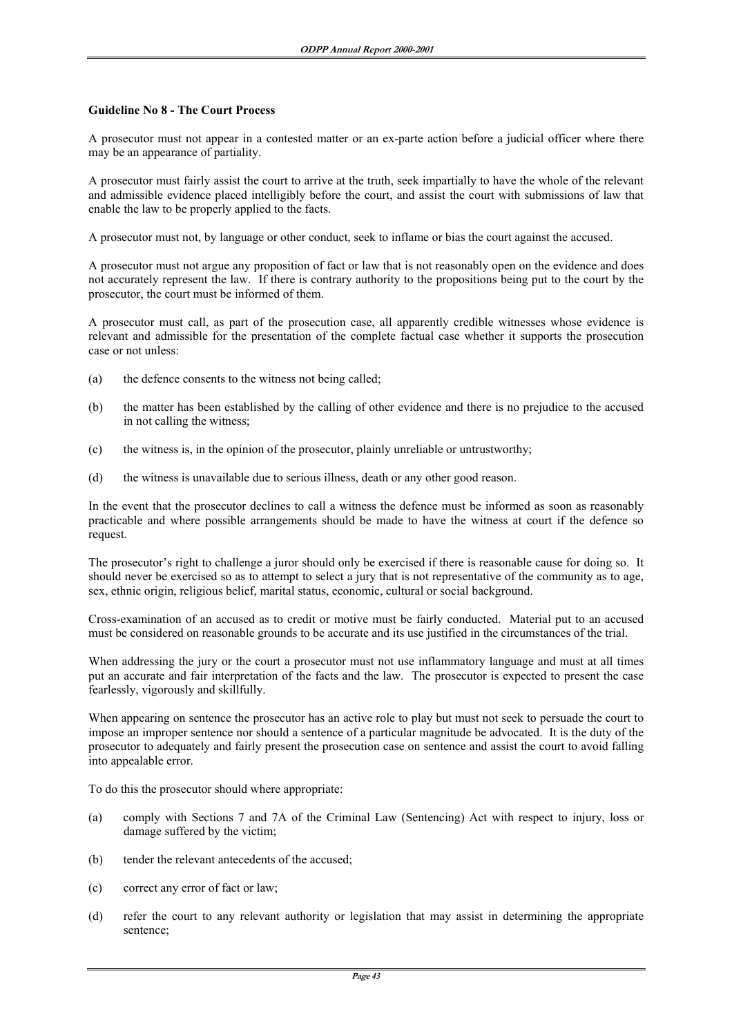**Guideline No 8 - The Court Process**

A prosecutor must not appear in a contested matter or an ex-parte action before a judicial officer where there may be an appearance of partiality.

A prosecutor must fairly assist the court to arrive at the truth, seek impartially to have the whole of the relevant and admissible evidence placed intelligibly before the court, and assist the court with submissions of law that enable the law to be properly applied to the facts.

A prosecutor must not, by language or other conduct, seek to inflame or bias the court against the accused.

A prosecutor must not argue any proposition of fact or law that is not reasonably open on the evidence and does not accurately represent the law. If there is contrary authority to the propositions being put to the court by the prosecutor, the court must be informed of them.

A prosecutor must call, as part of the prosecution case, all apparently credible witnesses whose evidence is relevant and admissible for the presentation of the complete factual case whether it supports the prosecution case or not unless:

(a) the defence consents to the witness not being called;

(b) the matter has been established by the calling of other evidence and there is no prejudice to the accused in not calling the witness;

(c) the witness is, in the opinion of the prosecutor, plainly unreliable or untrustworthy;

(d) the witness is unavailable due to serious illness, death or any other good reason.

In the event that the prosecutor declines to call a witness the defence must be informed as soon as reasonably practicable and where possible arrangements should be made to have the witness at court if the defence so request.

The prosecutor's right to challenge a juror should only be exercised if there is reasonable cause for doing so. It should never be exercised so as to attempt to select a jury that is not representative of the community as to age, sex, ethnic origin, religious belief, marital status, economic, cultural or social background.

Cross-examination of an accused as to credit or motive must be fairly conducted. Material put to an accused must be considered on reasonable grounds to be accurate and its use justified in the circumstances of the trial.

When addressing the jury or the court a prosecutor must not use inflammatory language and must at all times put an accurate and fair interpretation of the facts and the law. The prosecutor is expected to present the case fearlessly, vigorously and skillfully.

When appearing on sentence the prosecutor has an active role to play but must not seek to persuade the court to impose an improper sentence nor should a sentence of a particular magnitude be advocated. It is the duty of the prosecutor to adequately and fairly present the prosecution case on sentence and assist the court to avoid falling into appealable error.

To do this the prosecutor should where appropriate:

(a) comply with Sections 7 and 7A of the Criminal Law (Sentencing) Act with respect to injury, loss or damage suffered by the victim;

(b) tender the relevant antecedents of the accused;

(c) correct any error of fact or law;

(d) refer the court to any relevant authority or legislation that may assist in determining the appropriate sentence;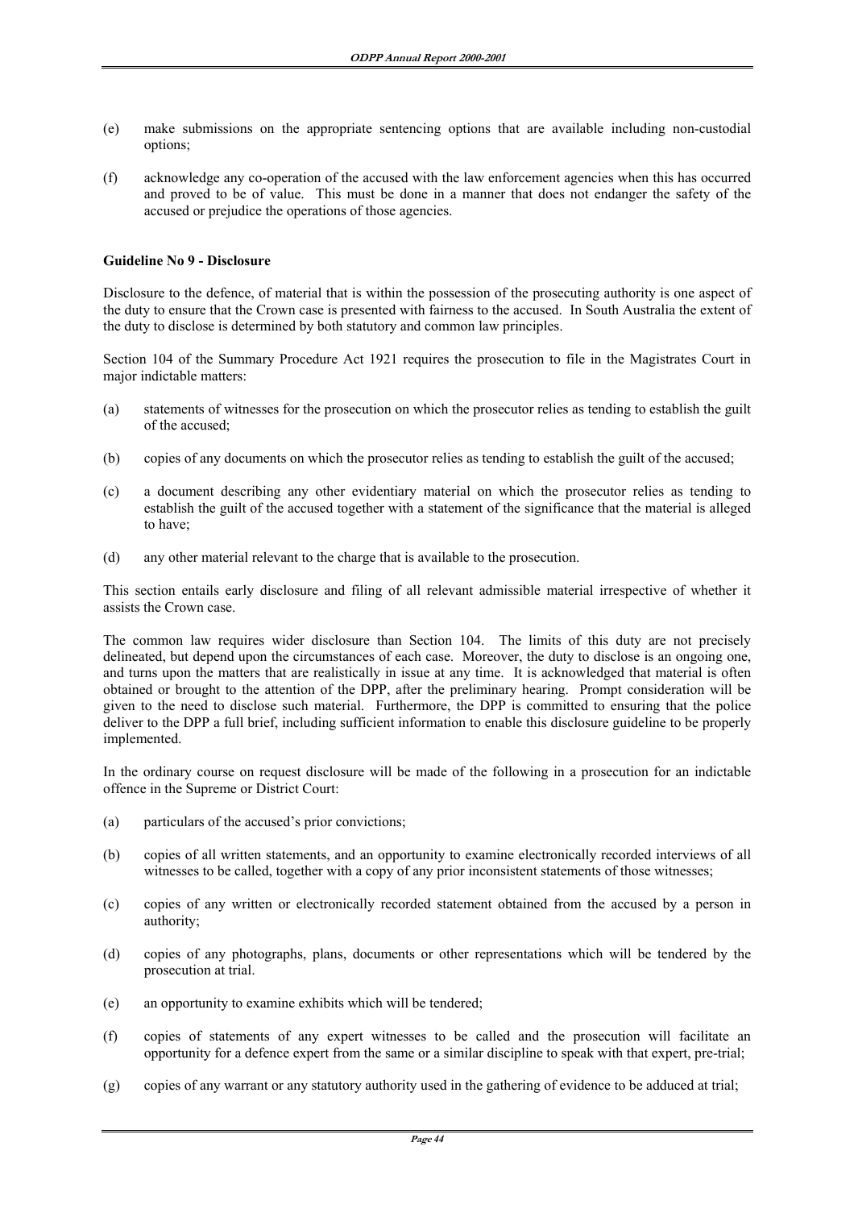(e) make submissions on the appropriate sentencing options that are available including non-custodial options;

(f) acknowledge any co-operation of the accused with the law enforcement agencies when this has occurred and proved to be of value. This must be done in a manner that does not endanger the safety of the accused or prejudice the operations of those agencies.

**Guideline No 9 - Disclosure**

Disclosure to the defence, of material that is within the possession of the prosecuting authority is one aspect of the duty to ensure that the Crown case is presented with fairness to the accused. In South Australia the extent of the duty to disclose is determined by both statutory and common law principles.

Section 104 of the Summary Procedure Act 1921 requires the prosecution to file in the Magistrates Court in major indictable matters:

(a) statements of witnesses for the prosecution on which the prosecutor relies as tending to establish the guilt of the accused;

(b) copies of any documents on which the prosecutor relies as tending to establish the guilt of the accused;

(c) a document describing any other evidentiary material on which the prosecutor relies as tending to establish the guilt of the accused together with a statement of the significance that the material is alleged to have;

(d) any other material relevant to the charge that is available to the prosecution.

This section entails early disclosure and filing of all relevant admissible material irrespective of whether it assists the Crown case.

The common law requires wider disclosure than Section 104. The limits of this duty are not precisely delineated, but depend upon the circumstances of each case. Moreover, the duty to disclose is an ongoing one, and turns upon the matters that are realistically in issue at any time. It is acknowledged that material is often obtained or brought to the attention of the DPP, after the preliminary hearing. Prompt consideration will be given to the need to disclose such material. Furthermore, the DPP is committed to ensuring that the police deliver to the DPP a full brief, including sufficient information to enable this disclosure guideline to be properly implemented.

In the ordinary course on request disclosure will be made of the following in a prosecution for an indictable offence in the Supreme or District Court:

(a) particulars of the accused's prior convictions;

(b) copies of all written statements, and an opportunity to examine electronically recorded interviews of all witnesses to be called, together with a copy of any prior inconsistent statements of those witnesses;

(c) copies of any written or electronically recorded statement obtained from the accused by a person in authority;

(d) copies of any photographs, plans, documents or other representations which will be tendered by the prosecution at trial.

(e) an opportunity to examine exhibits which will be tendered;

(f) copies of statements of any expert witnesses to be called and the prosecution will facilitate an opportunity for a defence expert from the same or a similar discipline to speak with that expert, pre-trial;

(g) copies of any warrant or any statutory authority used in the gathering of evidence to be adduced at trial;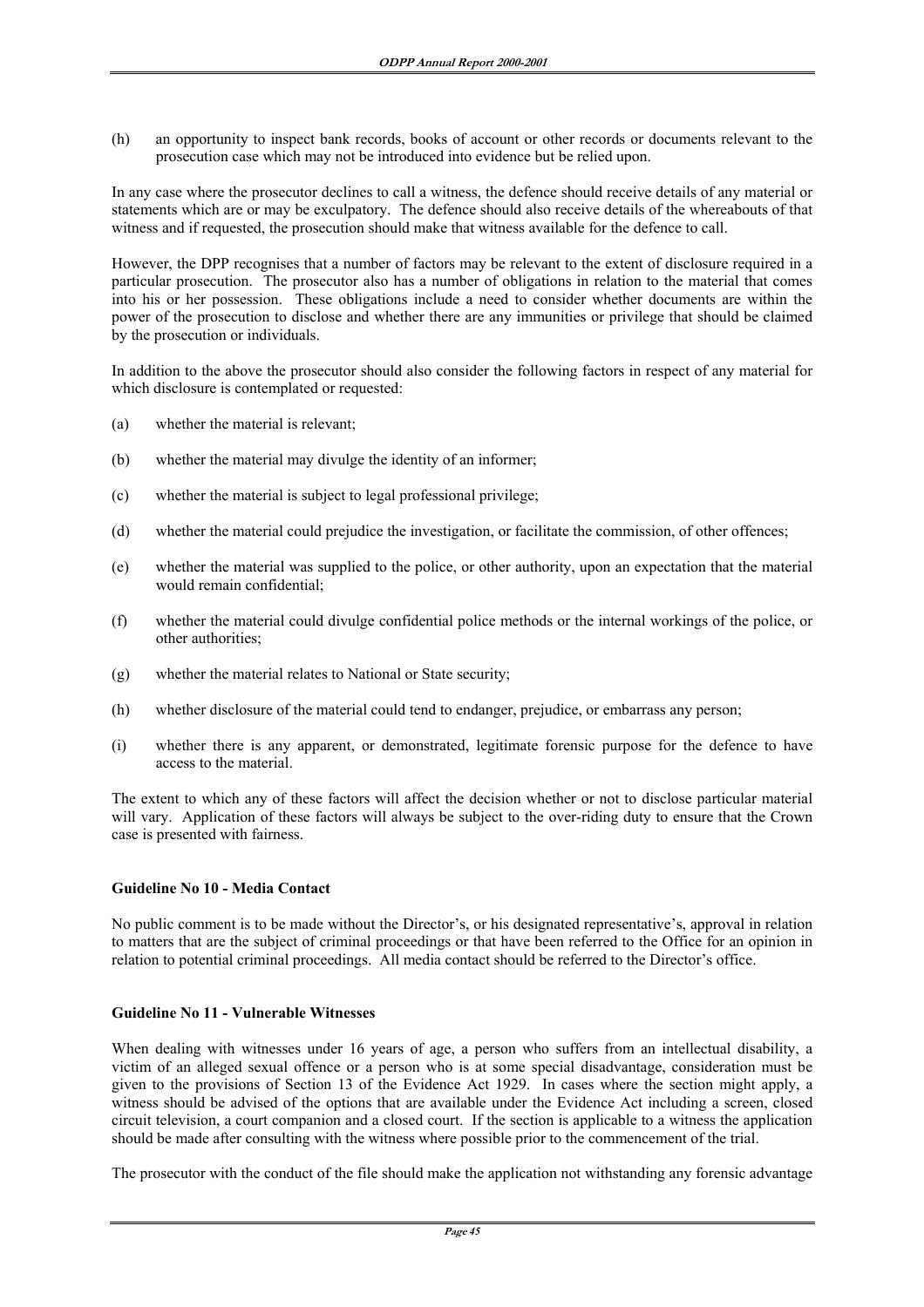(h) an opportunity to inspect bank records, books of account or other records or documents relevant to the prosecution case which may not be introduced into evidence but be relied upon.

In any case where the prosecutor declines to call a witness, the defence should receive details of any material or statements which are or may be exculpatory. The defence should also receive details of the whereabouts of that witness and if requested, the prosecution should make that witness available for the defence to call.

However, the DPP recognises that a number of factors may be relevant to the extent of disclosure required in a particular prosecution. The prosecutor also has a number of obligations in relation to the material that comes into his or her possession. These obligations include a need to consider whether documents are within the power of the prosecution to disclose and whether there are any immunities or privilege that should be claimed by the prosecution or individuals.

In addition to the above the prosecutor should also consider the following factors in respect of any material for which disclosure is contemplated or requested:

(a) whether the material is relevant;

(b) whether the material may divulge the identity of an informer;

(c) whether the material is subject to legal professional privilege;

(d) whether the material could prejudice the investigation, or facilitate the commission, of other offences;

(e) whether the material was supplied to the police, or other authority, upon an expectation that the material would remain confidential;

(f) whether the material could divulge confidential police methods or the internal workings of the police, or other authorities;

(g) whether the material relates to National or State security;

(h) whether disclosure of the material could tend to endanger, prejudice, or embarrass any person;

(i) whether there is any apparent, or demonstrated, legitimate forensic purpose for the defence to have access to the material.

The extent to which any of these factors will affect the decision whether or not to disclose particular material will vary. Application of these factors will always be subject to the over-riding duty to ensure that the Crown case is presented with fairness.

#### Guideline No 10 - Media Contact

No public comment is to be made without the Director's, or his designated representative's, approval in relation to matters that are the subject of criminal proceedings or that have been referred to the Office for an opinion in relation to potential criminal proceedings. All media contact should be referred to the Director's office.

#### Guideline No 11 - Vulnerable Witnesses

When dealing with witnesses under 16 years of age, a person who suffers from an intellectual disability, a victim of an alleged sexual offence or a person who is at some special disadvantage, consideration must be given to the provisions of Section 13 of the Evidence Act 1929. In cases where the section might apply, a witness should be advised of the options that are available under the Evidence Act including a screen, closed circuit television, a court companion and a closed court. If the section is applicable to a witness the application should be made after consulting with the witness where possible prior to the commencement of the trial.

The prosecutor with the conduct of the file should make the application not withstanding any forensic advantage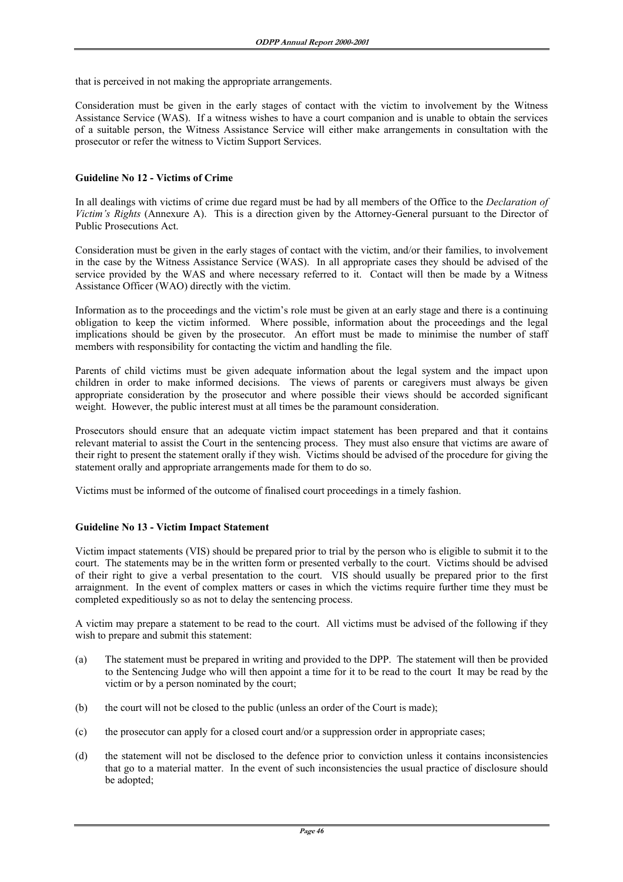that is perceived in not making the appropriate arrangements.

Consideration must be given in the early stages of contact with the victim to involvement by the Witness Assistance Service (WAS). If a witness wishes to have a court companion and is unable to obtain the services of a suitable person, the Witness Assistance Service will either make arrangements in consultation with the prosecutor or refer the witness to Victim Support Services.

**Guideline No 12 - Victims of Crime**

In all dealings with victims of crime due regard must be had by all members of the Office to the *Declaration of Victim's Rights* (Annexure A). This is a direction given by the Attorney-General pursuant to the Director of Public Prosecutions Act.

Consideration must be given in the early stages of contact with the victim, and/or their families, to involvement in the case by the Witness Assistance Service (WAS). In all appropriate cases they should be advised of the service provided by the WAS and where necessary referred to it. Contact will then be made by a Witness Assistance Officer (WAO) directly with the victim.

Information as to the proceedings and the victim's role must be given at an early stage and there is a continuing obligation to keep the victim informed. Where possible, information about the proceedings and the legal implications should be given by the prosecutor. An effort must be made to minimise the number of staff members with responsibility for contacting the victim and handling the file.

Parents of child victims must be given adequate information about the legal system and the impact upon children in order to make informed decisions. The views of parents or caregivers must always be given appropriate consideration by the prosecutor and where possible their views should be accorded significant weight. However, the public interest must at all times be the paramount consideration.

Prosecutors should ensure that an adequate victim impact statement has been prepared and that it contains relevant material to assist the Court in the sentencing process. They must also ensure that victims are aware of their right to present the statement orally if they wish. Victims should be advised of the procedure for giving the statement orally and appropriate arrangements made for them to do so.

Victims must be informed of the outcome of finalised court proceedings in a timely fashion.

**Guideline No 13 - Victim Impact Statement**

Victim impact statements (VIS) should be prepared prior to trial by the person who is eligible to submit it to the court. The statements may be in the written form or presented verbally to the court. Victims should be advised of their right to give a verbal presentation to the court. VIS should usually be prepared prior to the first arraignment. In the event of complex matters or cases in which the victims require further time they must be completed expeditiously so as not to delay the sentencing process.

A victim may prepare a statement to be read to the court. All victims must be advised of the following if they wish to prepare and submit this statement:

(a) The statement must be prepared in writing and provided to the DPP. The statement will then be provided to the Sentencing Judge who will then appoint a time for it to be read to the court It may be read by the victim or by a person nominated by the court;

(b) the court will not be closed to the public (unless an order of the Court is made);

(c) the prosecutor can apply for a closed court and/or a suppression order in appropriate cases;

(d) the statement will not be disclosed to the defence prior to conviction unless it contains inconsistencies that go to a material matter. In the event of such inconsistencies the usual practice of disclosure should be adopted;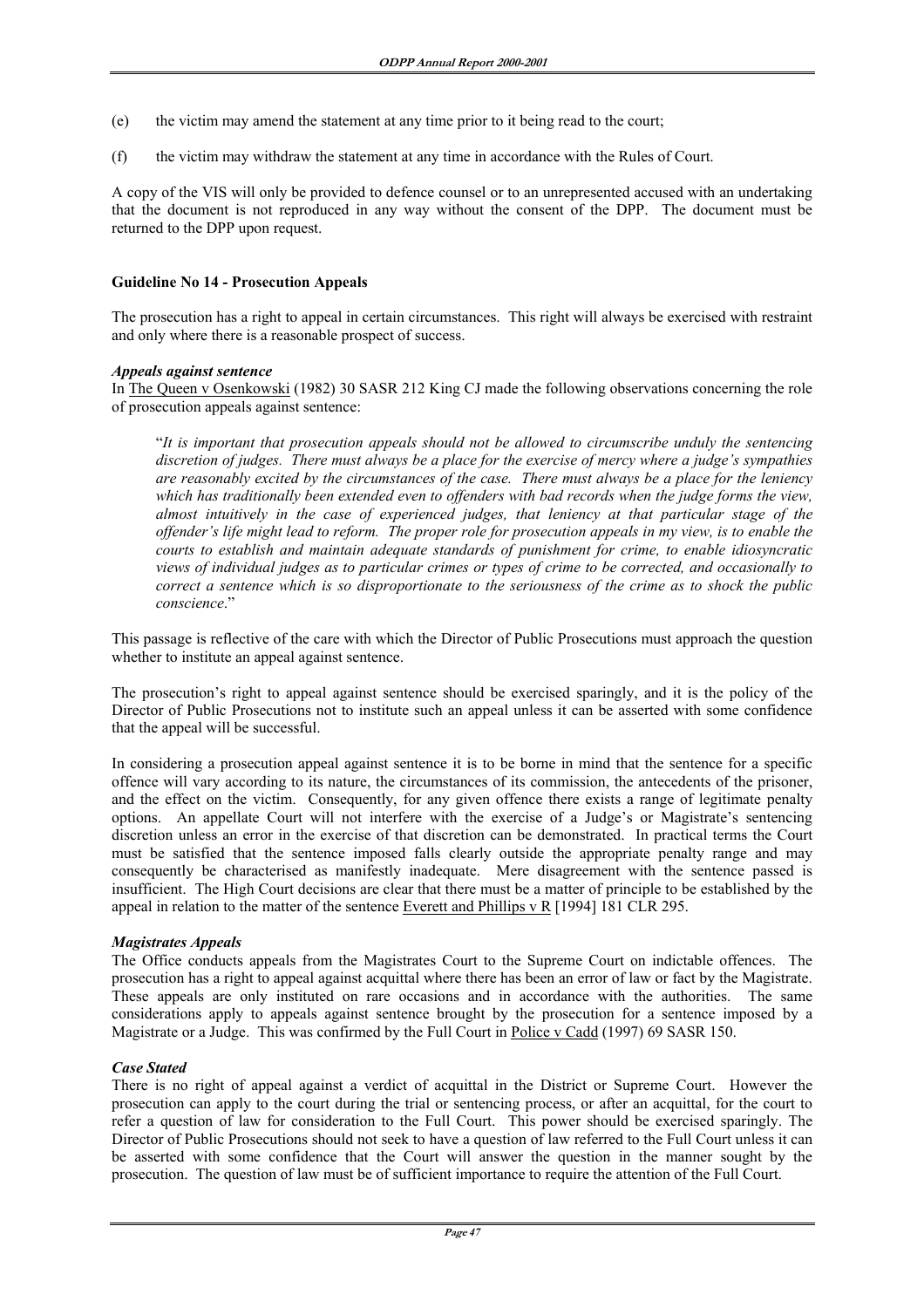(e) the victim may amend the statement at any time prior to it being read to the court;

(f) the victim may withdraw the statement at any time in accordance with the Rules of Court.

A copy of the VIS will only be provided to defence counsel or to an unrepresented accused with an undertaking that the document is not reproduced in any way without the consent of the DPP. The document must be returned to the DPP upon request.

**Guideline No 14 - Prosecution Appeals**

The prosecution has a right to appeal in certain circumstances. This right will always be exercised with restraint and only where there is a reasonable prospect of success.

***Appeals against sentence***

In The Queen v Osenkowski (1982) 30 SASR 212 King CJ made the following observations concerning the role of prosecution appeals against sentence:

> "*It is important that prosecution appeals should not be allowed to circumscribe unduly the sentencing discretion of judges. There must always be a place for the exercise of mercy where a judge's sympathies are reasonably excited by the circumstances of the case. There must always be a place for the leniency which has traditionally been extended even to offenders with bad records when the judge forms the view, almost intuitively in the case of experienced judges, that leniency at that particular stage of the offender's life might lead to reform. The proper role for prosecution appeals in my view, is to enable the courts to establish and maintain adequate standards of punishment for crime, to enable idiosyncratic views of individual judges as to particular crimes or types of crime to be corrected, and occasionally to correct a sentence which is so disproportionate to the seriousness of the crime as to shock the public conscience*."

This passage is reflective of the care with which the Director of Public Prosecutions must approach the question whether to institute an appeal against sentence.

The prosecution's right to appeal against sentence should be exercised sparingly, and it is the policy of the Director of Public Prosecutions not to institute such an appeal unless it can be asserted with some confidence that the appeal will be successful.

In considering a prosecution appeal against sentence it is to be borne in mind that the sentence for a specific offence will vary according to its nature, the circumstances of its commission, the antecedents of the prisoner, and the effect on the victim. Consequently, for any given offence there exists a range of legitimate penalty options. An appellate Court will not interfere with the exercise of a Judge's or Magistrate's sentencing discretion unless an error in the exercise of that discretion can be demonstrated. In practical terms the Court must be satisfied that the sentence imposed falls clearly outside the appropriate penalty range and may consequently be characterised as manifestly inadequate. Mere disagreement with the sentence passed is insufficient. The High Court decisions are clear that there must be a matter of principle to be established by the appeal in relation to the matter of the sentence Everett and Phillips v R [1994] 181 CLR 295.

***Magistrates Appeals***

The Office conducts appeals from the Magistrates Court to the Supreme Court on indictable offences. The prosecution has a right to appeal against acquittal where there has been an error of law or fact by the Magistrate. These appeals are only instituted on rare occasions and in accordance with the authorities. The same considerations apply to appeals against sentence brought by the prosecution for a sentence imposed by a Magistrate or a Judge. This was confirmed by the Full Court in Police v Cadd (1997) 69 SASR 150.

***Case Stated***

There is no right of appeal against a verdict of acquittal in the District or Supreme Court. However the prosecution can apply to the court during the trial or sentencing process, or after an acquittal, for the court to refer a question of law for consideration to the Full Court. This power should be exercised sparingly. The Director of Public Prosecutions should not seek to have a question of law referred to the Full Court unless it can be asserted with some confidence that the Court will answer the question in the manner sought by the prosecution. The question of law must be of sufficient importance to require the attention of the Full Court.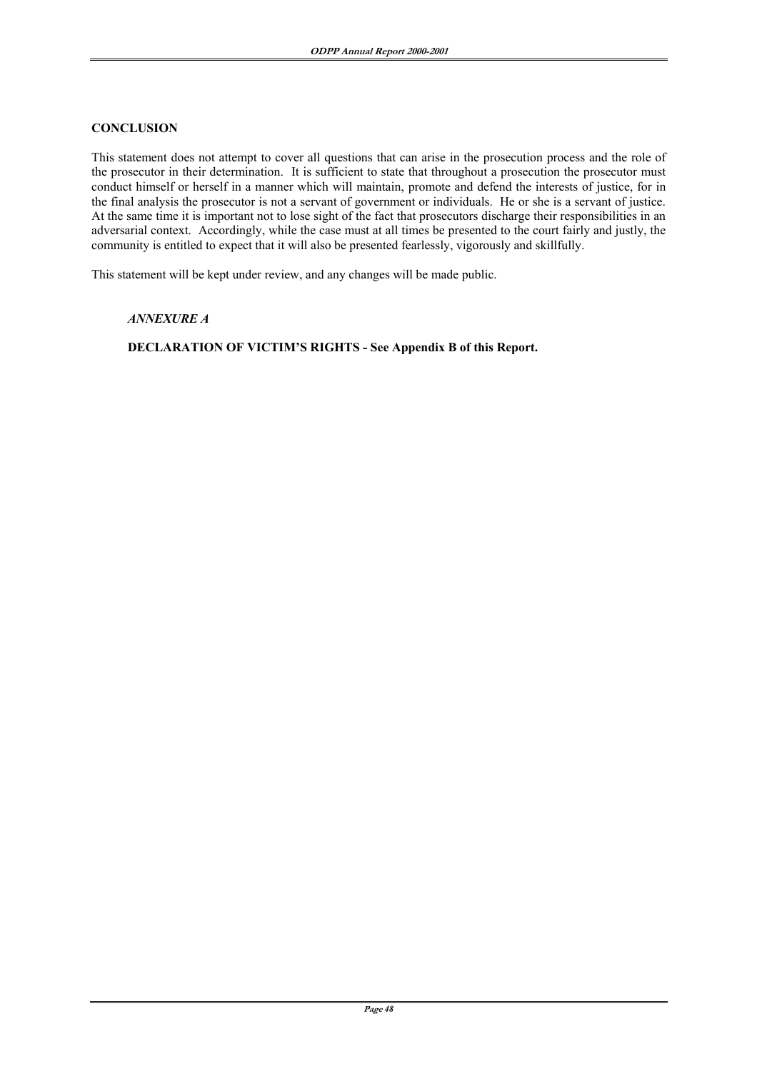## CONCLUSION

This statement does not attempt to cover all questions that can arise in the prosecution process and the role of the prosecutor in their determination. It is sufficient to state that throughout a prosecution the prosecutor must conduct himself or herself in a manner which will maintain, promote and defend the interests of justice, for in the final analysis the prosecutor is not a servant of government or individuals. He or she is a servant of justice. At the same time it is important not to lose sight of the fact that prosecutors discharge their responsibilities in an adversarial context. Accordingly, while the case must at all times be presented to the court fairly and justly, the community is entitled to expect that it will also be presented fearlessly, vigorously and skillfully.

This statement will be kept under review, and any changes will be made public.

***ANNEXURE A***

**DECLARATION OF VICTIM'S RIGHTS - See Appendix B of this Report.**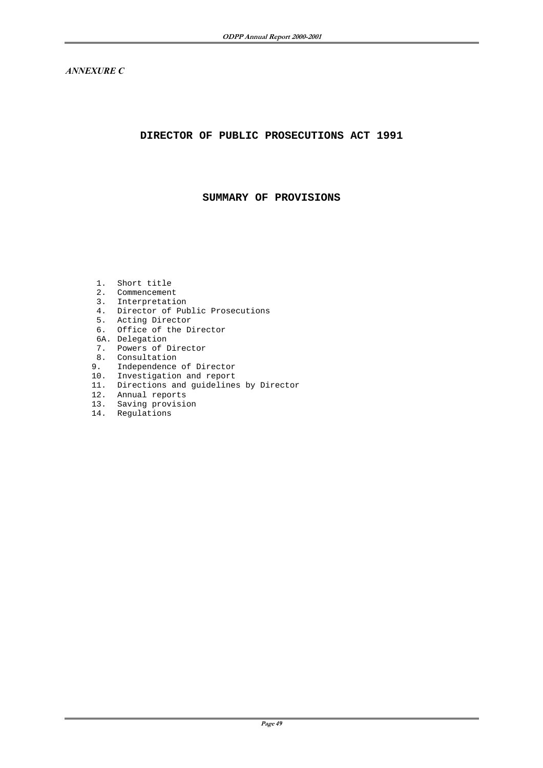*ANNEXURE C*

# DIRECTOR OF PUBLIC PROSECUTIONS ACT 1991

## SUMMARY OF PROVISIONS

1. Short title
2. Commencement
3. Interpretation
4. Director of Public Prosecutions
5. Acting Director
6. Office of the Director

6A. Delegation

7. Powers of Director
8. Consultation
9. Independence of Director
10. Investigation and report
11. Directions and guidelines by Director
12. Annual reports
13. Saving provision
14. Regulations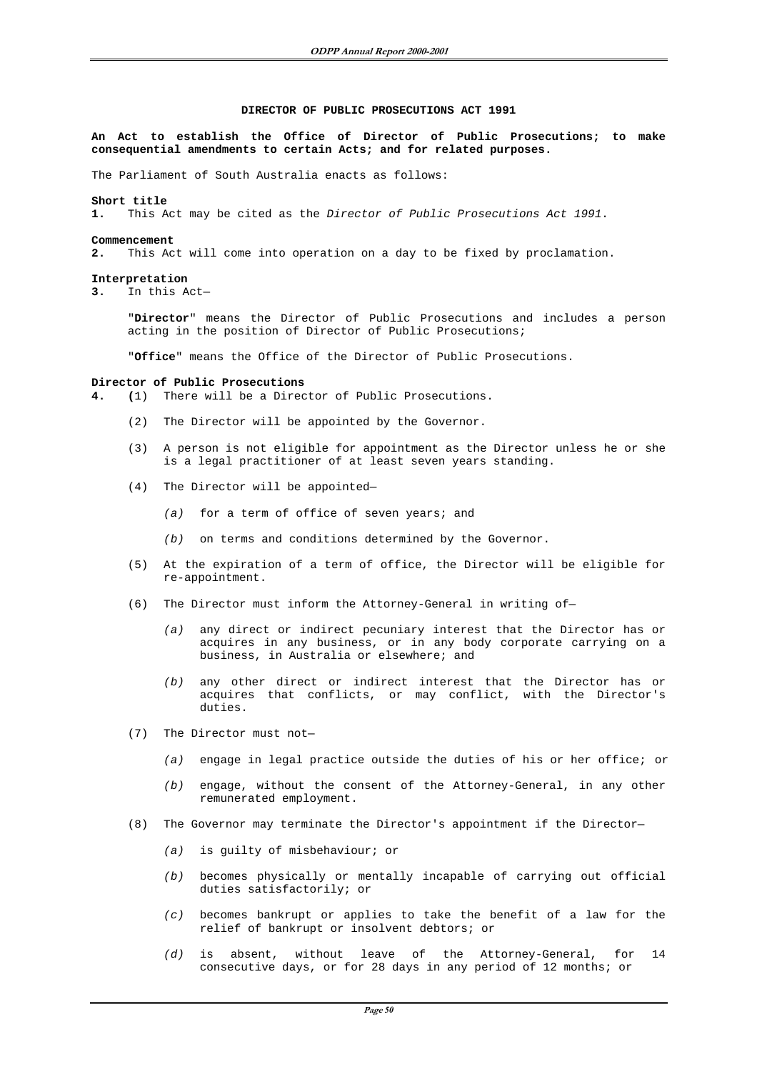# DIRECTOR OF PUBLIC PROSECUTIONS ACT 1991

**An Act to establish the Office of Director of Public Prosecutions; to make consequential amendments to certain Acts; and for related purposes.**

The Parliament of South Australia enacts as follows:

**Short title**

**1.** This Act may be cited as the *Director of Public Prosecutions Act 1991*.

**Commencement**

**2.** This Act will come into operation on a day to be fixed by proclamation.

**Interpretation**

**3.** In this Act—

"**Director**" means the Director of Public Prosecutions and includes a person acting in the position of Director of Public Prosecutions;

"**Office**" means the Office of the Director of Public Prosecutions.

**Director of Public Prosecutions**

**4.** (1) There will be a Director of Public Prosecutions.

(2) The Director will be appointed by the Governor.

(3) A person is not eligible for appointment as the Director unless he or she is a legal practitioner of at least seven years standing.

(4) The Director will be appointed—

*(a)* for a term of office of seven years; and

*(b)* on terms and conditions determined by the Governor.

(5) At the expiration of a term of office, the Director will be eligible for re-appointment.

(6) The Director must inform the Attorney-General in writing of—

*(a)* any direct or indirect pecuniary interest that the Director has or acquires in any business, or in any body corporate carrying on a business, in Australia or elsewhere; and

*(b)* any other direct or indirect interest that the Director has or acquires that conflicts, or may conflict, with the Director's duties.

(7) The Director must not—

*(a)* engage in legal practice outside the duties of his or her office; or

*(b)* engage, without the consent of the Attorney-General, in any other remunerated employment.

(8) The Governor may terminate the Director's appointment if the Director—

*(a)* is guilty of misbehaviour; or

*(b)* becomes physically or mentally incapable of carrying out official duties satisfactorily; or

*(c)* becomes bankrupt or applies to take the benefit of a law for the relief of bankrupt or insolvent debtors; or

*(d)* is absent, without leave of the Attorney-General, for 14 consecutive days, or for 28 days in any period of 12 months; or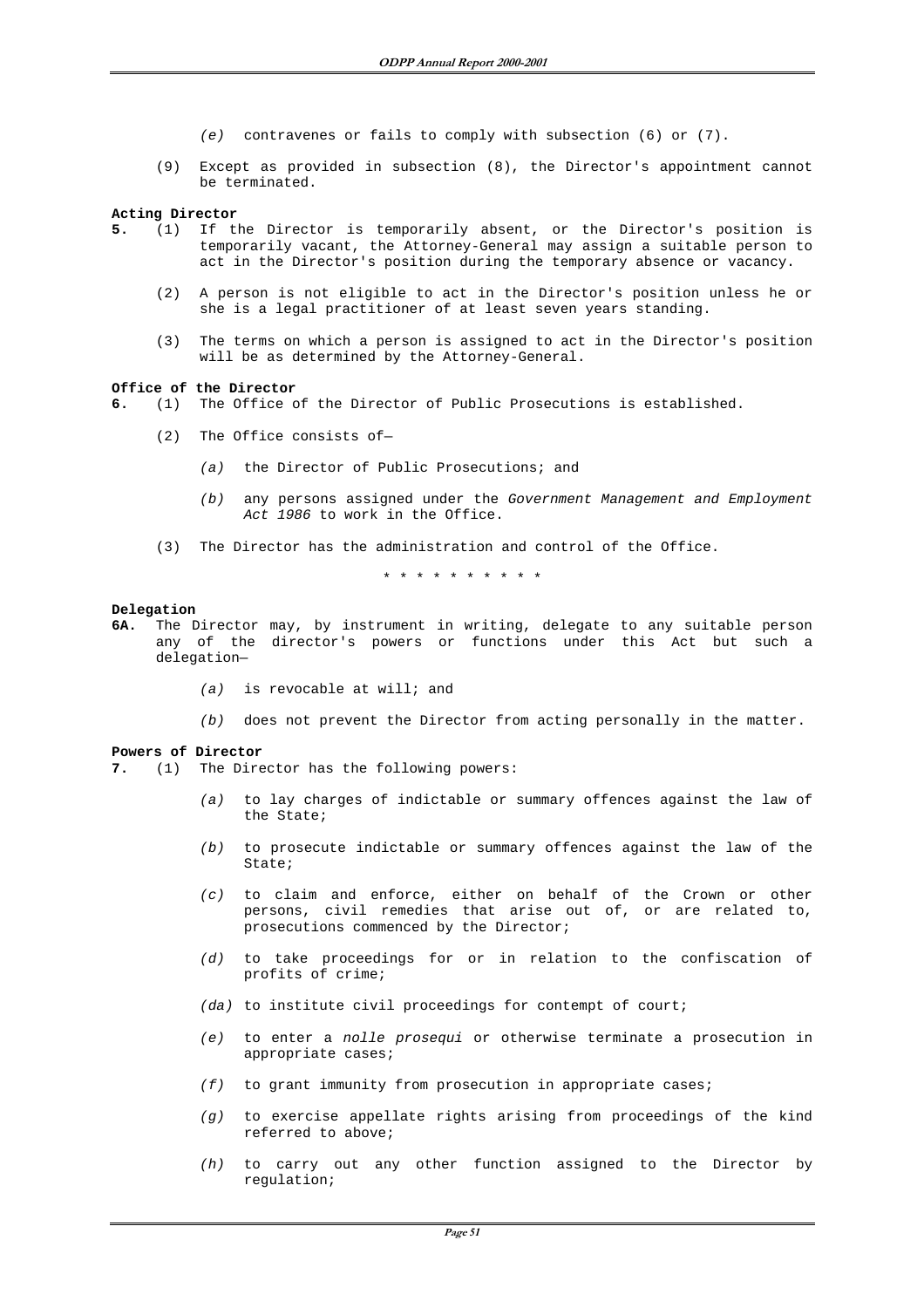*(e)* contravenes or fails to comply with subsection (6) or (7).

(9) Except as provided in subsection (8), the Director's appointment cannot be terminated.

**Acting Director**

**5.** (1) If the Director is temporarily absent, or the Director's position is temporarily vacant, the Attorney-General may assign a suitable person to act in the Director's position during the temporary absence or vacancy.

(2) A person is not eligible to act in the Director's position unless he or she is a legal practitioner of at least seven years standing.

(3) The terms on which a person is assigned to act in the Director's position will be as determined by the Attorney-General.

**Office of the Director**

**6.** (1) The Office of the Director of Public Prosecutions is established.

(2) The Office consists of—

*(a)* the Director of Public Prosecutions; and

*(b)* any persons assigned under the *Government Management and Employment Act 1986* to work in the Office.

(3) The Director has the administration and control of the Office.

\* \* \* \* \* \* \* \* \* \* \*

**Delegation**

**6A.** The Director may, by instrument in writing, delegate to any suitable person any of the director's powers or functions under this Act but such a delegation—

*(a)* is revocable at will; and

*(b)* does not prevent the Director from acting personally in the matter.

**Powers of Director**

**7.** (1) The Director has the following powers:

*(a)* to lay charges of indictable or summary offences against the law of the State;

*(b)* to prosecute indictable or summary offences against the law of the State;

*(c)* to claim and enforce, either on behalf of the Crown or other persons, civil remedies that arise out of, or are related to, prosecutions commenced by the Director;

*(d)* to take proceedings for or in relation to the confiscation of profits of crime;

*(da)* to institute civil proceedings for contempt of court;

*(e)* to enter a *nolle prosequi* or otherwise terminate a prosecution in appropriate cases;

*(f)* to grant immunity from prosecution in appropriate cases;

*(g)* to exercise appellate rights arising from proceedings of the kind referred to above;

*(h)* to carry out any other function assigned to the Director by regulation;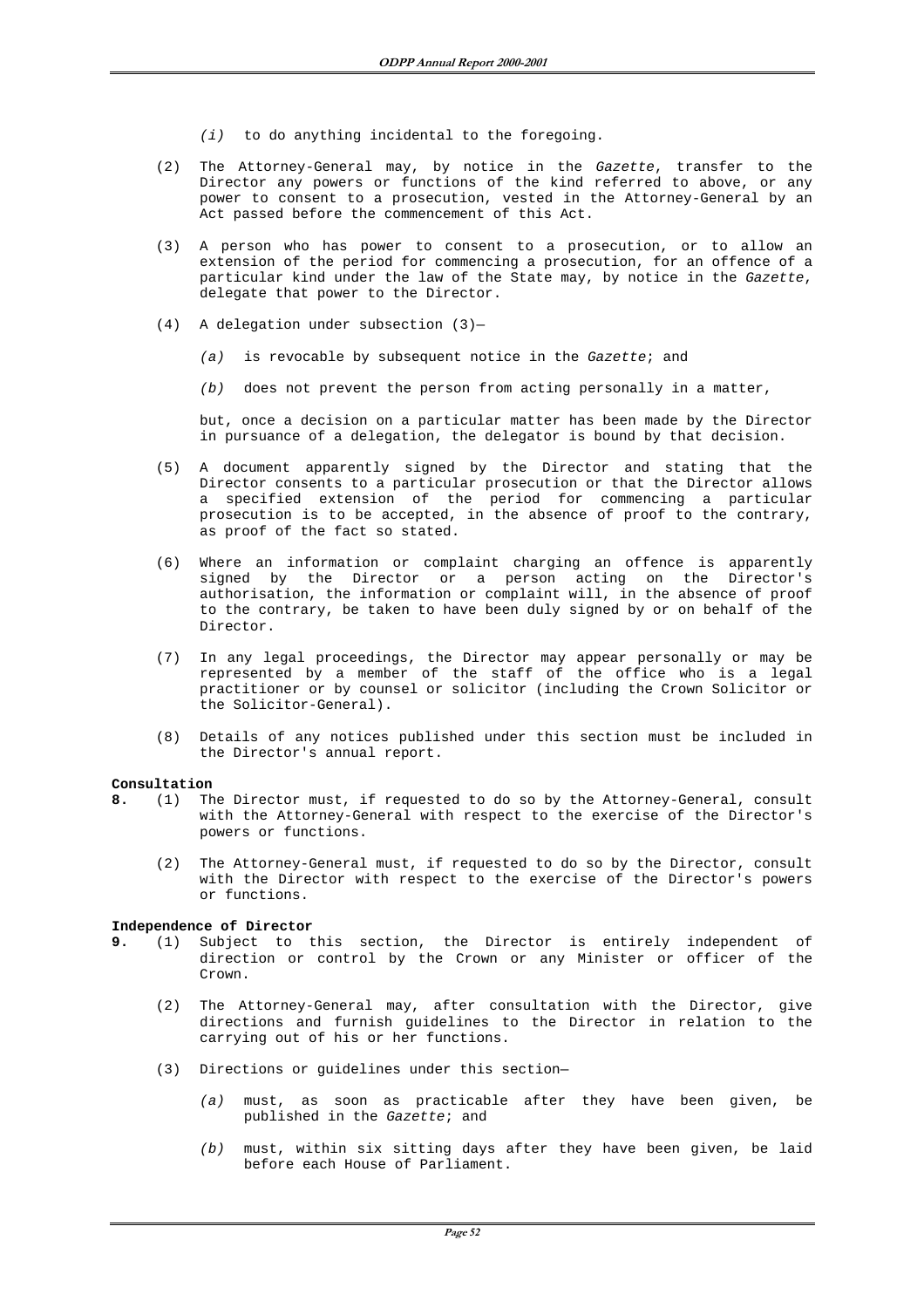*(i)* to do anything incidental to the foregoing.

(2) The Attorney-General may, by notice in the *Gazette*, transfer to the Director any powers or functions of the kind referred to above, or any power to consent to a prosecution, vested in the Attorney-General by an Act passed before the commencement of this Act.

(3) A person who has power to consent to a prosecution, or to allow an extension of the period for commencing a prosecution, for an offence of a particular kind under the law of the State may, by notice in the *Gazette*, delegate that power to the Director.

(4) A delegation under subsection (3)—

*(a)* is revocable by subsequent notice in the *Gazette*; and

*(b)* does not prevent the person from acting personally in a matter,

but, once a decision on a particular matter has been made by the Director in pursuance of a delegation, the delegator is bound by that decision.

(5) A document apparently signed by the Director and stating that the Director consents to a particular prosecution or that the Director allows a specified extension of the period for commencing a particular prosecution is to be accepted, in the absence of proof to the contrary, as proof of the fact so stated.

(6) Where an information or complaint charging an offence is apparently signed by the Director or a person acting on the Director's authorisation, the information or complaint will, in the absence of proof to the contrary, be taken to have been duly signed by or on behalf of the Director.

(7) In any legal proceedings, the Director may appear personally or may be represented by a member of the staff of the office who is a legal practitioner or by counsel or solicitor (including the Crown Solicitor or the Solicitor-General).

(8) Details of any notices published under this section must be included in the Director's annual report.

**Consultation**

**8.** (1) The Director must, if requested to do so by the Attorney-General, consult with the Attorney-General with respect to the exercise of the Director's powers or functions.

(2) The Attorney-General must, if requested to do so by the Director, consult with the Director with respect to the exercise of the Director's powers or functions.

**Independence of Director**

**9.** (1) Subject to this section, the Director is entirely independent of direction or control by the Crown or any Minister or officer of the Crown.

(2) The Attorney-General may, after consultation with the Director, give directions and furnish guidelines to the Director in relation to the carrying out of his or her functions.

(3) Directions or guidelines under this section—

*(a)* must, as soon as practicable after they have been given, be published in the *Gazette*; and

*(b)* must, within six sitting days after they have been given, be laid before each House of Parliament.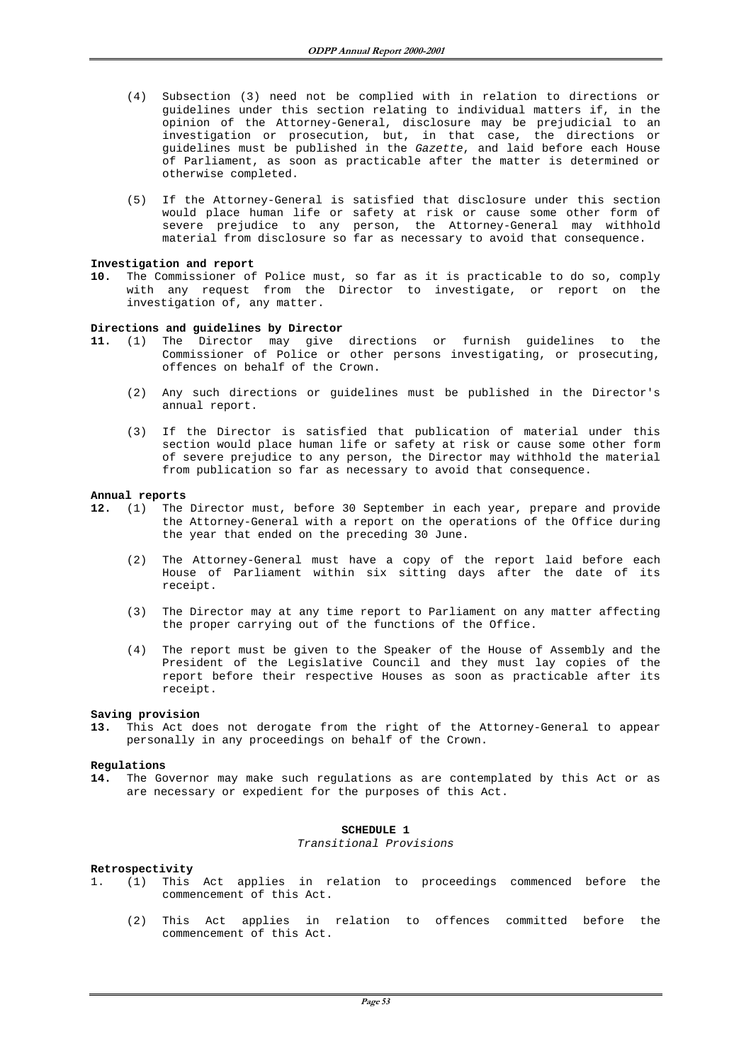(4) Subsection (3) need not be complied with in relation to directions or guidelines under this section relating to individual matters if, in the opinion of the Attorney-General, disclosure may be prejudicial to an investigation or prosecution, but, in that case, the directions or guidelines must be published in the *Gazette*, and laid before each House of Parliament, as soon as practicable after the matter is determined or otherwise completed.

(5) If the Attorney-General is satisfied that disclosure under this section would place human life or safety at risk or cause some other form of severe prejudice to any person, the Attorney-General may withhold material from disclosure so far as necessary to avoid that consequence.

**Investigation and report**

**10.** The Commissioner of Police must, so far as it is practicable to do so, comply with any request from the Director to investigate, or report on the investigation of, any matter.

**Directions and guidelines by Director**

**11.** (1) The Director may give directions or furnish guidelines to the Commissioner of Police or other persons investigating, or prosecuting, offences on behalf of the Crown.

(2) Any such directions or guidelines must be published in the Director's annual report.

(3) If the Director is satisfied that publication of material under this section would place human life or safety at risk or cause some other form of severe prejudice to any person, the Director may withhold the material from publication so far as necessary to avoid that consequence.

**Annual reports**

**12.** (1) The Director must, before 30 September in each year, prepare and provide the Attorney-General with a report on the operations of the Office during the year that ended on the preceding 30 June.

(2) The Attorney-General must have a copy of the report laid before each House of Parliament within six sitting days after the date of its receipt.

(3) The Director may at any time report to Parliament on any matter affecting the proper carrying out of the functions of the Office.

(4) The report must be given to the Speaker of the House of Assembly and the President of the Legislative Council and they must lay copies of the report before their respective Houses as soon as practicable after its receipt.

**Saving provision**

**13.** This Act does not derogate from the right of the Attorney-General to appear personally in any proceedings on behalf of the Crown.

**Regulations**

**14.** The Governor may make such regulations as are contemplated by this Act or as are necessary or expedient for the purposes of this Act.

**SCHEDULE 1**

*Transitional Provisions*

**Retrospectivity**

1. (1) This Act applies in relation to proceedings commenced before the commencement of this Act.

(2) This Act applies in relation to offences committed before the commencement of this Act.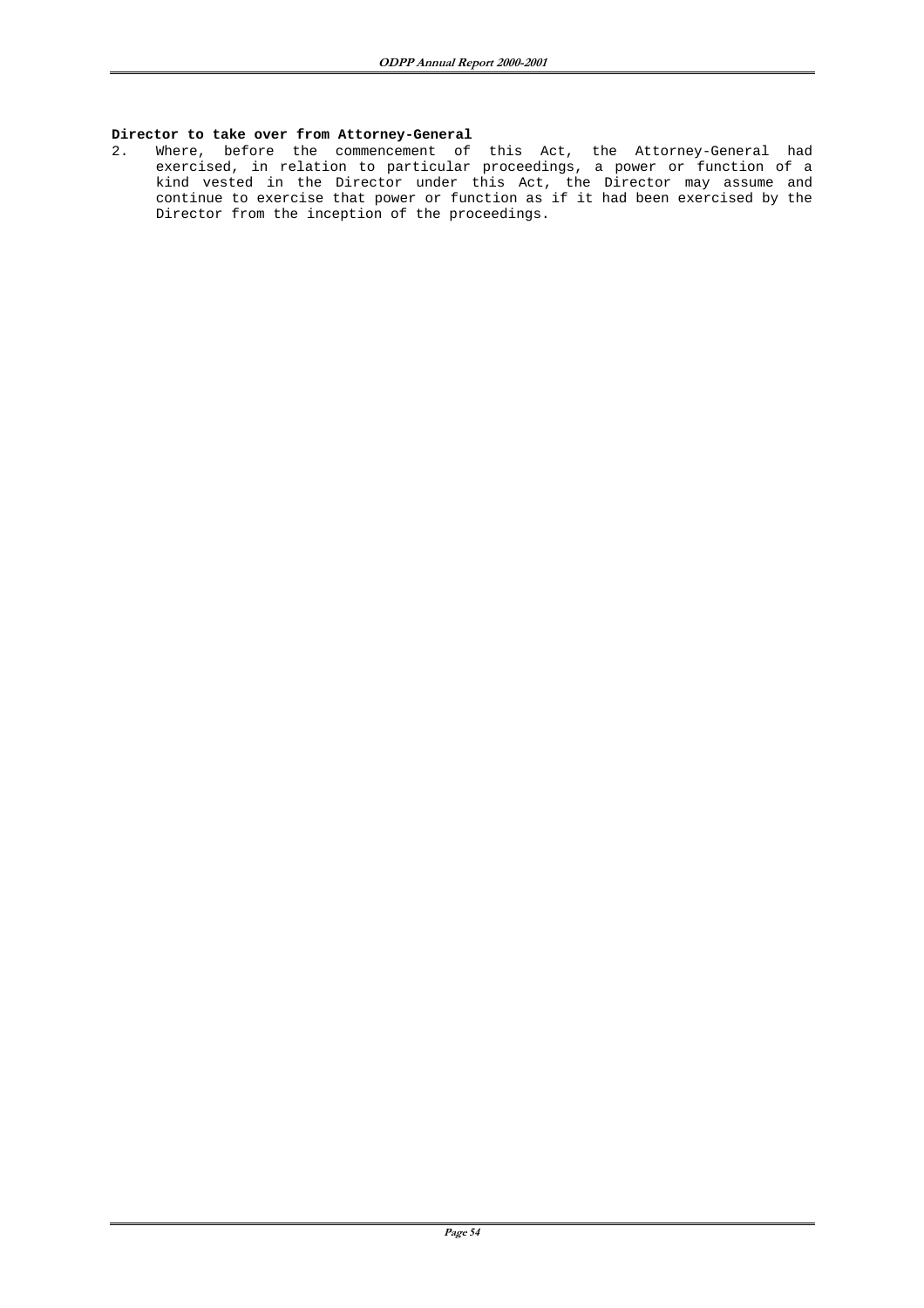**Director to take over from Attorney-General**

2. Where, before the commencement of this Act, the Attorney-General had exercised, in relation to particular proceedings, a power or function of a kind vested in the Director under this Act, the Director may assume and continue to exercise that power or function as if it had been exercised by the Director from the inception of the proceedings.